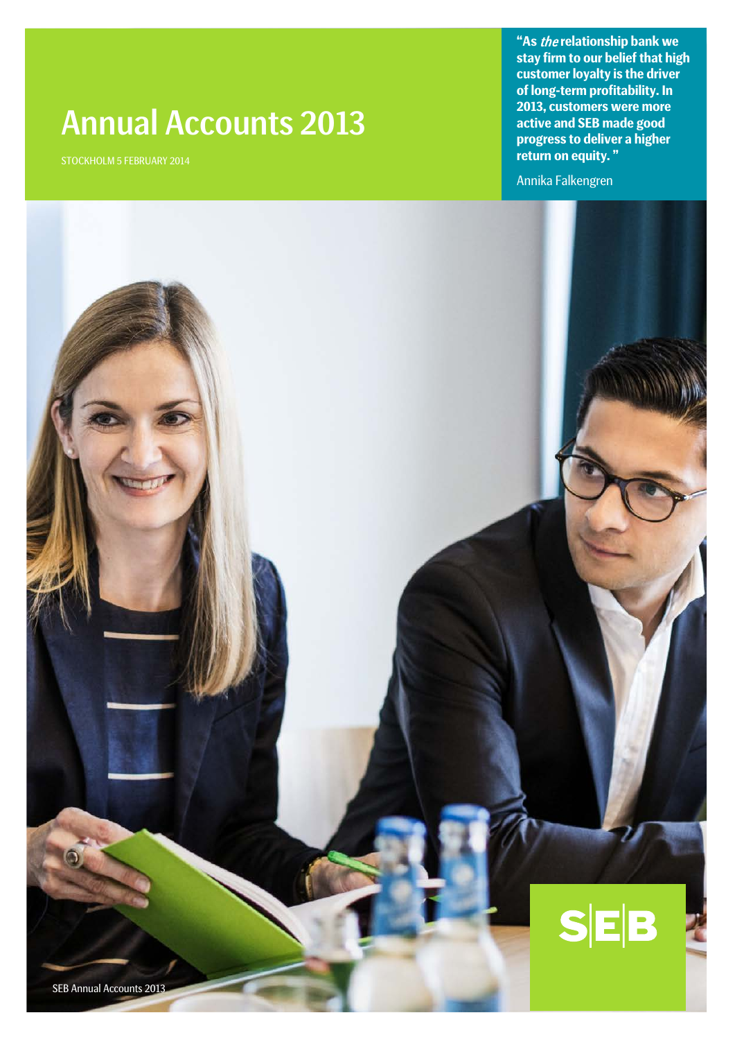# Annual Accounts 2013

STOCKHOLM 5 FEBRUARY 2014

**"As *the* relationship bank we stay firm to our belief that high customer loyalty is the driver of long-term profitability. In 2013, customers were more active and SEB made good progress to deliver a higher return on equity."**

Annika Falkengren

SEB Annual Accounts 2013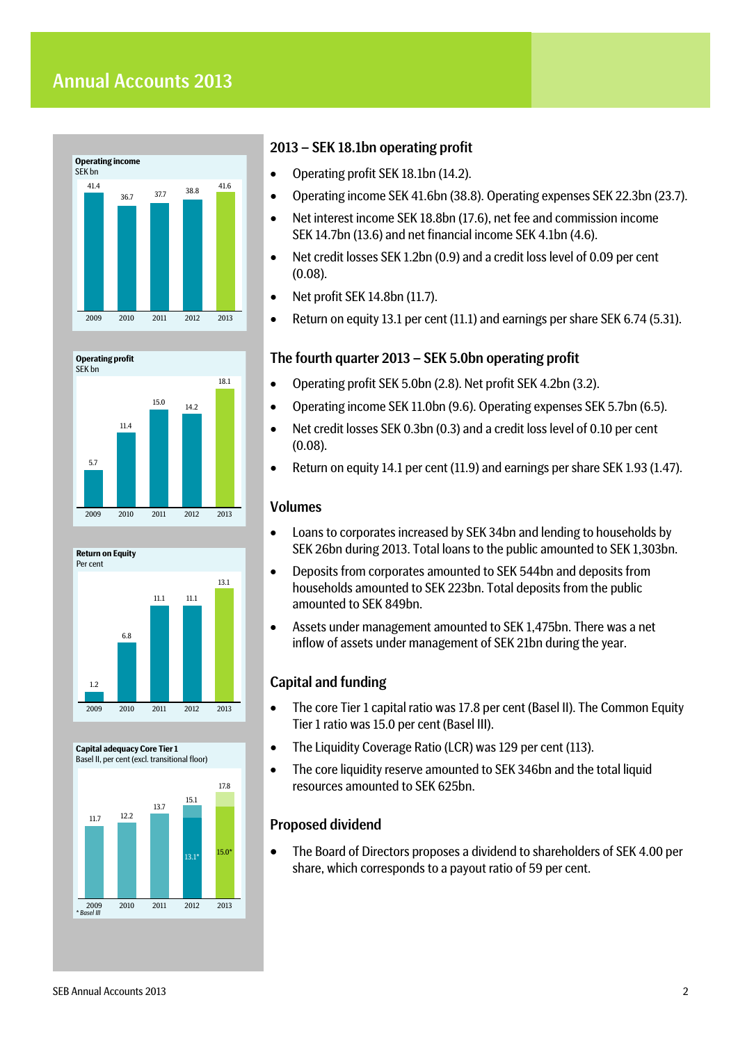## Annual Accounts 2013

**Operating income**
SEK bn

| 2009 | 2010 | 2011 | 2012 | 2013 |
|---|---|---|---|---|
| 41.4 | 36.7 | 37.7 | 38.8 | 41.6 |

**Operating profit**
SEK bn

| 2009 | 2010 | 2011 | 2012 | 2013 |
|---|---|---|---|---|
| 5.7 | 11.4 | 15.0 | 14.2 | 18.1 |

**Return on Equity**
Per cent

| 2009 | 2010 | 2011 | 2012 | 2013 |
|---|---|---|---|---|
| 1.2 | 6.8 | 11.1 | 11.1 | 13.1 |

**Capital adequacy Core Tier 1**
Basel II, per cent (excl. transitional floor)

| 2009 | 2010 | 2011 | 2012 | 2013 |
|---|---|---|---|---|
| 11.7 | 12.2 | 13.7 | 15.1 | 17.8 |
| | | | 13.1* | 15.0* |

* Basel III

### 2013 – SEK 18.1bn operating profit

- Operating profit SEK 18.1bn (14.2).
- Operating income SEK 41.6bn (38.8). Operating expenses SEK 22.3bn (23.7).
- Net interest income SEK 18.8bn (17.6), net fee and commission income SEK 14.7bn (13.6) and net financial income SEK 4.1bn (4.6).
- Net credit losses SEK 1.2bn (0.9) and a credit loss level of 0.09 per cent (0.08).
- Net profit SEK 14.8bn (11.7).
- Return on equity 13.1 per cent (11.1) and earnings per share SEK 6.74 (5.31).

### The fourth quarter 2013 – SEK 5.0bn operating profit

- Operating profit SEK 5.0bn (2.8). Net profit SEK 4.2bn (3.2).
- Operating income SEK 11.0bn (9.6). Operating expenses SEK 5.7bn (6.5).
- Net credit losses SEK 0.3bn (0.3) and a credit loss level of 0.10 per cent (0.08).
- Return on equity 14.1 per cent (11.9) and earnings per share SEK 1.93 (1.47).

### Volumes

- Loans to corporates increased by SEK 34bn and lending to households by SEK 26bn during 2013. Total loans to the public amounted to SEK 1,303bn.
- Deposits from corporates amounted to SEK 544bn and deposits from households amounted to SEK 223bn. Total deposits from the public amounted to SEK 849bn.
- Assets under management amounted to SEK 1,475bn. There was a net inflow of assets under management of SEK 21bn during the year.

### Capital and funding

- The core Tier 1 capital ratio was 17.8 per cent (Basel II). The Common Equity Tier 1 ratio was 15.0 per cent (Basel III).
- The Liquidity Coverage Ratio (LCR) was 129 per cent (113).
- The core liquidity reserve amounted to SEK 346bn and the total liquid resources amounted to SEK 625bn.

### Proposed dividend

- The Board of Directors proposes a dividend to shareholders of SEK 4.00 per share, which corresponds to a payout ratio of 59 per cent.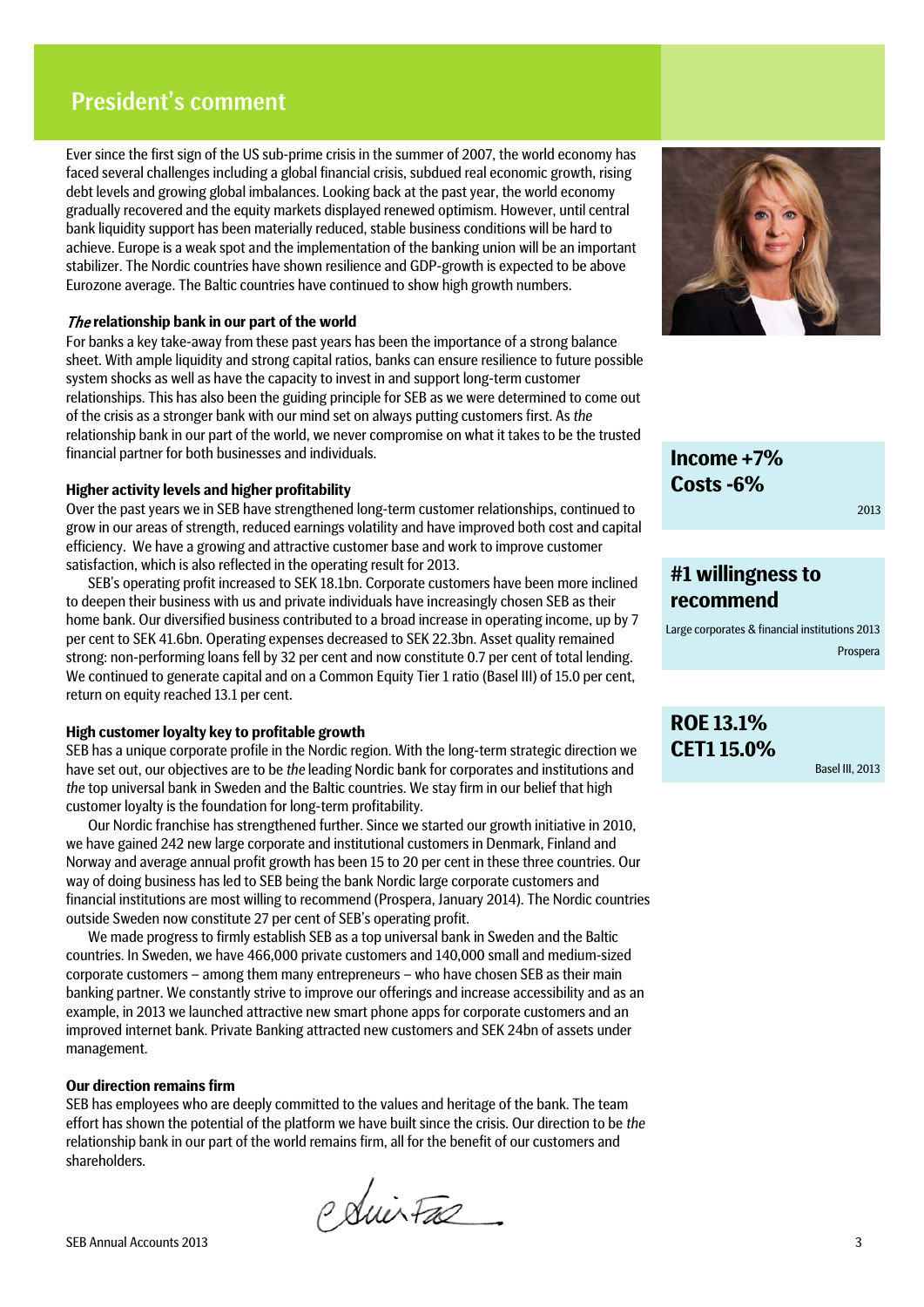# President's comment

Ever since the first sign of the US sub-prime crisis in the summer of 2007, the world economy has faced several challenges including a global financial crisis, subdued real economic growth, rising debt levels and growing global imbalances. Looking back at the past year, the world economy gradually recovered and the equity markets displayed renewed optimism. However, until central bank liquidity support has been materially reduced, stable business conditions will be hard to achieve. Europe is a weak spot and the implementation of the banking union will be an important stabilizer. The Nordic countries have shown resilience and GDP-growth is expected to be above Eurozone average. The Baltic countries have continued to show high growth numbers.

### *The* relationship bank in our part of the world

For banks a key take-away from these past years has been the importance of a strong balance sheet. With ample liquidity and strong capital ratios, banks can ensure resilience to future possible system shocks as well as have the capacity to invest in and support long-term customer relationships. This has also been the guiding principle for SEB as we were determined to come out of the crisis as a stronger bank with our mind set on always putting customers first. As *the* relationship bank in our part of the world, we never compromise on what it takes to be the trusted financial partner for both businesses and individuals.

### Higher activity levels and higher profitability

Over the past years we in SEB have strengthened long-term customer relationships, continued to grow in our areas of strength, reduced earnings volatility and have improved both cost and capital efficiency. We have a growing and attractive customer base and work to improve customer satisfaction, which is also reflected in the operating result for 2013.

SEB's operating profit increased to SEK 18.1bn. Corporate customers have been more inclined to deepen their business with us and private individuals have increasingly chosen SEB as their home bank. Our diversified business contributed to a broad increase in operating income, up by 7 per cent to SEK 41.6bn. Operating expenses decreased to SEK 22.3bn. Asset quality remained strong: non-performing loans fell by 32 per cent and now constitute 0.7 per cent of total lending. We continued to generate capital and on a Common Equity Tier 1 ratio (Basel III) of 15.0 per cent, return on equity reached 13.1 per cent.

### High customer loyalty key to profitable growth

SEB has a unique corporate profile in the Nordic region. With the long-term strategic direction we have set out, our objectives are to be *the* leading Nordic bank for corporates and institutions and *the* top universal bank in Sweden and the Baltic countries. We stay firm in our belief that high customer loyalty is the foundation for long-term profitability.

Our Nordic franchise has strengthened further. Since we started our growth initiative in 2010, we have gained 242 new large corporate and institutional customers in Denmark, Finland and Norway and average annual profit growth has been 15 to 20 per cent in these three countries. Our way of doing business has led to SEB being the bank Nordic large corporate customers and financial institutions are most willing to recommend (Prospera, January 2014). The Nordic countries outside Sweden now constitute 27 per cent of SEB's operating profit.

We made progress to firmly establish SEB as a top universal bank in Sweden and the Baltic countries. In Sweden, we have 466,000 private customers and 140,000 small and medium-sized corporate customers – among them many entrepreneurs – who have chosen SEB as their main banking partner. We constantly strive to improve our offerings and increase accessibility and as an example, in 2013 we launched attractive new smart phone apps for corporate customers and an improved internet bank. Private Banking attracted new customers and SEK 24bn of assets under management.

### Our direction remains firm

SEB has employees who are deeply committed to the values and heritage of the bank. The team effort has shown the potential of the platform we have built since the crisis. Our direction to be *the* relationship bank in our part of the world remains firm, all for the benefit of our customers and shareholders.

**Income +7%**
**Costs -6%**
2013

**#1 willingness to recommend**
Large corporates & financial institutions 2013
Prospera

**ROE 13.1%**
**CET1 15.0%**
Basel III, 2013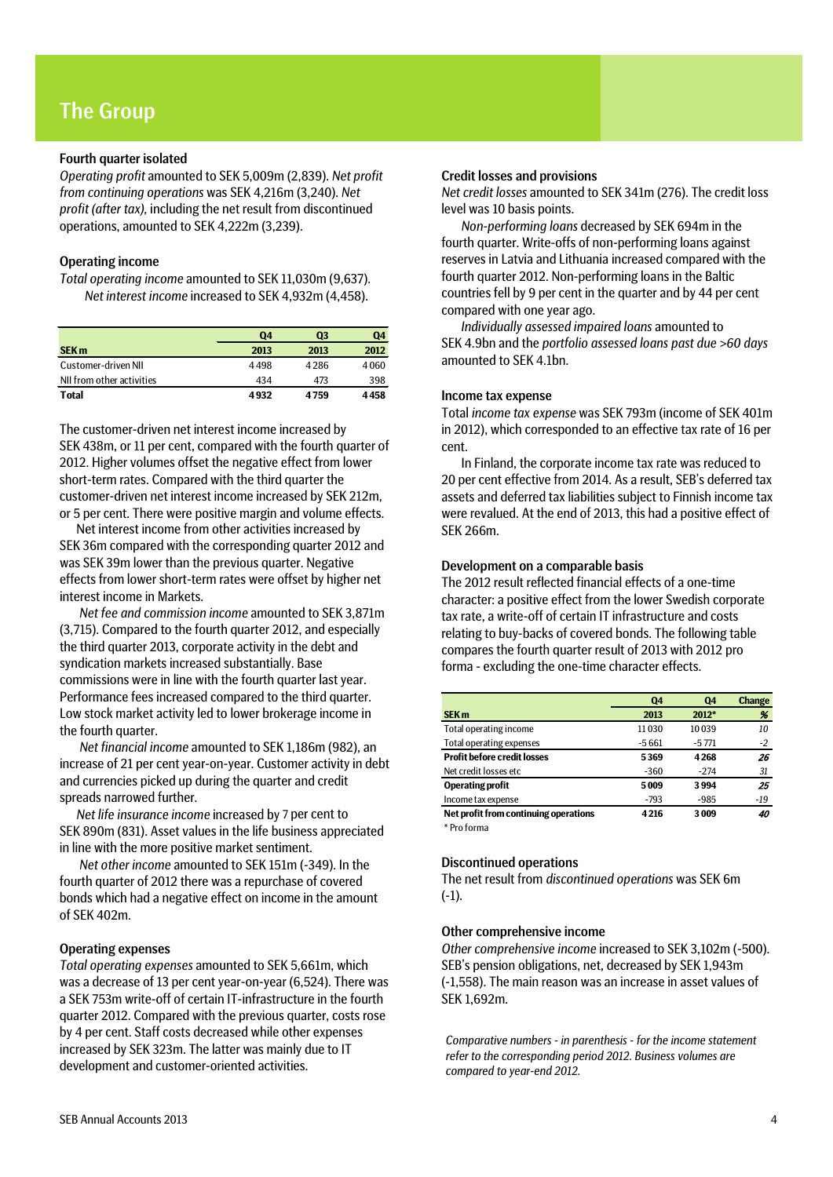# The Group

### Fourth quarter isolated

*Operating profit* amounted to SEK 5,009m (2,839). *Net profit from continuing operations* was SEK 4,216m (3,240). *Net profit (after tax),* including the net result from discontinued operations, amounted to SEK 4,222m (3,239).

### Operating income

*Total operating income* amounted to SEK 11,030m (9,637).

*Net interest income* increased to SEK 4,932m (4,458).

| SEK m | Q4 2013 | Q3 2013 | Q4 2012 |
|---|---|---|---|
| Customer-driven NII | 4 498 | 4 286 | 4 060 |
| NII from other activities | 434 | 473 | 398 |
| **Total** | **4 932** | **4 759** | **4 458** |

The customer-driven net interest income increased by SEK 438m, or 11 per cent, compared with the fourth quarter of 2012. Higher volumes offset the negative effect from lower short-term rates. Compared with the third quarter the customer-driven net interest income increased by SEK 212m, or 5 per cent. There were positive margin and volume effects.

Net interest income from other activities increased by SEK 36m compared with the corresponding quarter 2012 and was SEK 39m lower than the previous quarter. Negative effects from lower short-term rates were offset by higher net interest income in Markets.

*Net fee and commission income* amounted to SEK 3,871m (3,715). Compared to the fourth quarter 2012, and especially the third quarter 2013, corporate activity in the debt and syndication markets increased substantially. Base commissions were in line with the fourth quarter last year. Performance fees increased compared to the third quarter. Low stock market activity led to lower brokerage income in the fourth quarter.

*Net financial income* amounted to SEK 1,186m (982), an increase of 21 per cent year-on-year. Customer activity in debt and currencies picked up during the quarter and credit spreads narrowed further.

*Net life insurance income* increased by 7 per cent to SEK 890m (831). Asset values in the life business appreciated in line with the more positive market sentiment.

*Net other income* amounted to SEK 151m (-349). In the fourth quarter of 2012 there was a repurchase of covered bonds which had a negative effect on income in the amount of SEK 402m.

### Operating expenses

*Total operating expenses* amounted to SEK 5,661m, which was a decrease of 13 per cent year-on-year (6,524). There was a SEK 753m write-off of certain IT-infrastructure in the fourth quarter 2012. Compared with the previous quarter, costs rose by 4 per cent. Staff costs decreased while other expenses increased by SEK 323m. The latter was mainly due to IT development and customer-oriented activities.

### Credit losses and provisions

*Net credit losses* amounted to SEK 341m (276). The credit loss level was 10 basis points.

*Non-performing loans* decreased by SEK 694m in the fourth quarter. Write-offs of non-performing loans against reserves in Latvia and Lithuania increased compared with the fourth quarter 2012. Non-performing loans in the Baltic countries fell by 9 per cent in the quarter and by 44 per cent compared with one year ago.

*Individually assessed impaired loans* amounted to SEK 4.9bn and the *portfolio assessed loans past due >60 days* amounted to SEK 4.1bn.

### Income tax expense

Total *income tax expense* was SEK 793m (income of SEK 401m in 2012), which corresponded to an effective tax rate of 16 per cent.

In Finland, the corporate income tax rate was reduced to 20 per cent effective from 2014. As a result, SEB's deferred tax assets and deferred tax liabilities subject to Finnish income tax were revalued. At the end of 2013, this had a positive effect of SEK 266m.

### Development on a comparable basis

The 2012 result reflected financial effects of a one-time character: a positive effect from the lower Swedish corporate tax rate, a write-off of certain IT infrastructure and costs relating to buy-backs of covered bonds. The following table compares the fourth quarter result of 2013 with 2012 pro forma - excluding the one-time character effects.

| SEK m | Q4 2013 | Q4 2012* | Change % |
|---|---|---|---|
| Total operating income | 11 030 | 10 039 | 10 |
| Total operating expenses | -5 661 | -5 771 | -2 |
| **Profit before credit losses** | **5 369** | **4 268** | **26** |
| Net credit losses etc | -360 | -274 | 31 |
| **Operating profit** | **5 009** | **3 994** | **25** |
| Income tax expense | -793 | -985 | -19 |
| **Net profit from continuing operations** | **4 216** | **3 009** | **40** |

\* Pro forma

### Discontinued operations

The net result from *discontinued operations* was SEK 6m (-1).

### Other comprehensive income

*Other comprehensive income* increased to SEK 3,102m (-500). SEB's pension obligations, net, decreased by SEK 1,943m (-1,558). The main reason was an increase in asset values of SEK 1,692m.

*Comparative numbers - in parenthesis - for the income statement refer to the corresponding period 2012. Business volumes are compared to year-end 2012.*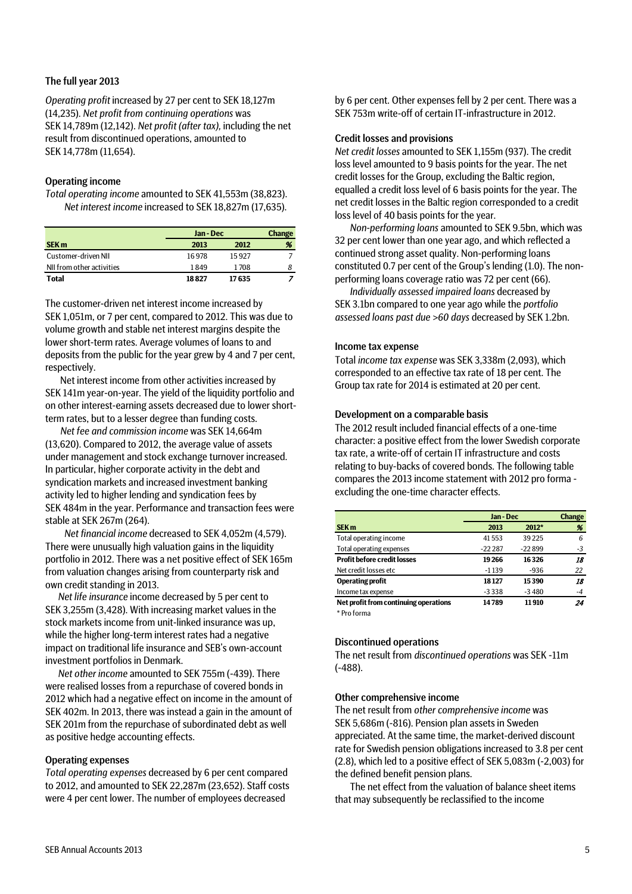### The full year 2013

*Operating profit* increased by 27 per cent to SEK 18,127m (14,235). *Net profit from continuing operations* was SEK 14,789m (12,142). *Net profit (after tax),* including the net result from discontinued operations, amounted to SEK 14,778m (11,654).

### Operating income

*Total operating income* amounted to SEK 41,553m (38,823).

*Net interest income* increased to SEK 18,827m (17,635).

| | Jan - Dec | | Change |
|---|---|---|---|
| **SEK m** | **2013** | **2012** | **%** |
| Customer-driven NII | 16 978 | 15 927 | 7 |
| NII from other activities | 1 849 | 1 708 | *8* |
| **Total** | **18 827** | **17 635** | ***7*** |

The customer-driven net interest income increased by SEK 1,051m, or 7 per cent, compared to 2012. This was due to volume growth and stable net interest margins despite the lower short-term rates. Average volumes of loans to and deposits from the public for the year grew by 4 and 7 per cent, respectively.

Net interest income from other activities increased by SEK 141m year-on-year. The yield of the liquidity portfolio and on other interest-earning assets decreased due to lower short-term rates, but to a lesser degree than funding costs.

*Net fee and commission income* was SEK 14,664m (13,620). Compared to 2012, the average value of assets under management and stock exchange turnover increased. In particular, higher corporate activity in the debt and syndication markets and increased investment banking activity led to higher lending and syndication fees by SEK 484m in the year. Performance and transaction fees were stable at SEK 267m (264).

*Net financial income* decreased to SEK 4,052m (4,579). There were unusually high valuation gains in the liquidity portfolio in 2012. There was a net positive effect of SEK 165m from valuation changes arising from counterparty risk and own credit standing in 2013.

*Net life insurance* income decreased by 5 per cent to SEK 3,255m (3,428). With increasing market values in the stock markets income from unit-linked insurance was up, while the higher long-term interest rates had a negative impact on traditional life insurance and SEB's own-account investment portfolios in Denmark.

*Net other income* amounted to SEK 755m (-439). There were realised losses from a repurchase of covered bonds in 2012 which had a negative effect on income in the amount of SEK 402m. In 2013, there was instead a gain in the amount of SEK 201m from the repurchase of subordinated debt as well as positive hedge accounting effects.

### Operating expenses

*Total operating expenses* decreased by 6 per cent compared to 2012, and amounted to SEK 22,287m (23,652). Staff costs were 4 per cent lower. The number of employees decreased by 6 per cent. Other expenses fell by 2 per cent. There was a SEK 753m write-off of certain IT-infrastructure in 2012.

### Credit losses and provisions

*Net credit losses* amounted to SEK 1,155m (937). The credit loss level amounted to 9 basis points for the year. The net credit losses for the Group, excluding the Baltic region, equalled a credit loss level of 6 basis points for the year. The net credit losses in the Baltic region corresponded to a credit loss level of 40 basis points for the year.

*Non-performing loans* amounted to SEK 9.5bn, which was 32 per cent lower than one year ago, and which reflected a continued strong asset quality. Non-performing loans constituted 0.7 per cent of the Group's lending (1.0). The non-performing loans coverage ratio was 72 per cent (66).

*Individually assessed impaired loans* decreased by SEK 3.1bn compared to one year ago while the *portfolio assessed loans past due >60 days* decreased by SEK 1.2bn.

### Income tax expense

Total *income tax expense* was SEK 3,338m (2,093), which corresponded to an effective tax rate of 18 per cent. The Group tax rate for 2014 is estimated at 20 per cent.

### Development on a comparable basis

The 2012 result included financial effects of a one-time character: a positive effect from the lower Swedish corporate tax rate, a write-off of certain IT infrastructure and costs relating to buy-backs of covered bonds. The following table compares the 2013 income statement with 2012 pro forma - excluding the one-time character effects.

| | Jan - Dec | | Change |
|---|---|---|---|
| **SEK m** | **2013** | **2012*** | **%** |
| Total operating income | 41 553 | 39 225 | *6* |
| Total operating expenses | -22 287 | -22 899 | *-3* |
| **Profit before credit losses** | **19 266** | **16 326** | ***18*** |
| Net credit losses etc | -1 139 | -936 | *22* |
| **Operating profit** | **18 127** | **15 390** | ***18*** |
| Income tax expense | -3 338 | -3 480 | *-4* |
| **Net profit from continuing operations** | **14 789** | **11 910** | ***24*** |

\* Pro forma

### Discontinued operations

The net result from *discontinued operations* was SEK -11m (-488).

### Other comprehensive income

The net result from *other comprehensive income* was SEK 5,686m (-816). Pension plan assets in Sweden appreciated. At the same time, the market-derived discount rate for Swedish pension obligations increased to 3.8 per cent (2.8), which led to a positive effect of SEK 5,083m (-2,003) for the defined benefit pension plans.

The net effect from the valuation of balance sheet items that may subsequently be reclassified to the income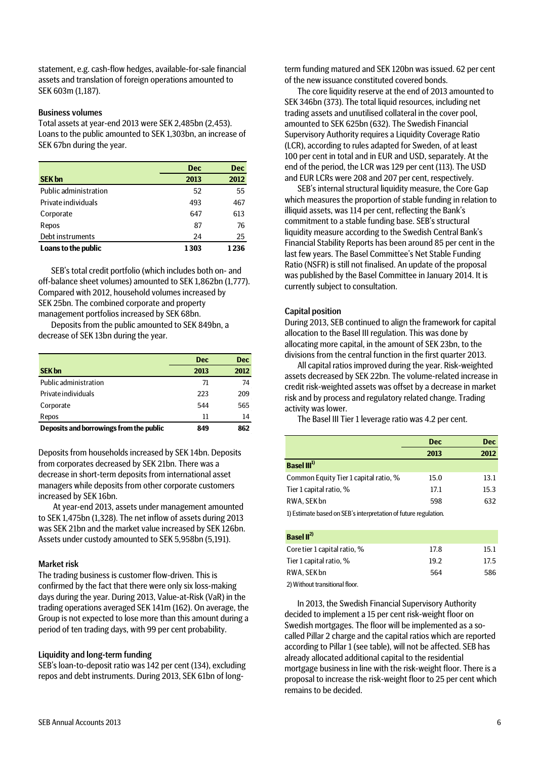statement, e.g. cash-flow hedges, available-for-sale financial assets and translation of foreign operations amounted to SEK 603m (1,187).

### Business volumes

Total assets at year-end 2013 were SEK 2,485bn (2,453). Loans to the public amounted to SEK 1,303bn, an increase of SEK 67bn during the year.

| SEK bn | Dec 2013 | Dec 2012 |
|---|---|---|
| Public administration | 52 | 55 |
| Private individuals | 493 | 467 |
| Corporate | 647 | 613 |
| Repos | 87 | 76 |
| Debt instruments | 24 | 25 |
| **Loans to the public** | **1303** | **1236** |

SEB's total credit portfolio (which includes both on- and off-balance sheet volumes) amounted to SEK 1,862bn (1,777). Compared with 2012, household volumes increased by SEK 25bn. The combined corporate and property management portfolios increased by SEK 68bn.

Deposits from the public amounted to SEK 849bn, a decrease of SEK 13bn during the year.

| SEK bn | Dec 2013 | Dec 2012 |
|---|---|---|
| Public administration | 71 | 74 |
| Private individuals | 223 | 209 |
| Corporate | 544 | 565 |
| Repos | 11 | 14 |
| **Deposits and borrowings from the public** | **849** | **862** |

Deposits from households increased by SEK 14bn. Deposits from corporates decreased by SEK 21bn. There was a decrease in short-term deposits from international asset managers while deposits from other corporate customers increased by SEK 16bn.

At year-end 2013, assets under management amounted to SEK 1,475bn (1,328). The net inflow of assets during 2013 was SEK 21bn and the market value increased by SEK 126bn. Assets under custody amounted to SEK 5,958bn (5,191).

### Market risk

The trading business is customer flow-driven. This is confirmed by the fact that there were only six loss-making days during the year. During 2013, Value-at-Risk (VaR) in the trading operations averaged SEK 141m (162). On average, the Group is not expected to lose more than this amount during a period of ten trading days, with 99 per cent probability.

### Liquidity and long-term funding

SEB's loan-to-deposit ratio was 142 per cent (134), excluding repos and debt instruments. During 2013, SEK 61bn of long-term funding matured and SEK 120bn was issued. 62 per cent of the new issuance constituted covered bonds.

The core liquidity reserve at the end of 2013 amounted to SEK 346bn (373). The total liquid resources, including net trading assets and unutilised collateral in the cover pool, amounted to SEK 625bn (632). The Swedish Financial Supervisory Authority requires a Liquidity Coverage Ratio (LCR), according to rules adapted for Sweden, of at least 100 per cent in total and in EUR and USD, separately. At the end of the period, the LCR was 129 per cent (113). The USD and EUR LCRs were 208 and 207 per cent, respectively.

SEB's internal structural liquidity measure, the Core Gap which measures the proportion of stable funding in relation to illiquid assets, was 114 per cent, reflecting the Bank's commitment to a stable funding base. SEB's structural liquidity measure according to the Swedish Central Bank's Financial Stability Reports has been around 85 per cent in the last few years. The Basel Committee's Net Stable Funding Ratio (NSFR) is still not finalised. An update of the proposal was published by the Basel Committee in January 2014. It is currently subject to consultation.

### Capital position

During 2013, SEB continued to align the framework for capital allocation to the Basel III regulation. This was done by allocating more capital, in the amount of SEK 23bn, to the divisions from the central function in the first quarter 2013.

All capital ratios improved during the year. Risk-weighted assets decreased by SEK 22bn. The volume-related increase in credit risk-weighted assets was offset by a decrease in market risk and by process and regulatory related change. Trading activity was lower.

The Basel III Tier 1 leverage ratio was 4.2 per cent.

| | Dec 2013 | Dec 2012 |
|---|---|---|
| **Basel III**[1] | | |
| Common Equity Tier 1 capital ratio, % | 15.0 | 13.1 |
| Tier 1 capital ratio, % | 17.1 | 15.3 |
| RWA, SEK bn | 598 | 632 |
| **Basel II**[2] | | |
| Core tier 1 capital ratio, % | 17.8 | 15.1 |
| Tier 1 capital ratio, % | 19.2 | 17.5 |
| RWA, SEK bn | 564 | 586 |

1) Estimate based on SEB's interpretation of future regulation.

2) Without transitional floor.

In 2013, the Swedish Financial Supervisory Authority decided to implement a 15 per cent risk-weight floor on Swedish mortgages. The floor will be implemented as a so-called Pillar 2 charge and the capital ratios which are reported according to Pillar 1 (see table), will not be affected. SEB has already allocated additional capital to the residential mortgage business in line with the risk-weight floor. There is a proposal to increase the risk-weight floor to 25 per cent which remains to be decided.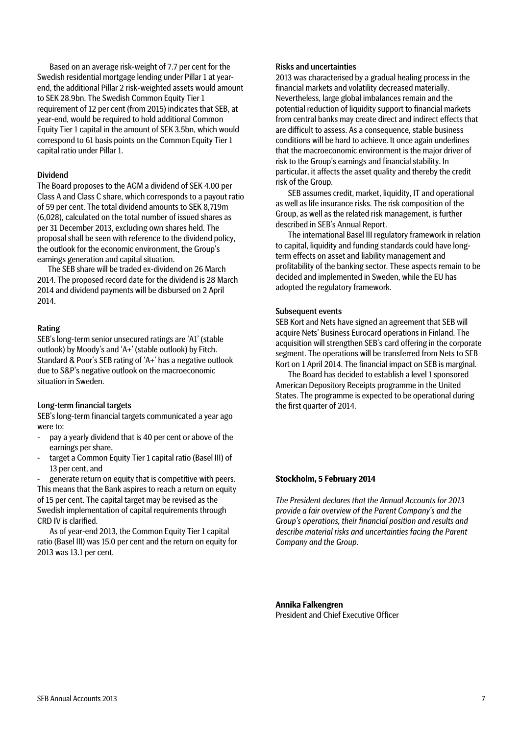Based on an average risk-weight of 7.7 per cent for the Swedish residential mortgage lending under Pillar 1 at year-end, the additional Pillar 2 risk-weighted assets would amount to SEK 28.9bn. The Swedish Common Equity Tier 1 requirement of 12 per cent (from 2015) indicates that SEB, at year-end, would be required to hold additional Common Equity Tier 1 capital in the amount of SEK 3.5bn, which would correspond to 61 basis points on the Common Equity Tier 1 capital ratio under Pillar 1.

### Dividend

The Board proposes to the AGM a dividend of SEK 4.00 per Class A and Class C share, which corresponds to a payout ratio of 59 per cent. The total dividend amounts to SEK 8,719m (6,028), calculated on the total number of issued shares as per 31 December 2013, excluding own shares held. The proposal shall be seen with reference to the dividend policy, the outlook for the economic environment, the Group's earnings generation and capital situation.

The SEB share will be traded ex-dividend on 26 March 2014. The proposed record date for the dividend is 28 March 2014 and dividend payments will be disbursed on 2 April 2014.

### Rating

SEB's long-term senior unsecured ratings are 'A1' (stable outlook) by Moody's and 'A+' (stable outlook) by Fitch. Standard & Poor's SEB rating of 'A+' has a negative outlook due to S&P's negative outlook on the macroeconomic situation in Sweden.

### Long-term financial targets

SEB's long-term financial targets communicated a year ago were to:

- pay a yearly dividend that is 40 per cent or above of the earnings per share,
- target a Common Equity Tier 1 capital ratio (Basel III) of 13 per cent, and
- generate return on equity that is competitive with peers.

This means that the Bank aspires to reach a return on equity of 15 per cent. The capital target may be revised as the Swedish implementation of capital requirements through CRD IV is clarified.

As of year-end 2013, the Common Equity Tier 1 capital ratio (Basel III) was 15.0 per cent and the return on equity for 2013 was 13.1 per cent.

### Risks and uncertainties

2013 was characterised by a gradual healing process in the financial markets and volatility decreased materially. Nevertheless, large global imbalances remain and the potential reduction of liquidity support to financial markets from central banks may create direct and indirect effects that are difficult to assess. As a consequence, stable business conditions will be hard to achieve. It once again underlines that the macroeconomic environment is the major driver of risk to the Group's earnings and financial stability. In particular, it affects the asset quality and thereby the credit risk of the Group.

SEB assumes credit, market, liquidity, IT and operational as well as life insurance risks. The risk composition of the Group, as well as the related risk management, is further described in SEB's Annual Report.

The international Basel III regulatory framework in relation to capital, liquidity and funding standards could have long-term effects on asset and liability management and profitability of the banking sector. These aspects remain to be decided and implemented in Sweden, while the EU has adopted the regulatory framework.

### Subsequent events

SEB Kort and Nets have signed an agreement that SEB will acquire Nets' Business Eurocard operations in Finland. The acquisition will strengthen SEB's card offering in the corporate segment. The operations will be transferred from Nets to SEB Kort on 1 April 2014. The financial impact on SEB is marginal.

The Board has decided to establish a level 1 sponsored American Depository Receipts programme in the United States. The programme is expected to be operational during the first quarter of 2014.

**Stockholm, 5 February 2014**

*The President declares that the Annual Accounts for 2013 provide a fair overview of the Parent Company's and the Group's operations, their financial position and results and describe material risks and uncertainties facing the Parent Company and the Group.*

**Annika Falkengren**
President and Chief Executive Officer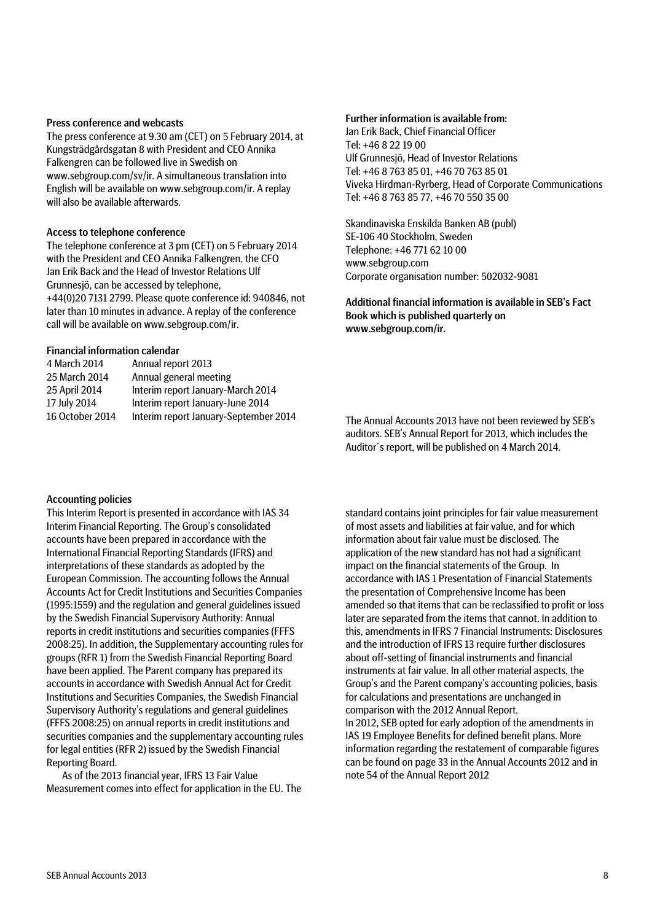### Press conference and webcasts

The press conference at 9.30 am (CET) on 5 February 2014, at Kungsträdgårdsgatan 8 with President and CEO Annika Falkengren can be followed live in Swedish on www.sebgroup.com/sv/ir. A simultaneous translation into English will be available on www.sebgroup.com/ir. A replay will also be available afterwards.

### Access to telephone conference

The telephone conference at 3 pm (CET) on 5 February 2014 with the President and CEO Annika Falkengren, the CFO Jan Erik Back and the Head of Investor Relations Ulf Grunnesjö, can be accessed by telephone, +44(0)20 7131 2799. Please quote conference id: 940846, not later than 10 minutes in advance. A replay of the conference call will be available on www.sebgroup.com/ir.

### Financial information calendar

| | |
|---|---|
| 4 March 2014 | Annual report 2013 |
| 25 March 2014 | Annual general meeting |
| 25 April 2014 | Interim report January-March 2014 |
| 17 July 2014 | Interim report January-June 2014 |
| 16 October 2014 | Interim report January-September 2014 |

### Further information is available from:

Jan Erik Back, Chief Financial Officer
Tel: +46 8 22 19 00
Ulf Grunnesjö, Head of Investor Relations
Tel: +46 8 763 85 01, +46 70 763 85 01
Viveka Hirdman-Ryrberg, Head of Corporate Communications
Tel: +46 8 763 85 77, +46 70 550 35 00

Skandinaviska Enskilda Banken AB (publ)
SE-106 40 Stockholm, Sweden
Telephone: +46 771 62 10 00
www.sebgroup.com
Corporate organisation number: 502032-9081

**Additional financial information is available in SEB's Fact Book which is published quarterly on www.sebgroup.com/ir.**

The Annual Accounts 2013 have not been reviewed by SEB's auditors. SEB's Annual Report for 2013, which includes the Auditor´s report, will be published on 4 March 2014.

### Accounting policies

This Interim Report is presented in accordance with IAS 34 Interim Financial Reporting. The Group's consolidated accounts have been prepared in accordance with the International Financial Reporting Standards (IFRS) and interpretations of these standards as adopted by the European Commission. The accounting follows the Annual Accounts Act for Credit Institutions and Securities Companies (1995:1559) and the regulation and general guidelines issued by the Swedish Financial Supervisory Authority: Annual reports in credit institutions and securities companies (FFFS 2008:25). In addition, the Supplementary accounting rules for groups (RFR 1) from the Swedish Financial Reporting Board have been applied. The Parent company has prepared its accounts in accordance with Swedish Annual Act for Credit Institutions and Securities Companies, the Swedish Financial Supervisory Authority's regulations and general guidelines (FFFS 2008:25) on annual reports in credit institutions and securities companies and the supplementary accounting rules for legal entities (RFR 2) issued by the Swedish Financial Reporting Board.

As of the 2013 financial year, IFRS 13 Fair Value Measurement comes into effect for application in the EU. The standard contains joint principles for fair value measurement of most assets and liabilities at fair value, and for which information about fair value must be disclosed. The application of the new standard has not had a significant impact on the financial statements of the Group. In accordance with IAS 1 Presentation of Financial Statements the presentation of Comprehensive Income has been amended so that items that can be reclassified to profit or loss later are separated from the items that cannot. In addition to this, amendments in IFRS 7 Financial Instruments: Disclosures and the introduction of IFRS 13 require further disclosures about off-setting of financial instruments and financial instruments at fair value. In all other material aspects, the Group's and the Parent company's accounting policies, basis for calculations and presentations are unchanged in comparison with the 2012 Annual Report.
In 2012, SEB opted for early adoption of the amendments in IAS 19 Employee Benefits for defined benefit plans. More information regarding the restatement of comparable figures can be found on page 33 in the Annual Accounts 2012 and in note 54 of the Annual Report 2012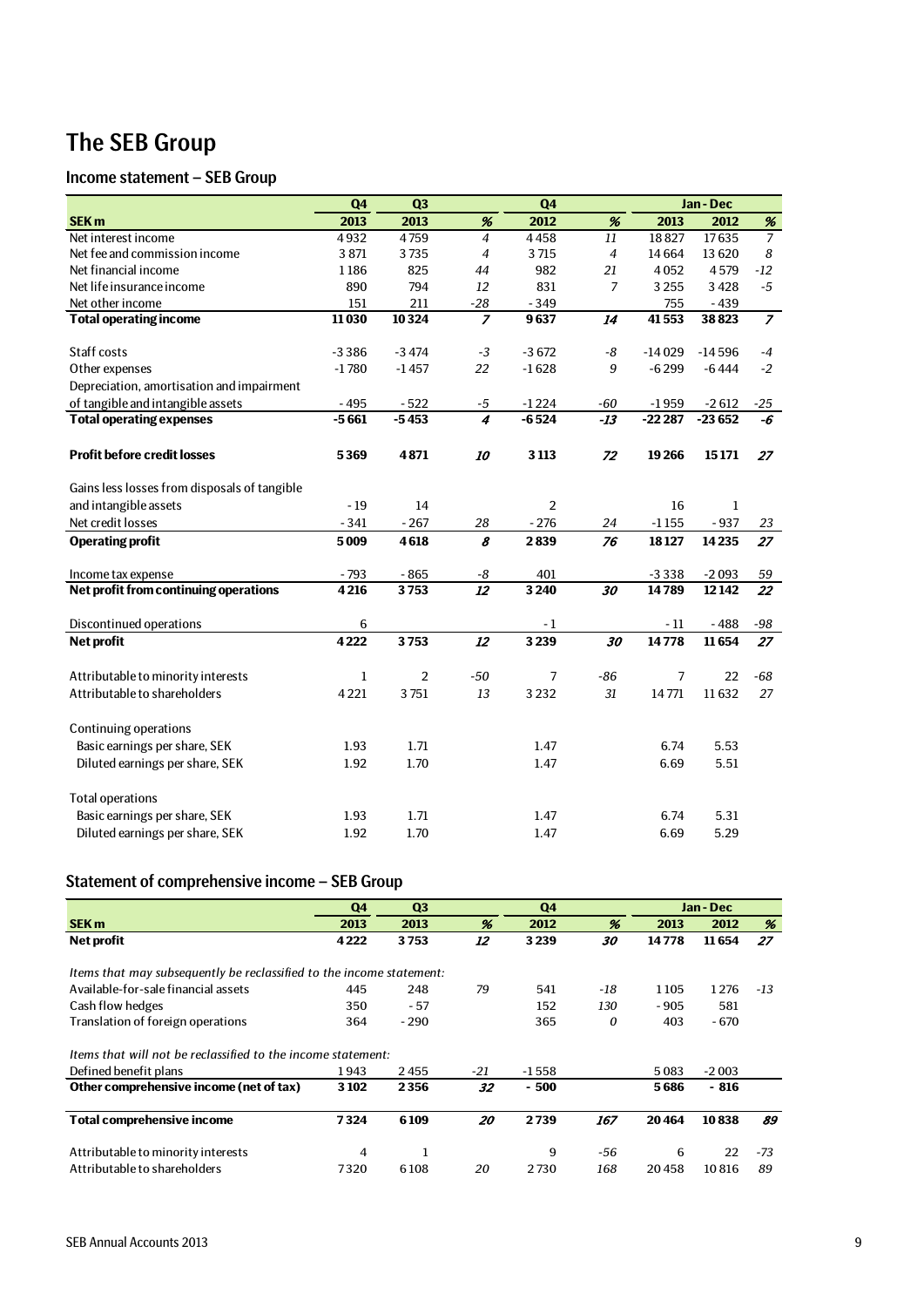# The SEB Group

## Income statement – SEB Group

| | Q4 | Q3 | | Q4 | | Jan - Dec | | |
|---|---|---|---|---|---|---|---|---|
| **SEK m** | **2013** | **2013** | **%** | **2012** | **%** | **2013** | **2012** | **%** |
| Net interest income | 4 932 | 4 759 | *4* | 4 458 | *11* | 18 827 | 17 635 | *7* |
| Net fee and commission income | 3 871 | 3 735 | *4* | 3 715 | *4* | 14 664 | 13 620 | *8* |
| Net financial income | 1 186 | 825 | *44* | 982 | *21* | 4 052 | 4 579 | *-12* |
| Net life insurance income | 890 | 794 | *12* | 831 | *7* | 3 255 | 3 428 | *-5* |
| Net other income | 151 | 211 | *-28* | - 349 | | 755 | - 439 | |
| **Total operating income** | **11 030** | **10 324** | ***7*** | **9 637** | ***14*** | **41 553** | **38 823** | ***7*** |
| | | | | | | | | |
| Staff costs | -3 386 | -3 474 | *-3* | -3 672 | *-8* | -14 029 | -14 596 | *-4* |
| Other expenses | -1 780 | -1 457 | *22* | -1 628 | *9* | -6 299 | -6 444 | *-2* |
| Depreciation, amortisation and impairment of tangible and intangible assets | - 495 | - 522 | *-5* | -1 224 | *-60* | -1 959 | -2 612 | *-25* |
| **Total operating expenses** | **-5 661** | **-5 453** | ***4*** | **-6 524** | ***-13*** | **-22 287** | **-23 652** | ***-6*** |
| | | | | | | | | |
| **Profit before credit losses** | **5 369** | **4 871** | ***10*** | **3 113** | ***72*** | **19 266** | **15 171** | ***27*** |
| | | | | | | | | |
| Gains less losses from disposals of tangible and intangible assets | - 19 | 14 | | 2 | | 16 | 1 | |
| Net credit losses | - 341 | - 267 | *28* | - 276 | *24* | -1 155 | - 937 | *23* |
| **Operating profit** | **5 009** | **4 618** | ***8*** | **2 839** | ***76*** | **18 127** | **14 235** | ***27*** |
| | | | | | | | | |
| Income tax expense | - 793 | - 865 | *-8* | 401 | | -3 338 | -2 093 | *59* |
| **Net profit from continuing operations** | **4 216** | **3 753** | ***12*** | **3 240** | ***30*** | **14 789** | **12 142** | ***22*** |
| | | | | | | | | |
| Discontinued operations | 6 | | | - 1 | | - 11 | - 488 | *-98* |
| **Net profit** | **4 222** | **3 753** | ***12*** | **3 239** | ***30*** | **14 778** | **11 654** | ***27*** |
| | | | | | | | | |
| Attributable to minority interests | 1 | 2 | *-50* | 7 | *-86* | 7 | 22 | *-68* |
| Attributable to shareholders | 4 221 | 3 751 | *13* | 3 232 | *31* | 14 771 | 11 632 | *27* |
| | | | | | | | | |
| Continuing operations | | | | | | | | |
| Basic earnings per share, SEK | 1.93 | 1.71 | | 1.47 | | 6.74 | 5.53 | |
| Diluted earnings per share, SEK | 1.92 | 1.70 | | 1.47 | | 6.69 | 5.51 | |
| | | | | | | | | |
| Total operations | | | | | | | | |
| Basic earnings per share, SEK | 1.93 | 1.71 | | 1.47 | | 6.74 | 5.31 | |
| Diluted earnings per share, SEK | 1.92 | 1.70 | | 1.47 | | 6.69 | 5.29 | |

## Statement of comprehensive income – SEB Group

| | Q4 | Q3 | | Q4 | | Jan - Dec | | |
|---|---|---|---|---|---|---|---|---|
| **SEK m** | **2013** | **2013** | **%** | **2012** | **%** | **2013** | **2012** | **%** |
| **Net profit** | **4 222** | **3 753** | ***12*** | **3 239** | ***30*** | **14 778** | **11 654** | ***27*** |
| | | | | | | | | |
| *Items that may subsequently be reclassified to the income statement:* | | | | | | | | |
| Available-for-sale financial assets | 445 | 248 | *79* | 541 | *-18* | 1 105 | 1 276 | *-13* |
| Cash flow hedges | 350 | - 57 | | 152 | *130* | - 905 | 581 | |
| Translation of foreign operations | 364 | - 290 | | 365 | *0* | 403 | - 670 | |
| | | | | | | | | |
| *Items that will not be reclassified to the income statement:* | | | | | | | | |
| Defined benefit plans | 1 943 | 2 455 | *-21* | -1 558 | | 5 083 | -2 003 | |
| **Other comprehensive income (net of tax)** | **3 102** | **2 356** | ***32*** | **- 500** | | **5 686** | **- 816** | |
| | | | | | | | | |
| **Total comprehensive income** | **7 324** | **6 109** | ***20*** | **2 739** | ***167*** | **20 464** | **10 838** | ***89*** |
| | | | | | | | | |
| Attributable to minority interests | 4 | 1 | | 9 | *-56* | 6 | 22 | *-73* |
| Attributable to shareholders | 7 320 | 6 108 | *20* | 2 730 | *168* | 20 458 | 10 816 | *89* |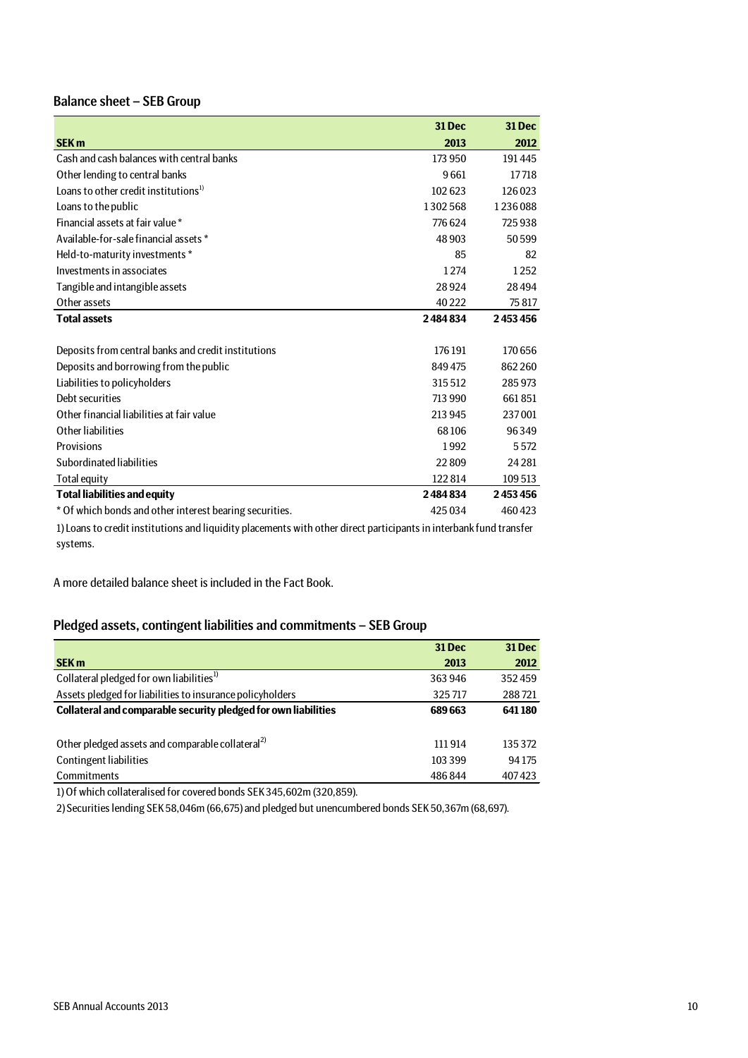## Balance sheet – SEB Group

| SEK m | 31 Dec 2013 | 31 Dec 2012 |
|---|---|---|
| Cash and cash balances with central banks | 173 950 | 191 445 |
| Other lending to central banks | 9 661 | 17 718 |
| Loans to other credit institutions[1)] | 102 623 | 126 023 |
| Loans to the public | 1 302 568 | 1 236 088 |
| Financial assets at fair value * | 776 624 | 725 938 |
| Available-for-sale financial assets * | 48 903 | 50 599 |
| Held-to-maturity investments * | 85 | 82 |
| Investments in associates | 1 274 | 1 252 |
| Tangible and intangible assets | 28 924 | 28 494 |
| Other assets | 40 222 | 75 817 |
| **Total assets** | **2 484 834** | **2 453 456** |
| | | |
| Deposits from central banks and credit institutions | 176 191 | 170 656 |
| Deposits and borrowing from the public | 849 475 | 862 260 |
| Liabilities to policyholders | 315 512 | 285 973 |
| Debt securities | 713 990 | 661 851 |
| Other financial liabilities at fair value | 213 945 | 237 001 |
| Other liabilities | 68 106 | 96 349 |
| Provisions | 1 992 | 5 572 |
| Subordinated liabilities | 22 809 | 24 281 |
| Total equity | 122 814 | 109 513 |
| **Total liabilities and equity** | **2 484 834** | **2 453 456** |
| * Of which bonds and other interest bearing securities. | 425 034 | 460 423 |

1) Loans to credit institutions and liquidity placements with other direct participants in interbank fund transfer systems.

A more detailed balance sheet is included in the Fact Book.

## Pledged assets, contingent liabilities and commitments – SEB Group

| SEK m | 31 Dec 2013 | 31 Dec 2012 |
|---|---|---|
| Collateral pledged for own liabilities[1)] | 363 946 | 352 459 |
| Assets pledged for liabilities to insurance policyholders | 325 717 | 288 721 |
| **Collateral and comparable security pledged for own liabilities** | **689 663** | **641 180** |
| | | |
| Other pledged assets and comparable collateral[2)] | 111 914 | 135 372 |
| Contingent liabilities | 103 399 | 94 175 |
| Commitments | 486 844 | 407 423 |

1) Of which collateralised for covered bonds SEK 345,602m (320,859).

2) Securities lending SEK 58,046m (66,675) and pledged but unencumbered bonds SEK 50,367m (68,697).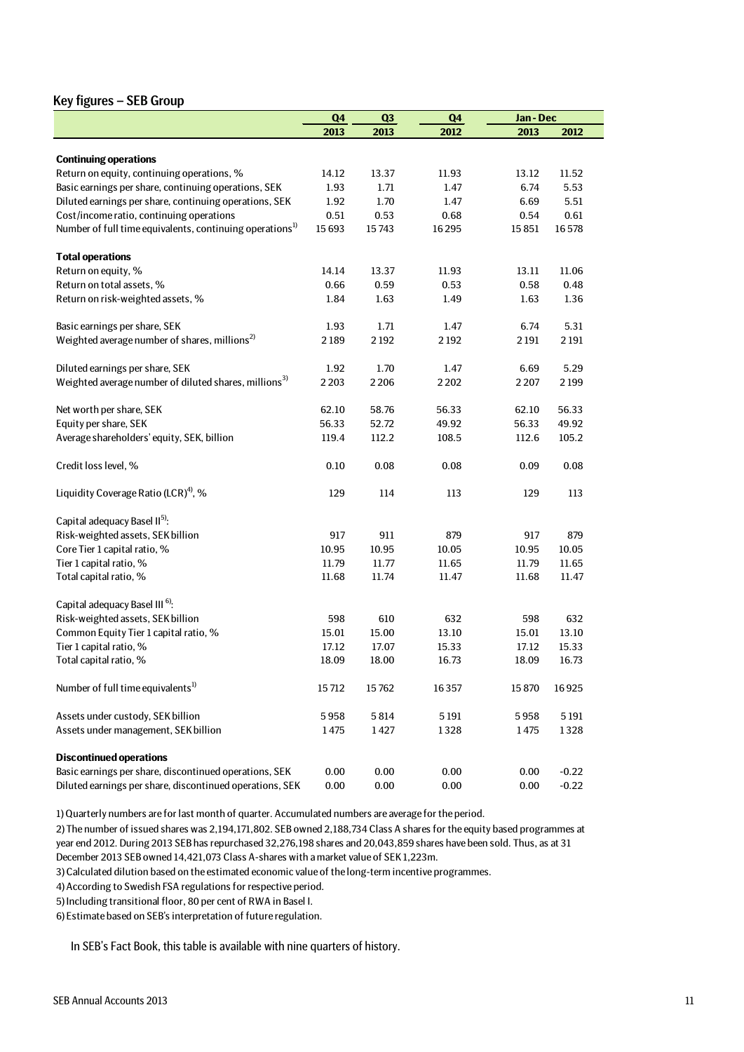## Key figures – SEB Group

| | Q4 2013 | Q3 2013 | Q4 2012 | Jan - Dec 2013 | Jan - Dec 2012 |
|---|---|---|---|---|---|
| **Continuing operations** | | | | | |
| Return on equity, continuing operations, % | 14.12 | 13.37 | 11.93 | 13.12 | 11.52 |
| Basic earnings per share, continuing operations, SEK | 1.93 | 1.71 | 1.47 | 6.74 | 5.53 |
| Diluted earnings per share, continuing operations, SEK | 1.92 | 1.70 | 1.47 | 6.69 | 5.51 |
| Cost/income ratio, continuing operations | 0.51 | 0.53 | 0.68 | 0.54 | 0.61 |
| Number of full time equivalents, continuing operations[1] | 15 693 | 15 743 | 16 295 | 15 851 | 16 578 |
| **Total operations** | | | | | |
| Return on equity, % | 14.14 | 13.37 | 11.93 | 13.11 | 11.06 |
| Return on total assets, % | 0.66 | 0.59 | 0.53 | 0.58 | 0.48 |
| Return on risk-weighted assets, % | 1.84 | 1.63 | 1.49 | 1.63 | 1.36 |
| Basic earnings per share, SEK | 1.93 | 1.71 | 1.47 | 6.74 | 5.31 |
| Weighted average number of shares, millions[2] | 2 189 | 2 192 | 2 192 | 2 191 | 2 191 |
| Diluted earnings per share, SEK | 1.92 | 1.70 | 1.47 | 6.69 | 5.29 |
| Weighted average number of diluted shares, millions[3] | 2 203 | 2 206 | 2 202 | 2 207 | 2 199 |
| Net worth per share, SEK | 62.10 | 58.76 | 56.33 | 62.10 | 56.33 |
| Equity per share, SEK | 56.33 | 52.72 | 49.92 | 56.33 | 49.92 |
| Average shareholders' equity, SEK, billion | 119.4 | 112.2 | 108.5 | 112.6 | 105.2 |
| Credit loss level, % | 0.10 | 0.08 | 0.08 | 0.09 | 0.08 |
| Liquidity Coverage Ratio (LCR)[4], % | 129 | 114 | 113 | 129 | 113 |
| Capital adequacy Basel II[5]: | | | | | |
| Risk-weighted assets, SEK billion | 917 | 911 | 879 | 917 | 879 |
| Core Tier 1 capital ratio, % | 10.95 | 10.95 | 10.05 | 10.95 | 10.05 |
| Tier 1 capital ratio, % | 11.79 | 11.77 | 11.65 | 11.79 | 11.65 |
| Total capital ratio, % | 11.68 | 11.74 | 11.47 | 11.68 | 11.47 |
| Capital adequacy Basel III[6]: | | | | | |
| Risk-weighted assets, SEK billion | 598 | 610 | 632 | 598 | 632 |
| Common Equity Tier 1 capital ratio, % | 15.01 | 15.00 | 13.10 | 15.01 | 13.10 |
| Tier 1 capital ratio, % | 17.12 | 17.07 | 15.33 | 17.12 | 15.33 |
| Total capital ratio, % | 18.09 | 18.00 | 16.73 | 18.09 | 16.73 |
| Number of full time equivalents[1] | 15 712 | 15 762 | 16 357 | 15 870 | 16 925 |
| Assets under custody, SEK billion | 5 958 | 5 814 | 5 191 | 5 958 | 5 191 |
| Assets under management, SEK billion | 1 475 | 1 427 | 1 328 | 1 475 | 1 328 |
| **Discontinued operations** | | | | | |
| Basic earnings per share, discontinued operations, SEK | 0.00 | 0.00 | 0.00 | 0.00 | -0.22 |
| Diluted earnings per share, discontinued operations, SEK | 0.00 | 0.00 | 0.00 | 0.00 | -0.22 |

1) Quarterly numbers are for last month of quarter. Accumulated numbers are average for the period.

2) The number of issued shares was 2,194,171,802. SEB owned 2,188,734 Class A shares for the equity based programmes at year end 2012. During 2013 SEB has repurchased 32,276,198 shares and 20,043,859 shares have been sold. Thus, as at 31 December 2013 SEB owned 14,421,073 Class A-shares with a market value of SEK 1,223m.

3) Calculated dilution based on the estimated economic value of the long-term incentive programmes.

4) According to Swedish FSA regulations for respective period.

5) Including transitional floor, 80 per cent of RWA in Basel I.

6) Estimate based on SEB's interpretation of future regulation.

In SEB's Fact Book, this table is available with nine quarters of history.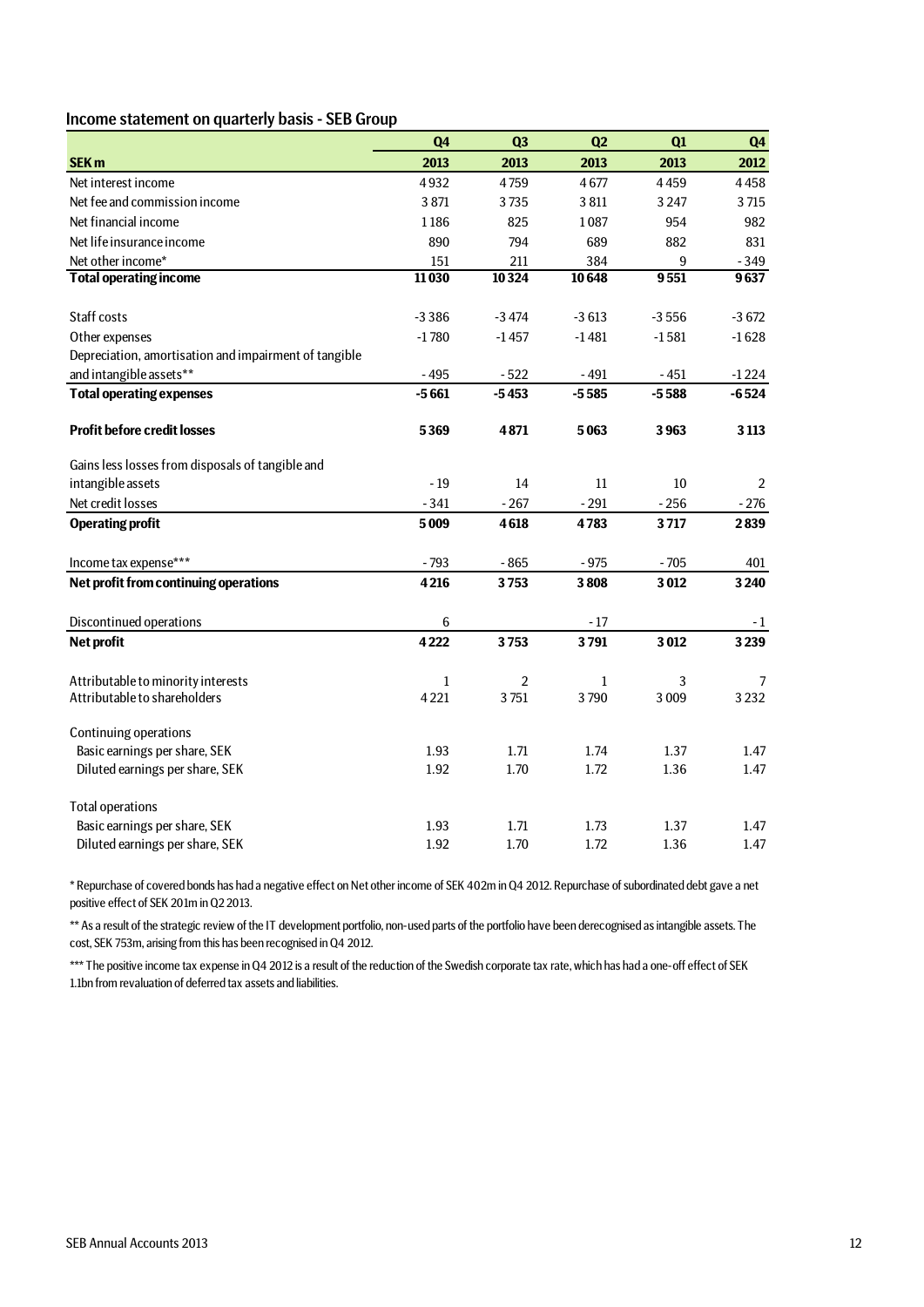## Income statement on quarterly basis - SEB Group

| SEK m | Q4 2013 | Q3 2013 | Q2 2013 | Q1 2013 | Q4 2012 |
|---|---|---|---|---|---|
| Net interest income | 4 932 | 4 759 | 4 677 | 4 459 | 4 458 |
| Net fee and commission income | 3 871 | 3 735 | 3 811 | 3 247 | 3 715 |
| Net financial income | 1 186 | 825 | 1 087 | 954 | 982 |
| Net life insurance income | 890 | 794 | 689 | 882 | 831 |
| Net other income* | 151 | 211 | 384 | 9 | - 349 |
| **Total operating income** | **11 030** | **10 324** | **10 648** | **9 551** | **9 637** |
| | | | | | |
| Staff costs | -3 386 | -3 474 | -3 613 | -3 556 | -3 672 |
| Other expenses | -1 780 | -1 457 | -1 481 | -1 581 | -1 628 |
| Depreciation, amortisation and impairment of tangible and intangible assets** | - 495 | - 522 | - 491 | - 451 | -1 224 |
| **Total operating expenses** | **-5 661** | **-5 453** | **-5 585** | **-5 588** | **-6 524** |
| | | | | | |
| **Profit before credit losses** | **5 369** | **4 871** | **5 063** | **3 963** | **3 113** |
| | | | | | |
| Gains less losses from disposals of tangible and intangible assets | - 19 | 14 | 11 | 10 | 2 |
| Net credit losses | - 341 | - 267 | - 291 | - 256 | - 276 |
| **Operating profit** | **5 009** | **4 618** | **4 783** | **3 717** | **2 839** |
| | | | | | |
| Income tax expense*** | - 793 | - 865 | - 975 | - 705 | 401 |
| **Net profit from continuing operations** | **4 216** | **3 753** | **3 808** | **3 012** | **3 240** |
| | | | | | |
| Discontinued operations | 6 | | - 17 | | - 1 |
| **Net profit** | **4 222** | **3 753** | **3 791** | **3 012** | **3 239** |
| | | | | | |
| Attributable to minority interests | 1 | 2 | 1 | 3 | 7 |
| Attributable to shareholders | 4 221 | 3 751 | 3 790 | 3 009 | 3 232 |
| | | | | | |
| Continuing operations | | | | | |
| Basic earnings per share, SEK | 1.93 | 1.71 | 1.74 | 1.37 | 1.47 |
| Diluted earnings per share, SEK | 1.92 | 1.70 | 1.72 | 1.36 | 1.47 |
| | | | | | |
| Total operations | | | | | |
| Basic earnings per share, SEK | 1.93 | 1.71 | 1.73 | 1.37 | 1.47 |
| Diluted earnings per share, SEK | 1.92 | 1.70 | 1.72 | 1.36 | 1.47 |

* Repurchase of covered bonds has had a negative effect on Net other income of SEK 402m in Q4 2012. Repurchase of subordinated debt gave a net positive effect of SEK 201m in Q2 2013.

** As a result of the strategic review of the IT development portfolio, non-used parts of the portfolio have been derecognised as intangible assets. The cost, SEK 753m, arising from this has been recognised in Q4 2012.

*** The positive income tax expense in Q4 2012 is a result of the reduction of the Swedish corporate tax rate, which has had a one-off effect of SEK 1.1bn from revaluation of deferred tax assets and liabilities.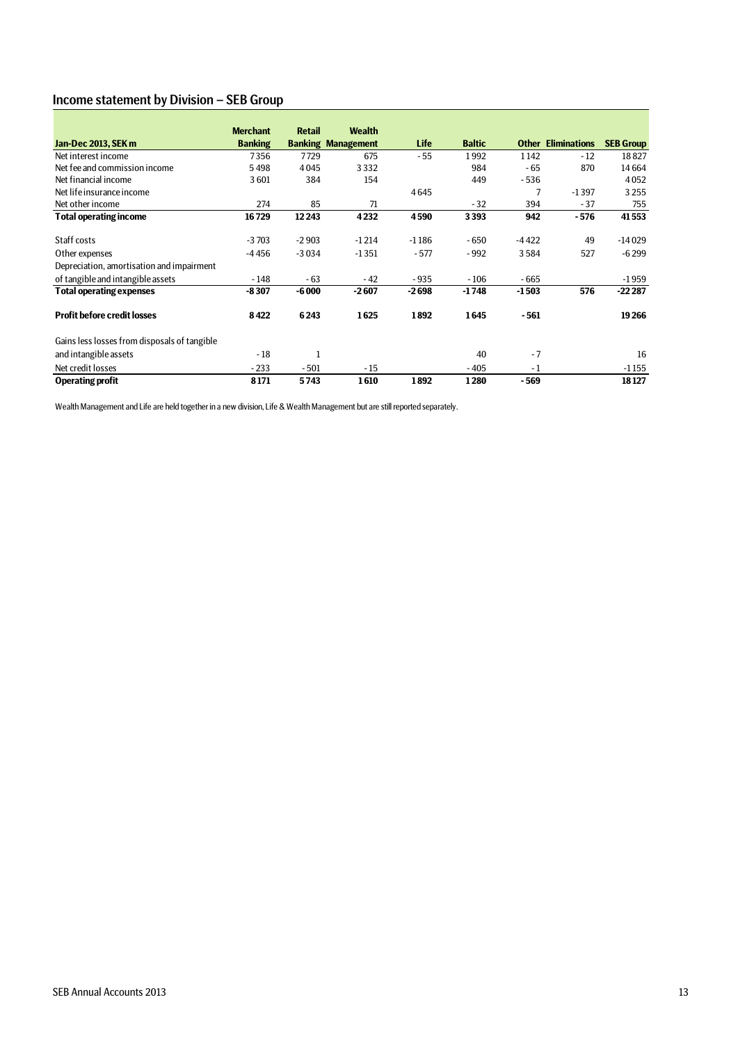## Income statement by Division – SEB Group

| Jan-Dec 2013, SEK m | Merchant Banking | Retail Banking | Wealth Management | Life | Baltic | Other | Eliminations | SEB Group |
|---|---|---|---|---|---|---|---|---|
| Net interest income | 7 356 | 7 729 | 675 | - 55 | 1 992 | 1 142 | - 12 | 18 827 |
| Net fee and commission income | 5 498 | 4 045 | 3 332 | | 984 | - 65 | 870 | 14 664 |
| Net financial income | 3 601 | 384 | 154 | | 449 | - 536 | | 4 052 |
| Net life insurance income | | | | 4 645 | | 7 | -1 397 | 3 255 |
| Net other income | 274 | 85 | 71 | | - 32 | 394 | - 37 | 755 |
| **Total operating income** | **16 729** | **12 243** | **4 232** | **4 590** | **3 393** | **942** | **- 576** | **41 553** |
| Staff costs | -3 703 | -2 903 | -1 214 | -1 186 | - 650 | -4 422 | 49 | -14 029 |
| Other expenses | -4 456 | -3 034 | -1 351 | - 577 | - 992 | 3 584 | 527 | -6 299 |
| Depreciation, amortisation and impairment of tangible and intangible assets | - 148 | - 63 | - 42 | - 935 | - 106 | - 665 | | -1 959 |
| **Total operating expenses** | **-8 307** | **-6 000** | **-2 607** | **-2 698** | **-1 748** | **-1 503** | **576** | **-22 287** |
| **Profit before credit losses** | **8 422** | **6 243** | **1 625** | **1 892** | **1 645** | **- 561** | | **19 266** |
| Gains less losses from disposals of tangible and intangible assets | - 18 | 1 | | | 40 | - 7 | | 16 |
| Net credit losses | - 233 | - 501 | - 15 | | - 405 | - 1 | | -1 155 |
| **Operating profit** | **8 171** | **5 743** | **1 610** | **1 892** | **1 280** | **- 569** | | **18 127** |

Wealth Management and Life are held together in a new division, Life & Wealth Management but are still reported separately.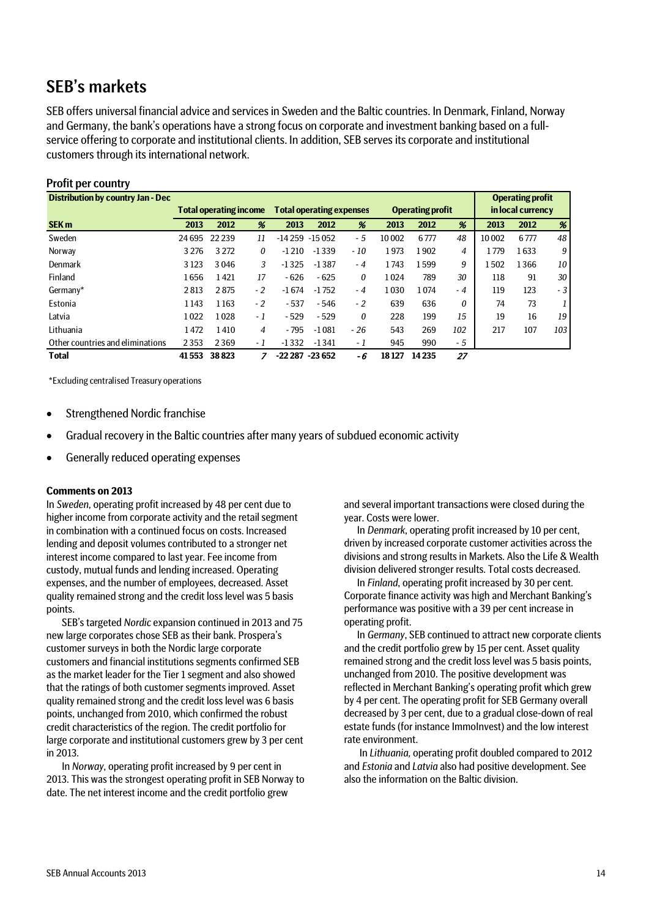# SEB's markets

SEB offers universal financial advice and services in Sweden and the Baltic countries. In Denmark, Finland, Norway and Germany, the bank's operations have a strong focus on corporate and investment banking based on a full-service offering to corporate and institutional clients. In addition, SEB serves its corporate and institutional customers through its international network.

## Profit per country

| Distribution by country Jan - Dec | Total operating income | | | Total operating expenses | | | Operating profit | | | Operating profit in local currency | | |
|---|---|---|---|---|---|---|---|---|---|---|---|---|
| SEK m | 2013 | 2012 | % | 2013 | 2012 | % | 2013 | 2012 | % | 2013 | 2012 | % |
| Sweden | 24 695 | 22 239 | 11 | -14 259 | -15 052 | - 5 | 10 002 | 6 777 | 48 | 10 002 | 6 777 | 48 |
| Norway | 3 276 | 3 272 | 0 | -1 210 | -1 339 | - 10 | 1 973 | 1 902 | 4 | 1 779 | 1 633 | 9 |
| Denmark | 3 123 | 3 046 | 3 | -1 325 | -1 387 | - 4 | 1 743 | 1 599 | 9 | 1 502 | 1 366 | 10 |
| Finland | 1 656 | 1 421 | 17 | - 626 | - 625 | 0 | 1 024 | 789 | 30 | 118 | 91 | 30 |
| Germany* | 2 813 | 2 875 | - 2 | -1 674 | -1 752 | - 4 | 1 030 | 1 074 | - 4 | 119 | 123 | - 3 |
| Estonia | 1 143 | 1 163 | - 2 | - 537 | - 546 | - 2 | 639 | 636 | 0 | 74 | 73 | 1 |
| Latvia | 1 022 | 1 028 | - 1 | - 529 | - 529 | 0 | 228 | 199 | 15 | 19 | 16 | 19 |
| Lithuania | 1 472 | 1 410 | 4 | - 795 | -1 081 | - 26 | 543 | 269 | 102 | 217 | 107 | 103 |
| Other countries and eliminations | 2 353 | 2 369 | - 1 | -1 332 | -1 341 | - 1 | 945 | 990 | - 5 | | | |
| **Total** | **41 553** | **38 823** | **7** | **-22 287** | **-23 652** | **-6** | **18 127** | **14 235** | **27** | | | |

*Excluding centralised Treasury operations

- Strengthened Nordic franchise
- Gradual recovery in the Baltic countries after many years of subdued economic activity
- Generally reduced operating expenses

**Comments on 2013**

In *Sweden*, operating profit increased by 48 per cent due to higher income from corporate activity and the retail segment in combination with a continued focus on costs. Increased lending and deposit volumes contributed to a stronger net interest income compared to last year. Fee income from custody, mutual funds and lending increased. Operating expenses, and the number of employees, decreased. Asset quality remained strong and the credit loss level was 5 basis points.

SEB's targeted *Nordic* expansion continued in 2013 and 75 new large corporates chose SEB as their bank. Prospera's customer surveys in both the Nordic large corporate customers and financial institutions segments confirmed SEB as the market leader for the Tier 1 segment and also showed that the ratings of both customer segments improved. Asset quality remained strong and the credit loss level was 6 basis points, unchanged from 2010, which confirmed the robust credit characteristics of the region. The credit portfolio for large corporate and institutional customers grew by 3 per cent in 2013.

In *Norway*, operating profit increased by 9 per cent in 2013. This was the strongest operating profit in SEB Norway to date. The net interest income and the credit portfolio grew and several important transactions were closed during the year. Costs were lower.

In *Denmark*, operating profit increased by 10 per cent, driven by increased corporate customer activities across the divisions and strong results in Markets. Also the Life & Wealth division delivered stronger results. Total costs decreased.

In *Finland*, operating profit increased by 30 per cent. Corporate finance activity was high and Merchant Banking's performance was positive with a 39 per cent increase in operating profit.

In *Germany*, SEB continued to attract new corporate clients and the credit portfolio grew by 15 per cent. Asset quality remained strong and the credit loss level was 5 basis points, unchanged from 2010. The positive development was reflected in Merchant Banking's operating profit which grew by 4 per cent. The operating profit for SEB Germany overall decreased by 3 per cent, due to a gradual close-down of real estate funds (for instance ImmoInvest) and the low interest rate environment.

In *Lithuania*, operating profit doubled compared to 2012 and *Estonia* and *Latvia* also had positive development. See also the information on the Baltic division.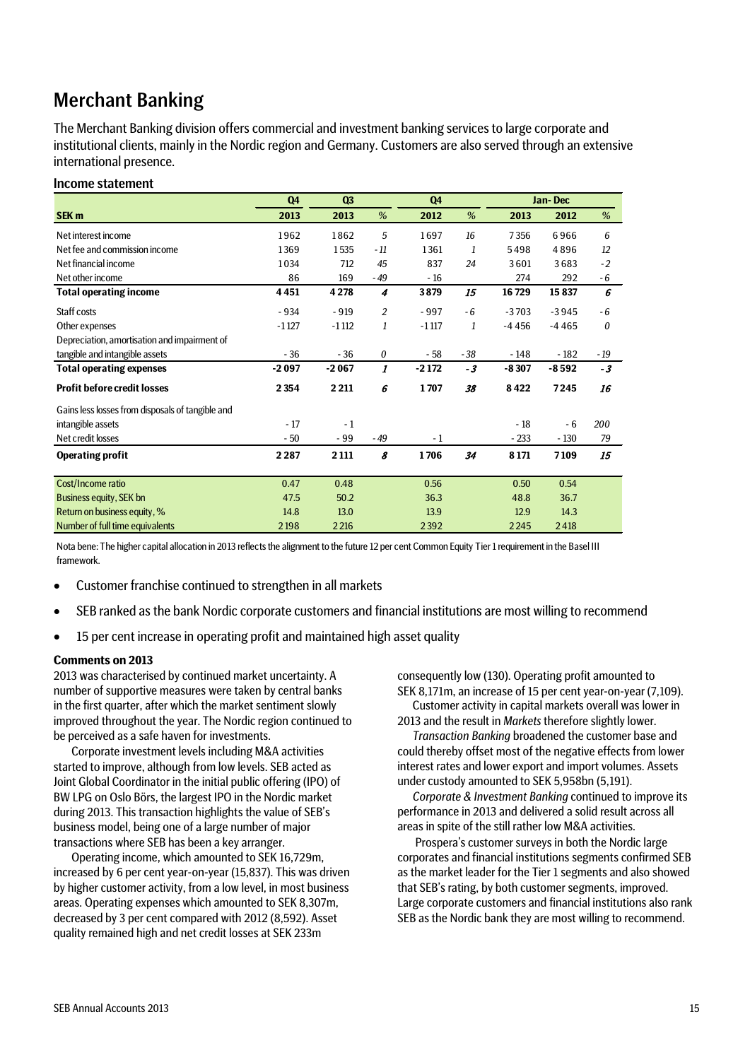# Merchant Banking

The Merchant Banking division offers commercial and investment banking services to large corporate and institutional clients, mainly in the Nordic region and Germany. Customers are also served through an extensive international presence.

## Income statement

| | Q4 | Q3 | | Q4 | | Jan- Dec | | |
|---|---|---|---|---|---|---|---|---|
| **SEK m** | **2013** | **2013** | *%* | **2012** | *%* | **2013** | **2012** | *%* |
| Net interest income | 1962 | 1862 | *5* | 1697 | *16* | 7356 | 6966 | *6* |
| Net fee and commission income | 1369 | 1535 | *-11* | 1361 | *1* | 5498 | 4896 | *12* |
| Net financial income | 1034 | 712 | *45* | 837 | *24* | 3601 | 3683 | *-2* |
| Net other income | 86 | 169 | *-49* | -16 | | 274 | 292 | *-6* |
| **Total operating income** | **4451** | **4278** | ***4*** | **3879** | ***15*** | **16729** | **15837** | ***6*** |
| Staff costs | -934 | -919 | *2* | -997 | *-6* | -3703 | -3945 | *-6* |
| Other expenses | -1127 | -1112 | *1* | -1117 | *1* | -4456 | -4465 | *0* |
| Depreciation, amortisation and impairment of tangible and intangible assets | -36 | -36 | *0* | -58 | *-38* | -148 | -182 | *-19* |
| **Total operating expenses** | **-2097** | **-2067** | ***1*** | **-2172** | ***-3*** | **-8307** | **-8592** | ***-3*** |
| **Profit before credit losses** | **2354** | **2211** | ***6*** | **1707** | ***38*** | **8422** | **7245** | ***16*** |
| Gains less losses from disposals of tangible and intangible assets | -17 | -1 | | | | -18 | -6 | *200* |
| Net credit losses | -50 | -99 | *-49* | -1 | | -233 | -130 | *79* |
| **Operating profit** | **2287** | **2111** | ***8*** | **1706** | ***34*** | **8171** | **7109** | ***15*** |
| Cost/Income ratio | 0.47 | 0.48 | | 0.56 | | 0.50 | 0.54 | |
| Business equity, SEK bn | 47.5 | 50.2 | | 36.3 | | 48.8 | 36.7 | |
| Return on business equity, % | 14.8 | 13.0 | | 13.9 | | 12.9 | 14.3 | |
| Number of full time equivalents | 2198 | 2216 | | 2392 | | 2245 | 2418 | |

Nota bene: The higher capital allocation in 2013 reflects the alignment to the future 12 per cent Common Equity Tier 1 requirement in the Basel III framework.

- Customer franchise continued to strengthen in all markets
- SEB ranked as the bank Nordic corporate customers and financial institutions are most willing to recommend
- 15 per cent increase in operating profit and maintained high asset quality

**Comments on 2013**

2013 was characterised by continued market uncertainty. A number of supportive measures were taken by central banks in the first quarter, after which the market sentiment slowly improved throughout the year. The Nordic region continued to be perceived as a safe haven for investments.

Corporate investment levels including M&A activities started to improve, although from low levels. SEB acted as Joint Global Coordinator in the initial public offering (IPO) of BW LPG on Oslo Börs, the largest IPO in the Nordic market during 2013. This transaction highlights the value of SEB's business model, being one of a large number of major transactions where SEB has been a key arranger.

Operating income, which amounted to SEK 16,729m, increased by 6 per cent year-on-year (15,837). This was driven by higher customer activity, from a low level, in most business areas. Operating expenses which amounted to SEK 8,307m, decreased by 3 per cent compared with 2012 (8,592). Asset quality remained high and net credit losses at SEK 233m consequently low (130). Operating profit amounted to SEK 8,171m, an increase of 15 per cent year-on-year (7,109).

Customer activity in capital markets overall was lower in 2013 and the result in *Markets* therefore slightly lower.

*Transaction Banking* broadened the customer base and could thereby offset most of the negative effects from lower interest rates and lower export and import volumes. Assets under custody amounted to SEK 5,958bn (5,191).

*Corporate & Investment Banking* continued to improve its performance in 2013 and delivered a solid result across all areas in spite of the still rather low M&A activities.

Prospera's customer surveys in both the Nordic large corporates and financial institutions segments confirmed SEB as the market leader for the Tier 1 segments and also showed that SEB's rating, by both customer segments, improved. Large corporate customers and financial institutions also rank SEB as the Nordic bank they are most willing to recommend.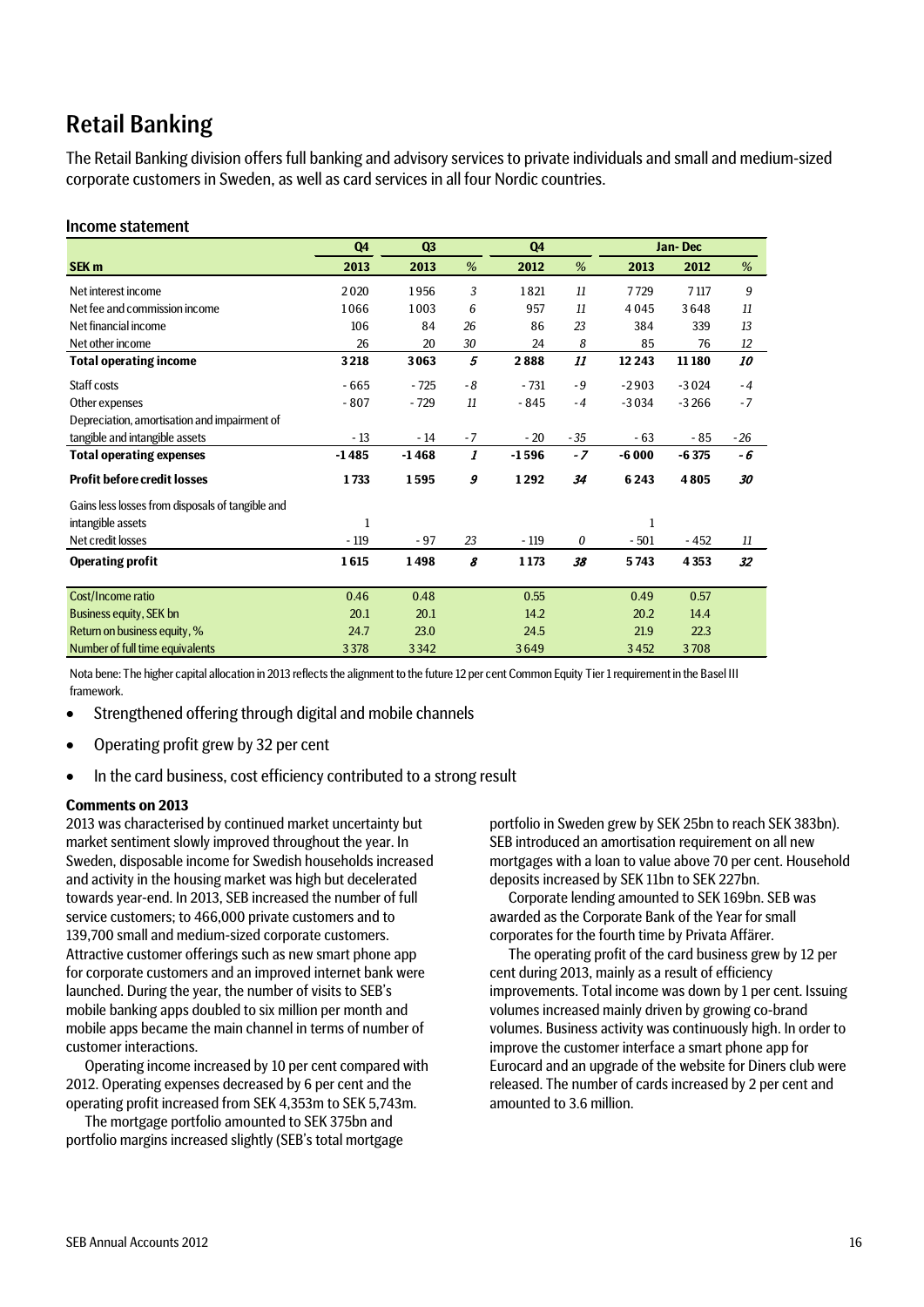# Retail Banking

The Retail Banking division offers full banking and advisory services to private individuals and small and medium-sized corporate customers in Sweden, as well as card services in all four Nordic countries.

## Income statement

| | Q4 | Q3 | | Q4 | | Jan- Dec | | |
|---|---|---|---|---|---|---|---|---|
| **SEK m** | **2013** | **2013** | *%* | **2012** | *%* | **2013** | **2012** | *%* |
| Net interest income | 2 020 | 1 956 | *3* | 1 821 | *11* | 7 729 | 7 117 | *9* |
| Net fee and commission income | 1 066 | 1 003 | *6* | 957 | *11* | 4 045 | 3 648 | *11* |
| Net financial income | 106 | 84 | *26* | 86 | *23* | 384 | 339 | *13* |
| Net other income | 26 | 20 | *30* | 24 | *8* | 85 | 76 | *12* |
| **Total operating income** | **3 218** | **3 063** | ***5*** | **2 888** | ***11*** | **12 243** | **11 180** | ***10*** |
| Staff costs | - 665 | - 725 | *- 8* | - 731 | *- 9* | -2 903 | -3 024 | *- 4* |
| Other expenses | - 807 | - 729 | *11* | - 845 | *- 4* | -3 034 | -3 266 | *- 7* |
| Depreciation, amortisation and impairment of tangible and intangible assets | - 13 | - 14 | *- 7* | - 20 | *- 35* | - 63 | - 85 | *- 26* |
| **Total operating expenses** | **-1 485** | **-1 468** | ***1*** | **-1 596** | ***- 7*** | **-6 000** | **-6 375** | ***- 6*** |
| **Profit before credit losses** | **1 733** | **1 595** | ***9*** | **1 292** | ***34*** | **6 243** | **4 805** | ***30*** |
| Gains less losses from disposals of tangible and intangible assets | 1 | | | | | 1 | | |
| Net credit losses | - 119 | - 97 | *23* | - 119 | *0* | - 501 | - 452 | *11* |
| **Operating profit** | **1 615** | **1 498** | ***8*** | **1 173** | ***38*** | **5 743** | **4 353** | ***32*** |
| Cost/Income ratio | 0.46 | 0.48 | | 0.55 | | 0.49 | 0.57 | |
| Business equity, SEK bn | 20.1 | 20.1 | | 14.2 | | 20.2 | 14.4 | |
| Return on business equity, % | 24.7 | 23.0 | | 24.5 | | 21.9 | 22.3 | |
| Number of full time equivalents | 3 378 | 3 342 | | 3 649 | | 3 452 | 3 708 | |

Nota bene: The higher capital allocation in 2013 reflects the alignment to the future 12 per cent Common Equity Tier 1 requirement in the Basel III framework.

- Strengthened offering through digital and mobile channels
- Operating profit grew by 32 per cent
- In the card business, cost efficiency contributed to a strong result

**Comments on 2013**

2013 was characterised by continued market uncertainty but market sentiment slowly improved throughout the year. In Sweden, disposable income for Swedish households increased and activity in the housing market was high but decelerated towards year-end. In 2013, SEB increased the number of full service customers; to 466,000 private customers and to 139,700 small and medium-sized corporate customers. Attractive customer offerings such as new smart phone app for corporate customers and an improved internet bank were launched. During the year, the number of visits to SEB's mobile banking apps doubled to six million per month and mobile apps became the main channel in terms of number of customer interactions.

Operating income increased by 10 per cent compared with 2012. Operating expenses decreased by 6 per cent and the operating profit increased from SEK 4,353m to SEK 5,743m.

The mortgage portfolio amounted to SEK 375bn and portfolio margins increased slightly (SEB's total mortgage portfolio in Sweden grew by SEK 25bn to reach SEK 383bn). SEB introduced an amortisation requirement on all new mortgages with a loan to value above 70 per cent. Household deposits increased by SEK 11bn to SEK 227bn.

Corporate lending amounted to SEK 169bn. SEB was awarded as the Corporate Bank of the Year for small corporates for the fourth time by Privata Affärer.

The operating profit of the card business grew by 12 per cent during 2013, mainly as a result of efficiency improvements. Total income was down by 1 per cent. Issuing volumes increased mainly driven by growing co-brand volumes. Business activity was continuously high. In order to improve the customer interface a smart phone app for Eurocard and an upgrade of the website for Diners club were released. The number of cards increased by 2 per cent and amounted to 3.6 million.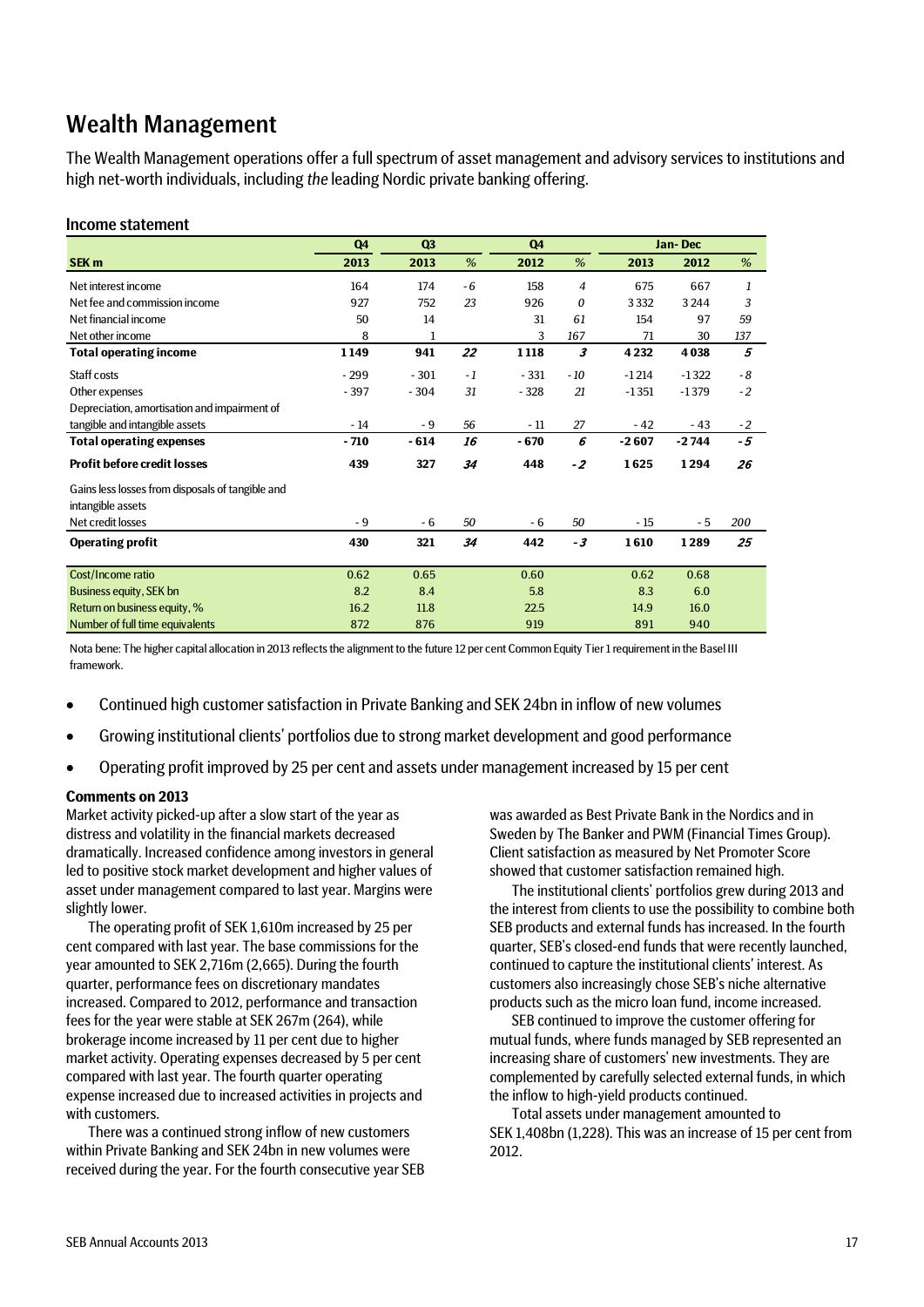# Wealth Management

The Wealth Management operations offer a full spectrum of asset management and advisory services to institutions and high net-worth individuals, including *the* leading Nordic private banking offering.

## Income statement

| SEK m | Q4 2013 | Q3 2013 | % | Q4 2012 | % | Jan-Dec 2013 | Jan-Dec 2012 | % |
|---|---|---|---|---|---|---|---|---|
| Net interest income | 164 | 174 | -6 | 158 | 4 | 675 | 667 | 1 |
| Net fee and commission income | 927 | 752 | 23 | 926 | 0 | 3 332 | 3 244 | 3 |
| Net financial income | 50 | 14 | | 31 | 61 | 154 | 97 | 59 |
| Net other income | 8 | 1 | | 3 | 167 | 71 | 30 | 137 |
| **Total operating income** | **1 149** | **941** | **22** | **1 118** | **3** | **4 232** | **4 038** | **5** |
| Staff costs | -299 | -301 | -1 | -331 | -10 | -1 214 | -1 322 | -8 |
| Other expenses | -397 | -304 | 31 | -328 | 21 | -1 351 | -1 379 | -2 |
| Depreciation, amortisation and impairment of tangible and intangible assets | -14 | -9 | 56 | -11 | 27 | -42 | -43 | -2 |
| **Total operating expenses** | **-710** | **-614** | **16** | **-670** | **6** | **-2 607** | **-2 744** | **-5** |
| **Profit before credit losses** | **439** | **327** | **34** | **448** | **-2** | **1 625** | **1 294** | **26** |
| Gains less losses from disposals of tangible and intangible assets | | | | | | | | |
| Net credit losses | -9 | -6 | 50 | -6 | 50 | -15 | -5 | 200 |
| **Operating profit** | **430** | **321** | **34** | **442** | **-3** | **1 610** | **1 289** | **25** |
| Cost/Income ratio | 0.62 | 0.65 | | 0.60 | | 0.62 | 0.68 | |
| Business equity, SEK bn | 8.2 | 8.4 | | 5.8 | | 8.3 | 6.0 | |
| Return on business equity, % | 16.2 | 11.8 | | 22.5 | | 14.9 | 16.0 | |
| Number of full time equivalents | 872 | 876 | | 919 | | 891 | 940 | |

Nota bene: The higher capital allocation in 2013 reflects the alignment to the future 12 per cent Common Equity Tier 1 requirement in the Basel III framework.

- Continued high customer satisfaction in Private Banking and SEK 24bn in inflow of new volumes
- Growing institutional clients' portfolios due to strong market development and good performance
- Operating profit improved by 25 per cent and assets under management increased by 15 per cent

**Comments on 2013**

Market activity picked-up after a slow start of the year as distress and volatility in the financial markets decreased dramatically. Increased confidence among investors in general led to positive stock market development and higher values of asset under management compared to last year. Margins were slightly lower.

The operating profit of SEK 1,610m increased by 25 per cent compared with last year. The base commissions for the year amounted to SEK 2,716m (2,665). During the fourth quarter, performance fees on discretionary mandates increased. Compared to 2012, performance and transaction fees for the year were stable at SEK 267m (264), while brokerage income increased by 11 per cent due to higher market activity. Operating expenses decreased by 5 per cent compared with last year. The fourth quarter operating expense increased due to increased activities in projects and with customers.

There was a continued strong inflow of new customers within Private Banking and SEK 24bn in new volumes were received during the year. For the fourth consecutive year SEB was awarded as Best Private Bank in the Nordics and in Sweden by The Banker and PWM (Financial Times Group). Client satisfaction as measured by Net Promoter Score showed that customer satisfaction remained high.

The institutional clients' portfolios grew during 2013 and the interest from clients to use the possibility to combine both SEB products and external funds has increased. In the fourth quarter, SEB's closed-end funds that were recently launched, continued to capture the institutional clients' interest. As customers also increasingly chose SEB's niche alternative products such as the micro loan fund, income increased.

SEB continued to improve the customer offering for mutual funds, where funds managed by SEB represented an increasing share of customers' new investments. They are complemented by carefully selected external funds, in which the inflow to high-yield products continued.

Total assets under management amounted to SEK 1,408bn (1,228). This was an increase of 15 per cent from 2012.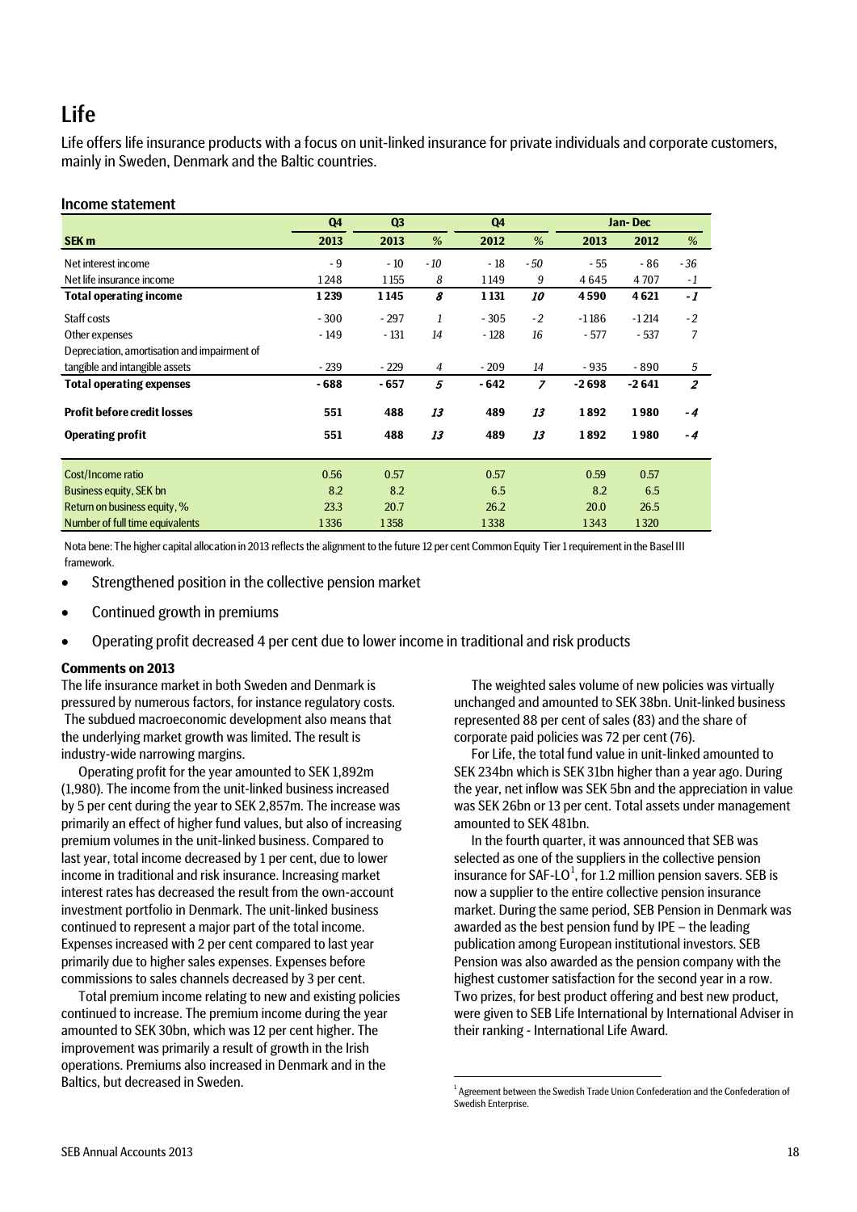# Life

Life offers life insurance products with a focus on unit-linked insurance for private individuals and corporate customers, mainly in Sweden, Denmark and the Baltic countries.

## Income statement

| | Q4 | Q3 | | Q4 | | Jan- Dec | | |
|---|---|---|---|---|---|---|---|---|
| **SEK m** | **2013** | **2013** | *%* | **2012** | *%* | **2013** | **2012** | *%* |
| Net interest income | - 9 | - 10 | *-10* | - 18 | *-50* | - 55 | - 86 | *-36* |
| Net life insurance income | 1 248 | 1 155 | *8* | 1 149 | *9* | 4 645 | 4 707 | *-1* |
| **Total operating income** | **1 239** | **1 145** | ***8*** | **1 131** | ***10*** | **4 590** | **4 621** | ***-1*** |
| Staff costs | - 300 | - 297 | *1* | - 305 | *-2* | -1 186 | -1 214 | *-2* |
| Other expenses | - 149 | - 131 | *14* | - 128 | *16* | - 577 | - 537 | *7* |
| Depreciation, amortisation and impairment of tangible and intangible assets | - 239 | - 229 | *4* | - 209 | *14* | - 935 | - 890 | *5* |
| **Total operating expenses** | **- 688** | **- 657** | ***5*** | **- 642** | ***7*** | **-2 698** | **-2 641** | ***2*** |
| **Profit before credit losses** | **551** | **488** | ***13*** | **489** | ***13*** | **1 892** | **1 980** | ***-4*** |
| **Operating profit** | **551** | **488** | ***13*** | **489** | ***13*** | **1 892** | **1 980** | ***-4*** |
| Cost/Income ratio | 0.56 | 0.57 | | 0.57 | | 0.59 | 0.57 | |
| Business equity, SEK bn | 8.2 | 8.2 | | 6.5 | | 8.2 | 6.5 | |
| Return on business equity, % | 23.3 | 20.7 | | 26.2 | | 20.0 | 26.5 | |
| Number of full time equivalents | 1 336 | 1 358 | | 1 338 | | 1 343 | 1 320 | |

Nota bene: The higher capital allocation in 2013 reflects the alignment to the future 12 per cent Common Equity Tier 1 requirement in the Basel III framework.

- Strengthened position in the collective pension market
- Continued growth in premiums
- Operating profit decreased 4 per cent due to lower income in traditional and risk products

**Comments on 2013**

The life insurance market in both Sweden and Denmark is pressured by numerous factors, for instance regulatory costs. The subdued macroeconomic development also means that the underlying market growth was limited. The result is industry-wide narrowing margins.

Operating profit for the year amounted to SEK 1,892m (1,980). The income from the unit-linked business increased by 5 per cent during the year to SEK 2,857m. The increase was primarily an effect of higher fund values, but also of increasing premium volumes in the unit-linked business. Compared to last year, total income decreased by 1 per cent, due to lower income in traditional and risk insurance. Increasing market interest rates has decreased the result from the own-account investment portfolio in Denmark. The unit-linked business continued to represent a major part of the total income. Expenses increased with 2 per cent compared to last year primarily due to higher sales expenses. Expenses before commissions to sales channels decreased by 3 per cent.

Total premium income relating to new and existing policies continued to increase. The premium income during the year amounted to SEK 30bn, which was 12 per cent higher. The improvement was primarily a result of growth in the Irish operations. Premiums also increased in Denmark and in the Baltics, but decreased in Sweden.

The weighted sales volume of new policies was virtually unchanged and amounted to SEK 38bn. Unit-linked business represented 88 per cent of sales (83) and the share of corporate paid policies was 72 per cent (76).

For Life, the total fund value in unit-linked amounted to SEK 234bn which is SEK 31bn higher than a year ago. During the year, net inflow was SEK 5bn and the appreciation in value was SEK 26bn or 13 per cent. Total assets under management amounted to SEK 481bn.

In the fourth quarter, it was announced that SEB was selected as one of the suppliers in the collective pension insurance for SAF-LO[1], for 1.2 million pension savers. SEB is now a supplier to the entire collective pension insurance market. During the same period, SEB Pension in Denmark was awarded as the best pension fund by IPE – the leading publication among European institutional investors. SEB Pension was also awarded as the pension company with the highest customer satisfaction for the second year in a row. Two prizes, for best product offering and best new product, were given to SEB Life International by International Adviser in their ranking - International Life Award.

[1] Agreement between the Swedish Trade Union Confederation and the Confederation of Swedish Enterprise.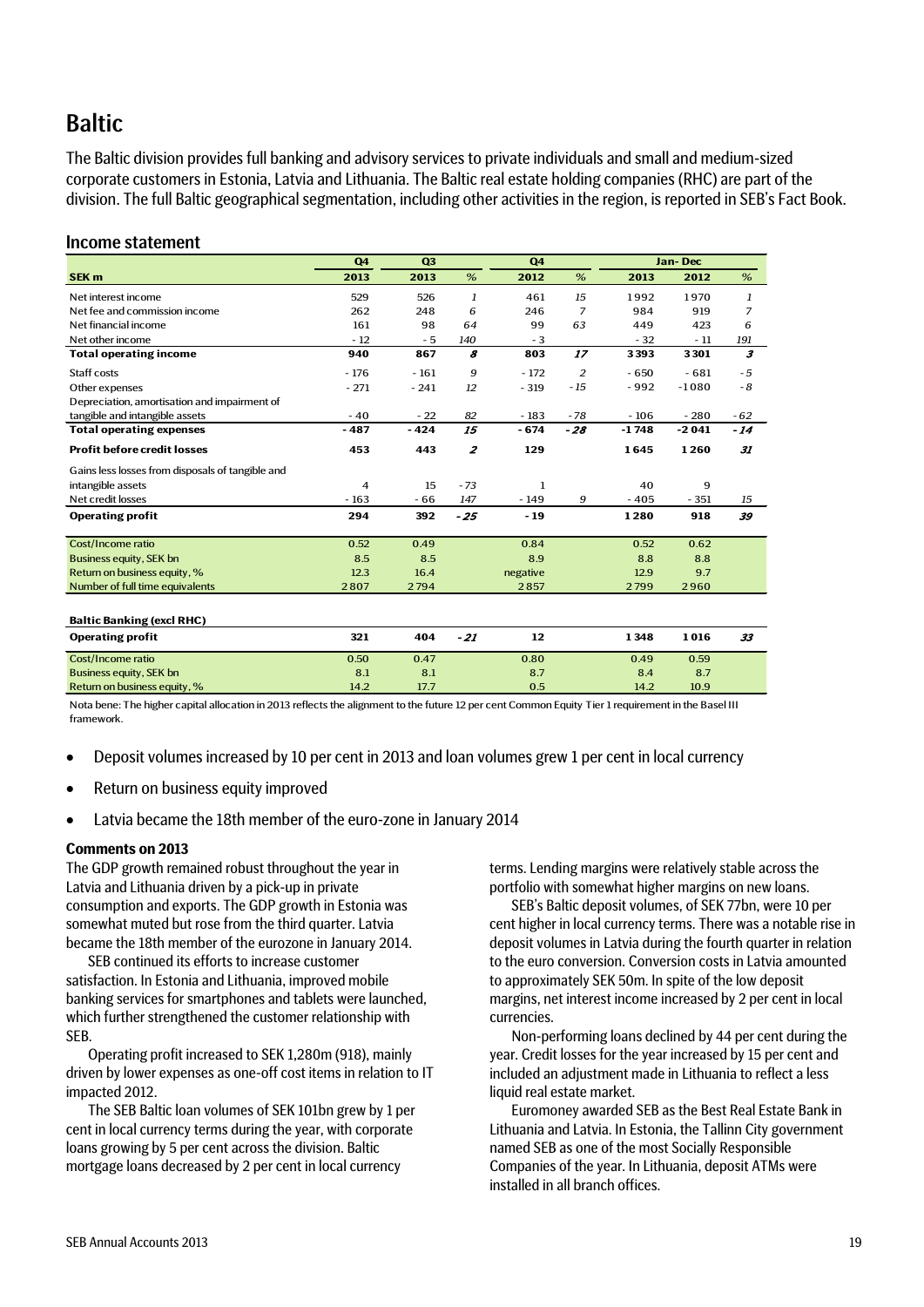# Baltic

The Baltic division provides full banking and advisory services to private individuals and small and medium-sized corporate customers in Estonia, Latvia and Lithuania. The Baltic real estate holding companies (RHC) are part of the division. The full Baltic geographical segmentation, including other activities in the region, is reported in SEB's Fact Book.

## Income statement

| | Q4 | Q3 | | Q4 | | Jan- Dec | | |
|---|---|---|---|---|---|---|---|---|
| **SEK m** | **2013** | **2013** | *%* | **2012** | *%* | **2013** | **2012** | *%* |
| Net interest income | 529 | 526 | *1* | 461 | *15* | 1 992 | 1 970 | *1* |
| Net fee and commission income | 262 | 248 | *6* | 246 | *7* | 984 | 919 | *7* |
| Net financial income | 161 | 98 | *64* | 99 | *63* | 449 | 423 | *6* |
| Net other income | - 12 | - 5 | *140* | - 3 | | - 32 | - 11 | *191* |
| **Total operating income** | **940** | **867** | ***8*** | **803** | ***17*** | **3 393** | **3 301** | ***3*** |
| Staff costs | - 176 | - 161 | *9* | - 172 | *2* | - 650 | - 681 | *-5* |
| Other expenses | - 271 | - 241 | *12* | - 319 | *-15* | - 992 | -1 080 | *-8* |
| Depreciation, amortisation and impairment of tangible and intangible assets | - 40 | - 22 | *82* | - 183 | *-78* | - 106 | - 280 | *-62* |
| **Total operating expenses** | **- 487** | **- 424** | ***15*** | **- 674** | ***-28*** | **-1 748** | **-2 041** | ***-14*** |
| **Profit before credit losses** | **453** | **443** | ***2*** | **129** | | **1 645** | **1 260** | ***31*** |
| Gains less losses from disposals of tangible and intangible assets | 4 | 15 | *-73* | 1 | | 40 | 9 | |
| Net credit losses | - 163 | - 66 | *147* | - 149 | *9* | - 405 | - 351 | *15* |
| **Operating profit** | **294** | **392** | ***-25*** | **- 19** | | **1 280** | **918** | ***39*** |
| Cost/Income ratio | 0.52 | 0.49 | | 0.84 | | 0.52 | 0.62 | |
| Business equity, SEK bn | 8.5 | 8.5 | | 8.9 | | 8.8 | 8.8 | |
| Return on business equity, % | 12.3 | 16.4 | | negative | | 12.9 | 9.7 | |
| Number of full time equivalents | 2 807 | 2 794 | | 2 857 | | 2 799 | 2 960 | |
| **Baltic Banking (excl RHC)** | | | | | | | | |
| **Operating profit** | **321** | **404** | ***-21*** | **12** | | **1 348** | **1 016** | ***33*** |
| Cost/Income ratio | 0.50 | 0.47 | | 0.80 | | 0.49 | 0.59 | |
| Business equity, SEK bn | 8.1 | 8.1 | | 8.7 | | 8.4 | 8.7 | |
| Return on business equity, % | 14.2 | 17.7 | | 0.5 | | 14.2 | 10.9 | |

Nota bene: The higher capital allocation in 2013 reflects the alignment to the future 12 per cent Common Equity Tier 1 requirement in the Basel III framework.

- Deposit volumes increased by 10 per cent in 2013 and loan volumes grew 1 per cent in local currency
- Return on business equity improved
- Latvia became the 18th member of the euro-zone in January 2014

**Comments on 2013**

The GDP growth remained robust throughout the year in Latvia and Lithuania driven by a pick-up in private consumption and exports. The GDP growth in Estonia was somewhat muted but rose from the third quarter. Latvia became the 18th member of the eurozone in January 2014.

SEB continued its efforts to increase customer satisfaction. In Estonia and Lithuania, improved mobile banking services for smartphones and tablets were launched, which further strengthened the customer relationship with SEB.

Operating profit increased to SEK 1,280m (918), mainly driven by lower expenses as one-off cost items in relation to IT impacted 2012.

The SEB Baltic loan volumes of SEK 101bn grew by 1 per cent in local currency terms during the year, with corporate loans growing by 5 per cent across the division. Baltic mortgage loans decreased by 2 per cent in local currency terms. Lending margins were relatively stable across the portfolio with somewhat higher margins on new loans.

SEB's Baltic deposit volumes, of SEK 77bn, were 10 per cent higher in local currency terms. There was a notable rise in deposit volumes in Latvia during the fourth quarter in relation to the euro conversion. Conversion costs in Latvia amounted to approximately SEK 50m. In spite of the low deposit margins, net interest income increased by 2 per cent in local currencies.

Non-performing loans declined by 44 per cent during the year. Credit losses for the year increased by 15 per cent and included an adjustment made in Lithuania to reflect a less liquid real estate market.

Euromoney awarded SEB as the Best Real Estate Bank in Lithuania and Latvia. In Estonia, the Tallinn City government named SEB as one of the most Socially Responsible Companies of the year. In Lithuania, deposit ATMs were installed in all branch offices.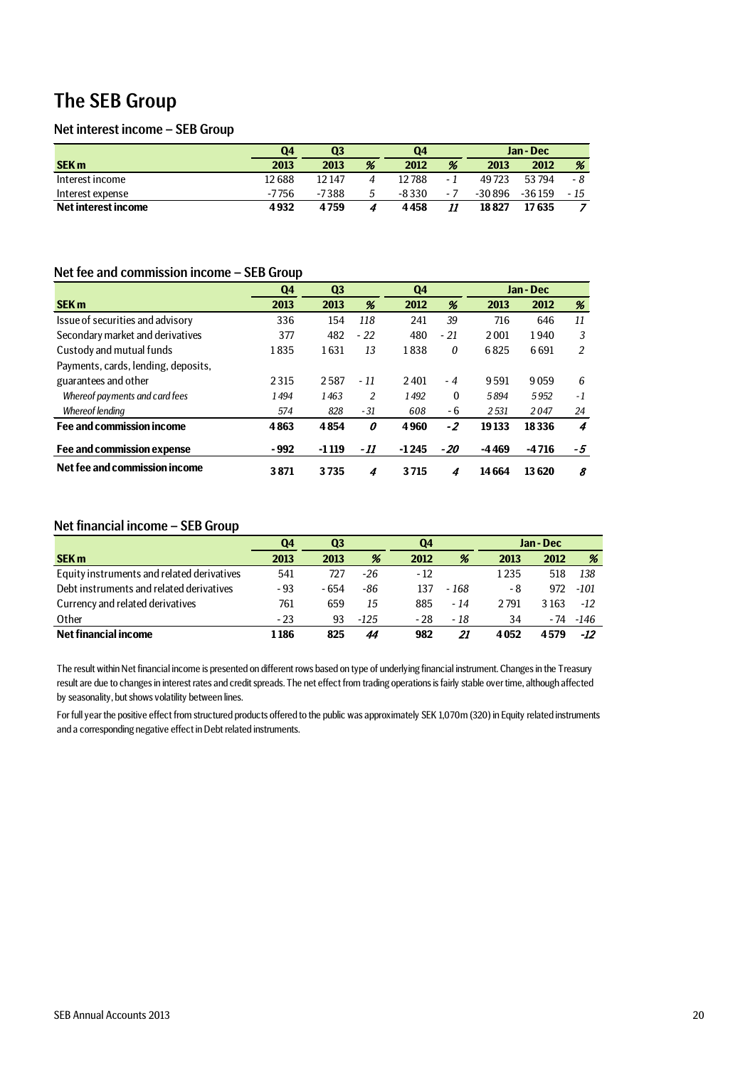# The SEB Group

## Net interest income – SEB Group

| | Q4 | Q3 | | Q4 | | Jan - Dec | | |
|---|---|---|---|---|---|---|---|---|
| **SEK m** | **2013** | **2013** | **%** | **2012** | **%** | **2013** | **2012** | **%** |
| Interest income | 12 688 | 12 147 | *4* | 12 788 | *- 1* | 49 723 | 53 794 | *- 8* |
| Interest expense | -7 756 | -7 388 | *5* | -8 330 | *- 7* | -30 896 | -36 159 | *- 15* |
| **Net interest income** | **4 932** | **4 759** | ***4*** | **4 458** | ***11*** | **18 827** | **17 635** | ***7*** |

## Net fee and commission income – SEB Group

| | Q4 | Q3 | | Q4 | | Jan - Dec | | |
|---|---|---|---|---|---|---|---|---|
| **SEK m** | **2013** | **2013** | **%** | **2012** | **%** | **2013** | **2012** | **%** |
| Issue of securities and advisory | 336 | 154 | *118* | 241 | *39* | 716 | 646 | *11* |
| Secondary market and derivatives | 377 | 482 | *- 22* | 480 | *- 21* | 2 001 | 1 940 | *3* |
| Custody and mutual funds | 1 835 | 1 631 | *13* | 1 838 | *0* | 6 825 | 6 691 | *2* |
| Payments, cards, lending, deposits, guarantees and other | 2 315 | 2 587 | *- 11* | 2 401 | *- 4* | 9 591 | 9 059 | *6* |
| *Whereof payments and card fees* | *1 494* | *1 463* | *2* | *1 492* | 0 | *5 894* | *5 952* | *- 1* |
| *Whereof lending* | *574* | *828* | *- 31* | *608* | - 6 | *2 531* | *2 047* | *24* |
| **Fee and commission income** | **4 863** | **4 854** | ***0*** | **4 960** | ***- 2*** | **19 133** | **18 336** | ***4*** |
| **Fee and commission expense** | **- 992** | **-1 119** | ***- 11*** | **-1 245** | ***- 20*** | **-4 469** | **-4 716** | ***- 5*** |
| **Net fee and commission income** | **3 871** | **3 735** | ***4*** | **3 715** | ***4*** | **14 664** | **13 620** | ***8*** |

## Net financial income – SEB Group

| | Q4 | Q3 | | Q4 | | Jan - Dec | | |
|---|---|---|---|---|---|---|---|---|
| **SEK m** | **2013** | **2013** | **%** | **2012** | **%** | **2013** | **2012** | **%** |
| Equity instruments and related derivatives | 541 | 727 | *-26* | - 12 | | 1 235 | 518 | *138* |
| Debt instruments and related derivatives | - 93 | - 654 | *-86* | 137 | *- 168* | - 8 | 972 | *-101* |
| Currency and related derivatives | 761 | 659 | *15* | 885 | *- 14* | 2 791 | 3 163 | *-12* |
| Other | - 23 | 93 | *-125* | - 28 | *- 18* | 34 | - 74 | *-146* |
| **Net financial income** | **1 186** | **825** | ***44*** | **982** | ***21*** | **4 052** | **4 579** | ***-12*** |

The result within Net financial income is presented on different rows based on type of underlying financial instrument. Changes in the Treasury result are due to changes in interest rates and credit spreads. The net effect from trading operations is fairly stable over time, although affected by seasonality, but shows volatility between lines.

For full year the positive effect from structured products offered to the public was approximately SEK 1,070m (320) in Equity related instruments and a corresponding negative effect in Debt related instruments.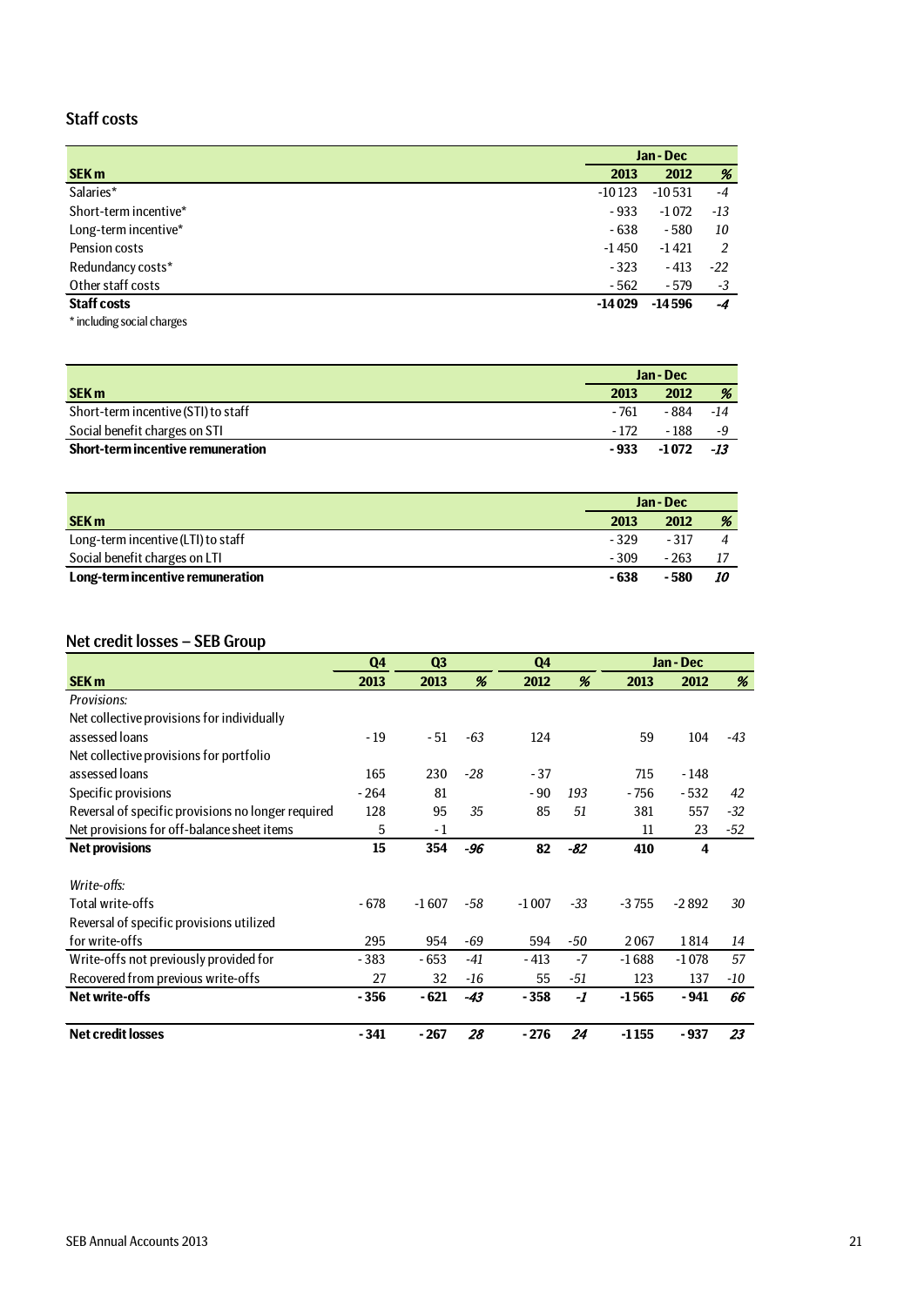## Staff costs

| SEK m | Jan - Dec 2013 | 2012 | % |
|---|---|---|---|
| Salaries* | -10 123 | -10 531 | -4 |
| Short-term incentive* | - 933 | -1 072 | -13 |
| Long-term incentive* | - 638 | - 580 | 10 |
| Pension costs | -1 450 | -1 421 | 2 |
| Redundancy costs* | - 323 | - 413 | -22 |
| Other staff costs | - 562 | - 579 | -3 |
| **Staff costs** | **-14 029** | **-14 596** | ***-4*** |

\* including social charges

| SEK m | Jan - Dec 2013 | 2012 | % |
|---|---|---|---|
| Short-term incentive (STI) to staff | - 761 | - 884 | -14 |
| Social benefit charges on STI | - 172 | - 188 | -9 |
| **Short-term incentive remuneration** | **- 933** | **-1 072** | ***-13*** |

| SEK m | Jan - Dec 2013 | 2012 | % |
|---|---|---|---|
| Long-term incentive (LTI) to staff | - 329 | - 317 | 4 |
| Social benefit charges on LTI | - 309 | - 263 | 17 |
| **Long-term incentive remuneration** | **- 638** | **- 580** | ***10*** |

## Net credit losses – SEB Group

| SEK m | Q4 2013 | Q3 2013 | % | Q4 2012 | % | Jan - Dec 2013 | 2012 | % |
|---|---|---|---|---|---|---|---|---|
| *Provisions:* | | | | | | | | |
| Net collective provisions for individually assessed loans | - 19 | - 51 | -63 | 124 | | 59 | 104 | -43 |
| Net collective provisions for portfolio assessed loans | 165 | 230 | -28 | - 37 | | 715 | - 148 | |
| Specific provisions | - 264 | 81 | | - 90 | 193 | - 756 | - 532 | 42 |
| Reversal of specific provisions no longer required | 128 | 95 | 35 | 85 | 51 | 381 | 557 | -32 |
| Net provisions for off-balance sheet items | 5 | - 1 | | | | 11 | 23 | -52 |
| **Net provisions** | **15** | **354** | ***-96*** | **82** | ***-82*** | **410** | **4** | |
| *Write-offs:* | | | | | | | | |
| Total write-offs | - 678 | -1 607 | -58 | -1 007 | -33 | -3 755 | -2 892 | 30 |
| Reversal of specific provisions utilized for write-offs | 295 | 954 | -69 | 594 | -50 | 2 067 | 1 814 | 14 |
| Write-offs not previously provided for | - 383 | - 653 | -41 | - 413 | -7 | -1 688 | -1 078 | 57 |
| Recovered from previous write-offs | 27 | 32 | -16 | 55 | -51 | 123 | 137 | -10 |
| **Net write-offs** | **- 356** | **- 621** | ***-43*** | **- 358** | ***-1*** | **-1 565** | **- 941** | ***66*** |
| **Net credit losses** | **- 341** | **- 267** | ***28*** | **- 276** | ***24*** | **-1 155** | **- 937** | ***23*** |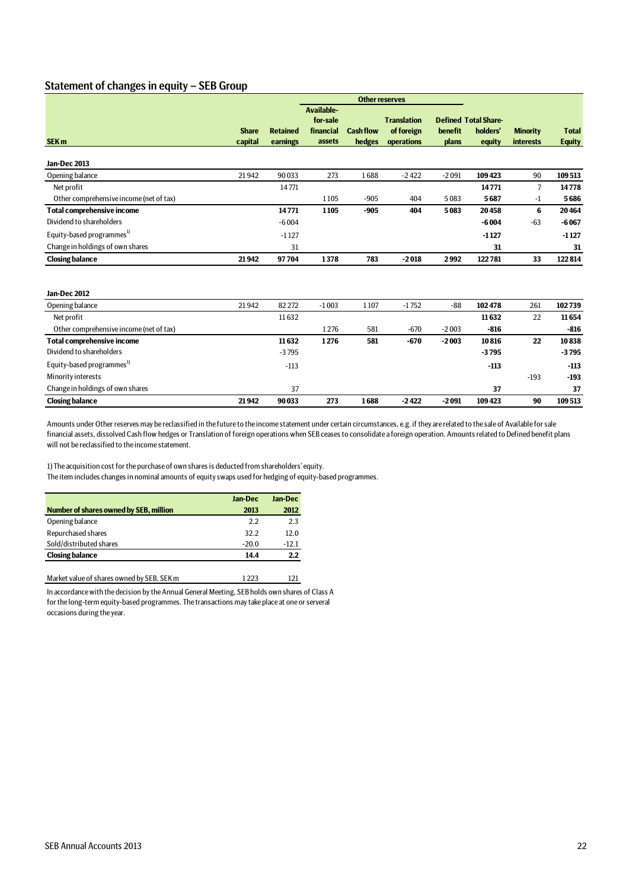## Statement of changes in equity – SEB Group

| SEK m | Share capital | Retained earnings | Other reserves: Available-for-sale financial assets | Other reserves: Cash flow hedges | Other reserves: Translation of foreign operations | Other reserves: Defined benefit plans | Total Share-holders' equity | Minority interests | Total Equity |
|---|---|---|---|---|---|---|---|---|---|
| **Jan-Dec 2013** | | | | | | | | | |
| Opening balance | 21 942 | 90 033 | 273 | 1 688 | -2 422 | -2 091 | **109 423** | 90 | **109 513** |
| Net profit | | 14 771 | | | | | **14 771** | 7 | **14 778** |
| Other comprehensive income (net of tax) | | | 1 105 | -905 | 404 | 5 083 | **5 687** | -1 | **5 686** |
| **Total comprehensive income** | | **14 771** | **1 105** | **-905** | **404** | **5 083** | **20 458** | **6** | **20 464** |
| Dividend to shareholders | | -6 004 | | | | | **-6 004** | -63 | **-6 067** |
| Equity-based programmes[1] | | -1 127 | | | | | **-1 127** | | **-1 127** |
| Change in holdings of own shares | | 31 | | | | | **31** | | **31** |
| **Closing balance** | **21 942** | **97 704** | **1 378** | **783** | **-2 018** | **2 992** | **122 781** | **33** | **122 814** |
| | | | | | | | | | |
| **Jan-Dec 2012** | | | | | | | | | |
| Opening balance | 21 942 | 82 272 | -1 003 | 1 107 | -1 752 | -88 | **102 478** | 261 | **102 739** |
| Net profit | | 11 632 | | | | | **11 632** | 22 | **11 654** |
| Other comprehensive income (net of tax) | | | 1 276 | 581 | -670 | -2 003 | **-816** | | **-816** |
| **Total comprehensive income** | | **11 632** | **1 276** | **581** | **-670** | **-2 003** | **10 816** | **22** | **10 838** |
| Dividend to shareholders | | -3 795 | | | | | **-3 795** | | **-3 795** |
| Equity-based programmes[1] | | -113 | | | | | **-113** | | **-113** |
| Minority interests | | | | | | | | -193 | **-193** |
| Change in holdings of own shares | | 37 | | | | | **37** | | **37** |
| **Closing balance** | **21 942** | **90 033** | **273** | **1 688** | **-2 422** | **-2 091** | **109 423** | **90** | **109 513** |

Amounts under Other reserves may be reclassified in the future to the income statement under certain circumstances, e.g. if they are related to the sale of Available for sale financial assets, dissolved Cash flow hedges or Translation of foreign operations when SEB ceases to consolidate a foreign operation. Amounts related to Defined benefit plans will not be reclassified to the income statement.

1) The acquisition cost for the purchase of own shares is deducted from shareholders' equity.
The item includes changes in nominal amounts of equity swaps used for hedging of equity-based programmes.

| Number of shares owned by SEB, million | Jan-Dec 2013 | Jan-Dec 2012 |
|---|---|---|
| Opening balance | 2.2 | 2.3 |
| Repurchased shares | 32.2 | 12.0 |
| Sold/distributed shares | -20.0 | -12.1 |
| **Closing balance** | **14.4** | **2.2** |
| | | |
| Market value of shares owned by SEB, SEK m | 1 223 | 121 |

In accordance with the decision by the Annual General Meeting, SEB holds own shares of Class A for the long-term equity-based programmes. The transactions may take place at one or serveral occasions during the year.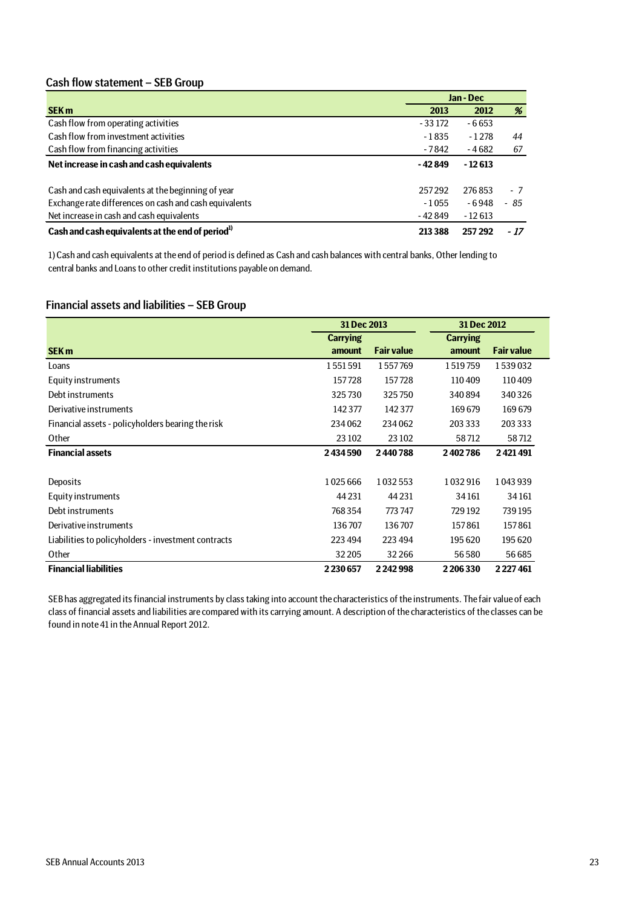## Cash flow statement – SEB Group

| SEK m | Jan - Dec 2013 | Jan - Dec 2012 | % |
|---|---|---|---|
| Cash flow from operating activities | -33 172 | -6 653 | |
| Cash flow from investment activities | -1 835 | -1 278 | *44* |
| Cash flow from financing activities | -7 842 | -4 682 | *67* |
| **Net increase in cash and cash equivalents** | **-42 849** | **-12 613** | |
| | | | |
| Cash and cash equivalents at the beginning of year | 257 292 | 276 853 | *-7* |
| Exchange rate differences on cash and cash equivalents | -1 055 | -6 948 | *-85* |
| Net increase in cash and cash equivalents | -42 849 | -12 613 | |
| **Cash and cash equivalents at the end of period[1)]** | **213 388** | **257 292** | ***-17*** |

1) Cash and cash equivalents at the end of period is defined as Cash and cash balances with central banks, Other lending to central banks and Loans to other credit institutions payable on demand.

## Financial assets and liabilities – SEB Group

| | 31 Dec 2013 | | 31 Dec 2012 | |
|---|---|---|---|---|
| **SEK m** | **Carrying amount** | **Fair value** | **Carrying amount** | **Fair value** |
| Loans | 1 551 591 | 1 557 769 | 1 519 759 | 1 539 032 |
| Equity instruments | 157 728 | 157 728 | 110 409 | 110 409 |
| Debt instruments | 325 730 | 325 750 | 340 894 | 340 326 |
| Derivative instruments | 142 377 | 142 377 | 169 679 | 169 679 |
| Financial assets - policyholders bearing the risk | 234 062 | 234 062 | 203 333 | 203 333 |
| Other | 23 102 | 23 102 | 58 712 | 58 712 |
| **Financial assets** | **2 434 590** | **2 440 788** | **2 402 786** | **2 421 491** |
| | | | | |
| Deposits | 1 025 666 | 1 032 553 | 1 032 916 | 1 043 939 |
| Equity instruments | 44 231 | 44 231 | 34 161 | 34 161 |
| Debt instruments | 768 354 | 773 747 | 729 192 | 739 195 |
| Derivative instruments | 136 707 | 136 707 | 157 861 | 157 861 |
| Liabilities to policyholders - investment contracts | 223 494 | 223 494 | 195 620 | 195 620 |
| Other | 32 205 | 32 266 | 56 580 | 56 685 |
| **Financial liabilities** | **2 230 657** | **2 242 998** | **2 206 330** | **2 227 461** |

SEB has aggregated its financial instruments by class taking into account the characteristics of the instruments. The fair value of each class of financial assets and liabilities are compared with its carrying amount. A description of the characteristics of the classes can be found in note 41 in the Annual Report 2012.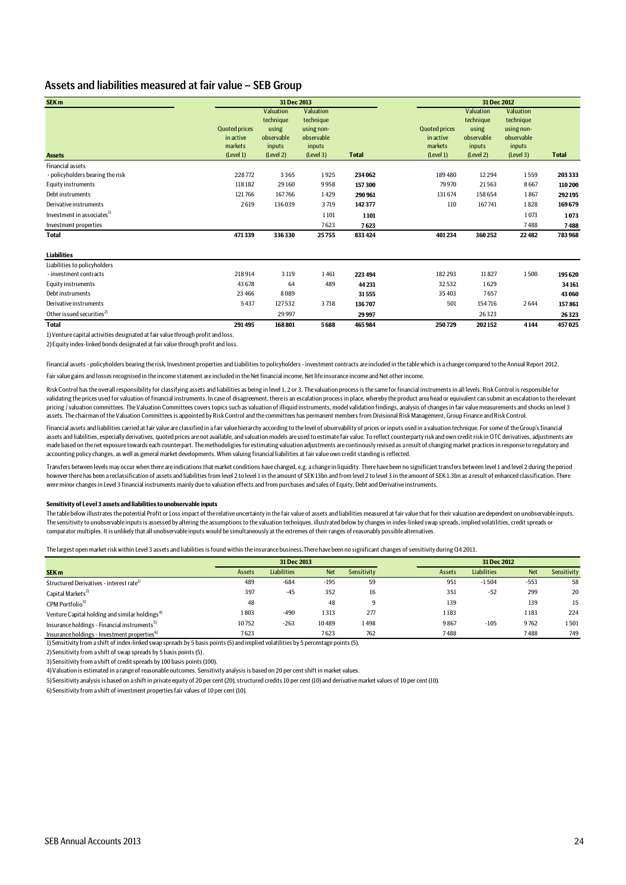## Assets and liabilities measured at fair value – SEB Group

| SEK m | 31 Dec 2013 | | | | 31 Dec 2012 | | | |
|---|---|---|---|---|---|---|---|---|
| **Assets** | Quoted prices in active markets (Level 1) | Valuation technique using observable inputs (Level 2) | Valuation technique using non-observable inputs (Level 3) | **Total** | Quoted prices in active markets (Level 1) | Valuation technique using observable inputs (Level 2) | Valuation technique using non-observable inputs (Level 3) | **Total** |
| Financial assets | | | | | | | | |
| - policyholders bearing the risk | 228 772 | 3 365 | 1 925 | **234 062** | 189 480 | 12 294 | 1 559 | **203 333** |
| Equity instruments | 118 182 | 29 160 | 9 958 | **157 300** | 79 970 | 21 563 | 8 667 | **110 200** |
| Debt instruments | 121 766 | 167 766 | 1 429 | **290 961** | 131 674 | 158 654 | 1 867 | **292 195** |
| Derivative instruments | 2 619 | 136 039 | 3 719 | **142 377** | 110 | 167 741 | 1 828 | **169 679** |
| Investment in associates[1] | | | 1 101 | **1 101** | | | 1 073 | **1 073** |
| Investment properties | | | 7 623 | **7 623** | | | 7 488 | **7 488** |
| **Total** | **471 339** | **336 330** | **25 755** | **833 424** | **401 234** | **360 252** | **22 482** | **783 968** |
| | | | | | | | | |
| **Liabilities** | | | | | | | | |
| Liabilities to policyholders | | | | | | | | |
| - investment contracts | 218 914 | 3 119 | 1 461 | **223 494** | 182 293 | 11 827 | 1 500 | **195 620** |
| Equity instruments | 43 678 | 64 | 489 | **44 231** | 32 532 | 1 629 | | **34 161** |
| Debt instruments | 23 466 | 8 089 | | **31 555** | 35 403 | 7 657 | | **43 060** |
| Derivative instruments | 5 437 | 127 532 | 3 738 | **136 707** | 501 | 154 716 | 2 644 | **157 861** |
| Other issued securities[2] | | 29 997 | | **29 997** | | 26 323 | | **26 323** |
| **Total** | **291 495** | **168 801** | **5 688** | **465 984** | **250 729** | **202 152** | **4 144** | **457 025** |

1) Venture capital activities designated at fair value through profit and loss.

2) Equity index-linked bonds designated at fair value through profit and loss.

Financial assets - policyholders bearing the risk, Investment properties and Liabilities to policyholders - investment contracts are included in the table which is a change compared to the Annual Report 2012.

Fair value gains and losses recognised in the income statement are included in the Net financial income, Net life insurance income and Net other income.

Risk Control has the overall responsibility for classifying assets and liabilities as being in level 1, 2 or 3. The valuation process is the same for financial instruments in all levels. Risk Control is responsible for validating the prices used for valuation of financial instruments. In case of disagreement, there is an escalation process in place, whereby the product area head or equivalent can submit an escalation to the relevant pricing / valuation committees. The Valuation Committees covers topics such as valuation of illiquid instruments, model validation findings, analysis of changes in fair value measurements and shocks on level 3 assets. The chairman of the Valuation Committees is appointed by Risk Control and the committees has permanent members from Divisional Risk Management, Group Finance and Risk Control.

Financial assets and liabilities carried at fair value are classified in a fair value hierarchy according to the level of observability of prices or inputs used in a valuation technique. For some of the Group's financial assets and liabilities, especially derivatives, quoted prices are not available, and valuation models are used to estimate fair value. To reflect counterparty risk and own credit risk in OTC derivatives, adjustments are made based on the net exposure towards each counterpart. The methodoligies for estimating valuation adjustments are continously revised as a result of changing market practices in response to regulatory and accounting policy changes, as well as general market developments. When valuing financial liabilities at fair value own credit standing is reflected.

Transfers between levels may occur when there are indications that market conditions have changed, e.g. a change in liquidity. There have been no significant transfers between level 1 and level 2 during the period however there has been a reclassification of assets and liabilities from level 2 to level 1 in the amount of SEK 13bn and from level 2 to level 3 in the amount of SEK 1.3bn as a result of enhanced classification. There were minor changes in Level 3 financial instruments mainly due to valuation effects and from purchases and sales of Equity, Debt and Derivative instruments.

**Sensitivity of Level 3 assets and liabilities to unobservable inputs**

The table below illustrates the potential Profit or Loss impact of the relative uncertainty in the fair value of assets and liabilities measured at fair value that for their valuation are dependent on unobservable inputs. The sensitivity to unobservable inputs is assessed by altering the assumptions to the valuation techniques, illustrated below by changes in index-linked swap spreads, implied volatilities, credit spreads or comparator multiples. It is unlikely that all unobservable inputs would be simultaneously at the extremes of their ranges of reasonably possible alternatives.

The largest open market risk within Level 3 assets and liabilities is found within the insurance business. There have been no significant changes of sensitivity during Q4 2013.

| SEK m | 31 Dec 2013 Assets | Liabilities | Net | Sensitivity | 31 Dec 2012 Assets | Liabilities | Net | Sensitivity |
|---|---|---|---|---|---|---|---|---|
| Structured Derivatives - interest rate[1] | 489 | -684 | -195 | 59 | 951 | -1 504 | -553 | 58 |
| Capital Markets[2] | 397 | -45 | 352 | 16 | 351 | -52 | 299 | 20 |
| CPM Portfolio[3] | 48 | | 48 | 9 | 139 | | 139 | 15 |
| Venture Capital holding and similar holdings[4] | 1 803 | -490 | 1 313 | 277 | 1 183 | | 1 183 | 224 |
| Insurance holdings - Financial instruments[5] | 10 752 | -263 | 10 489 | 1 498 | 9 867 | -105 | 9 762 | 1 501 |
| Insurance holdings - Investment properties[6] | 7 623 | | 7 623 | 762 | 7 488 | | 7 488 | 749 |

1) Sensitivity from a shift of index-linked swap spreads by 5 basis points (5) and implied volatilities by 5 percentage points (5).

2) Sensitivity from a shift of swap spreads by 5 basis points (5) .

3) Sensitivity from a shift of credit spreads by 100 basis points (100).

4) Valuation is estimated in a range of reasonable outcomes. Sensitivity analysis is based on 20 per cent shift in market values.

5) Sensitivity analysis is based on a shift in private equity of 20 per cent (20), structured credits 10 per cent (10) and derivative market values of 10 per cent (10).

6) Sensitivity from a shift of investment properties fair values of 10 per cent (10).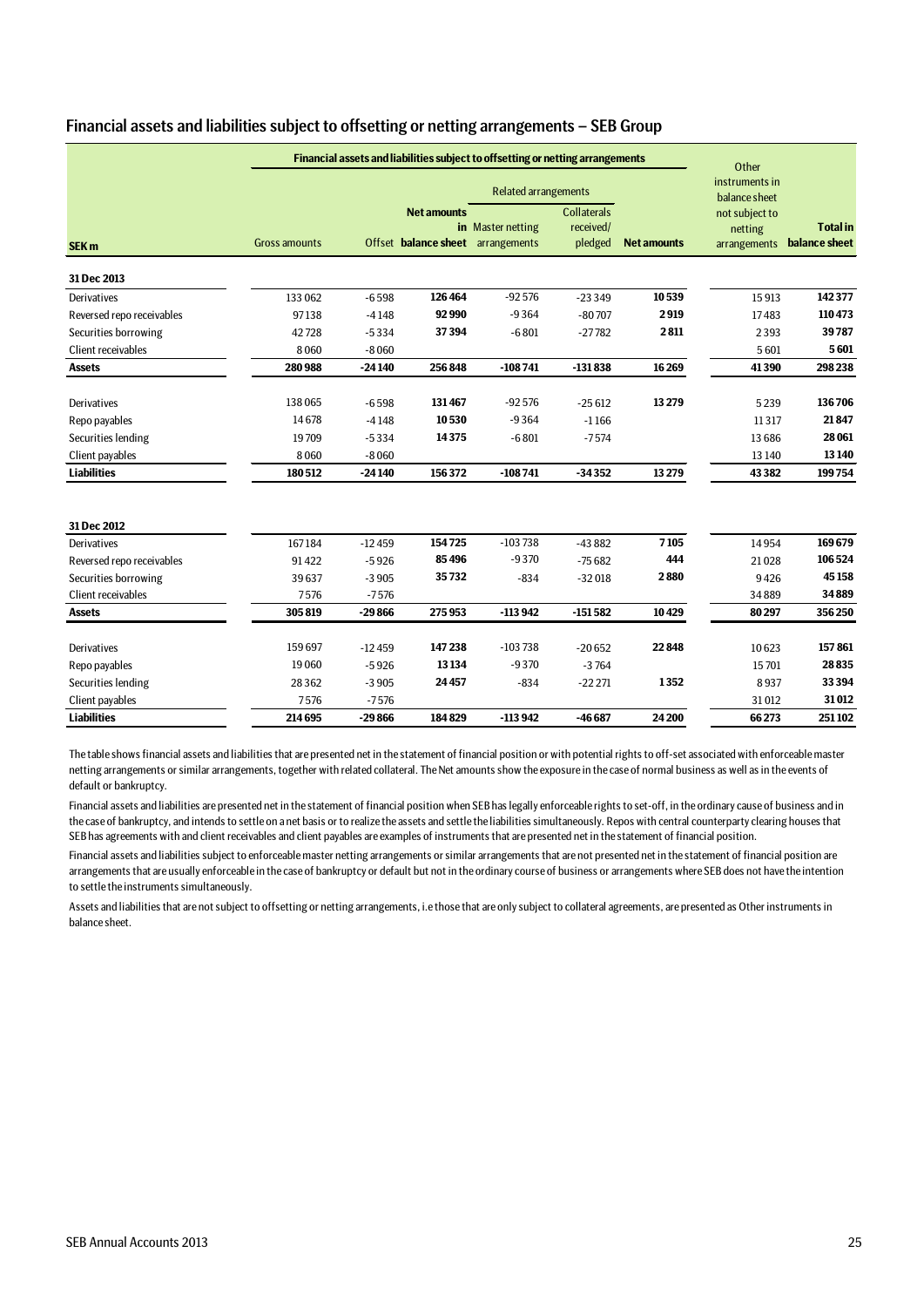## Financial assets and liabilities subject to offsetting or netting arrangements – SEB Group

| SEK m | Financial assets and liabilities subject to offsetting or netting arrangements | | | | | | Other instruments in balance sheet not subject to netting arrangements | Total in balance sheet |
|---|---|---|---|---|---|---|---|---|
| | | | | Related arrangements | | | | |
| | Gross amounts | Offset | Net amounts in balance sheet | Master netting arrangements | Collaterals received/ pledged | Net amounts | | |
| **31 Dec 2013** | | | | | | | | |
| Derivatives | 133 062 | -6 598 | **126 464** | -92 576 | -23 349 | **10 539** | 15 913 | **142 377** |
| Reversed repo receivables | 97 138 | -4 148 | **92 990** | -9 364 | -80 707 | **2 919** | 17 483 | **110 473** |
| Securities borrowing | 42 728 | -5 334 | **37 394** | -6 801 | -27 782 | **2 811** | 2 393 | **39 787** |
| Client receivables | 8 060 | -8 060 | | | | | 5 601 | **5 601** |
| **Assets** | **280 988** | **-24 140** | **256 848** | **-108 741** | **-131 838** | **16 269** | **41 390** | **298 238** |
| Derivatives | 138 065 | -6 598 | **131 467** | -92 576 | -25 612 | **13 279** | 5 239 | **136 706** |
| Repo payables | 14 678 | -4 148 | **10 530** | -9 364 | -1 166 | | 11 317 | **21 847** |
| Securities lending | 19 709 | -5 334 | **14 375** | -6 801 | -7 574 | | 13 686 | **28 061** |
| Client payables | 8 060 | -8 060 | | | | | 13 140 | **13 140** |
| **Liabilities** | **180 512** | **-24 140** | **156 372** | **-108 741** | **-34 352** | **13 279** | **43 382** | **199 754** |
| **31 Dec 2012** | | | | | | | | |
| Derivatives | 167 184 | -12 459 | **154 725** | -103 738 | -43 882 | **7 105** | 14 954 | **169 679** |
| Reversed repo receivables | 91 422 | -5 926 | **85 496** | -9 370 | -75 682 | **444** | 21 028 | **106 524** |
| Securities borrowing | 39 637 | -3 905 | **35 732** | -834 | -32 018 | **2 880** | 9 426 | **45 158** |
| Client receivables | 7 576 | -7 576 | | | | | 34 889 | **34 889** |
| **Assets** | **305 819** | **-29 866** | **275 953** | **-113 942** | **-151 582** | **10 429** | **80 297** | **356 250** |
| Derivatives | 159 697 | -12 459 | **147 238** | -103 738 | -20 652 | **22 848** | 10 623 | **157 861** |
| Repo payables | 19 060 | -5 926 | **13 134** | -9 370 | -3 764 | | 15 701 | **28 835** |
| Securities lending | 28 362 | -3 905 | **24 457** | -834 | -22 271 | **1 352** | 8 937 | **33 394** |
| Client payables | 7 576 | -7 576 | | | | | 31 012 | **31 012** |
| **Liabilities** | **214 695** | **-29 866** | **184 829** | **-113 942** | **-46 687** | **24 200** | **66 273** | **251 102** |

The table shows financial assets and liabilities that are presented net in the statement of financial position or with potential rights to off-set associated with enforceable master netting arrangements or similar arrangements, together with related collateral. The Net amounts show the exposure in the case of normal business as well as in the events of default or bankruptcy.

Financial assets and liabilities are presented net in the statement of financial position when SEB has legally enforceable rights to set-off, in the ordinary cause of business and in the case of bankruptcy, and intends to settle on a net basis or to realize the assets and settle the liabilities simultaneously. Repos with central counterparty clearing houses that SEB has agreements with and client receivables and client payables are examples of instruments that are presented net in the statement of financial position.

Financial assets and liabilities subject to enforceable master netting arrangements or similar arrangements that are not presented net in the statement of financial position are arrangements that are usually enforceable in the case of bankruptcy or default but not in the ordinary course of business or arrangements where SEB does not have the intention to settle the instruments simultaneously.

Assets and liabilities that are not subject to offsetting or netting arrangements, i.e those that are only subject to collateral agreements, are presented as Other instruments in balance sheet.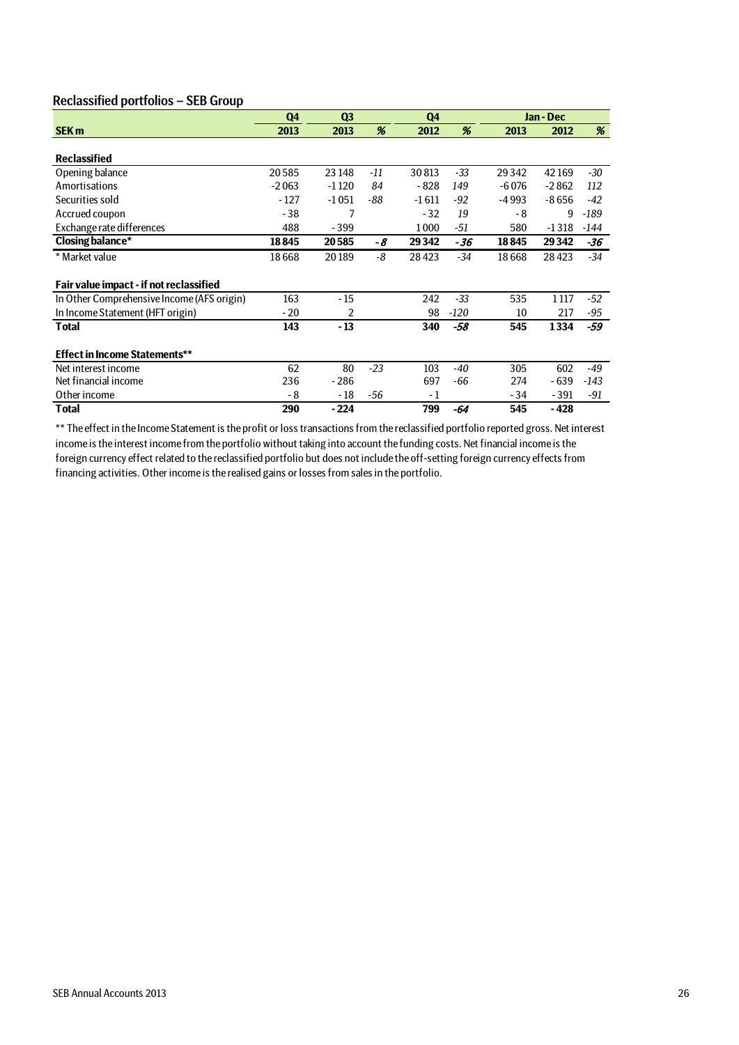## Reclassified portfolios – SEB Group

| SEK m | Q4 2013 | Q3 2013 | % | Q4 2012 | % | Jan - Dec 2013 | Jan - Dec 2012 | % |
|---|---|---|---|---|---|---|---|---|
| **Reclassified** | | | | | | | | |
| Opening balance | 20 585 | 23 148 | -11 | 30 813 | -33 | 29 342 | 42 169 | -30 |
| Amortisations | -2 063 | -1 120 | 84 | - 828 | 149 | -6 076 | -2 862 | 112 |
| Securities sold | - 127 | -1 051 | -88 | -1 611 | -92 | -4 993 | -8 656 | -42 |
| Accrued coupon | - 38 | 7 | | - 32 | 19 | - 8 | 9 | -189 |
| Exchange rate differences | 488 | - 399 | | 1 000 | -51 | 580 | -1 318 | -144 |
| **Closing balance*** | **18 845** | **20 585** | **-8** | **29 342** | **-36** | **18 845** | **29 342** | **-36** |
| * Market value | 18 668 | 20 189 | -8 | 28 423 | -34 | 18 668 | 28 423 | -34 |
| **Fair value impact - if not reclassified** | | | | | | | | |
| In Other Comprehensive Income (AFS origin) | 163 | - 15 | | 242 | -33 | 535 | 1 117 | -52 |
| In Income Statement (HFT origin) | - 20 | 2 | | 98 | -120 | 10 | 217 | -95 |
| **Total** | **143** | **- 13** | | **340** | **-58** | **545** | **1 334** | **-59** |
| **Effect in Income Statements**** | | | | | | | | |
| Net interest income | 62 | 80 | -23 | 103 | -40 | 305 | 602 | -49 |
| Net financial income | 236 | - 286 | | 697 | -66 | 274 | - 639 | -143 |
| Other income | - 8 | - 18 | -56 | - 1 | | - 34 | - 391 | -91 |
| **Total** | **290** | **- 224** | | **799** | **-64** | **545** | **- 428** | |

** The effect in the Income Statement is the profit or loss transactions from the reclassified portfolio reported gross. Net interest income is the interest income from the portfolio without taking into account the funding costs. Net financial income is the foreign currency effect related to the reclassified portfolio but does not include the off-setting foreign currency effects from financing activities. Other income is the realised gains or losses from sales in the portfolio.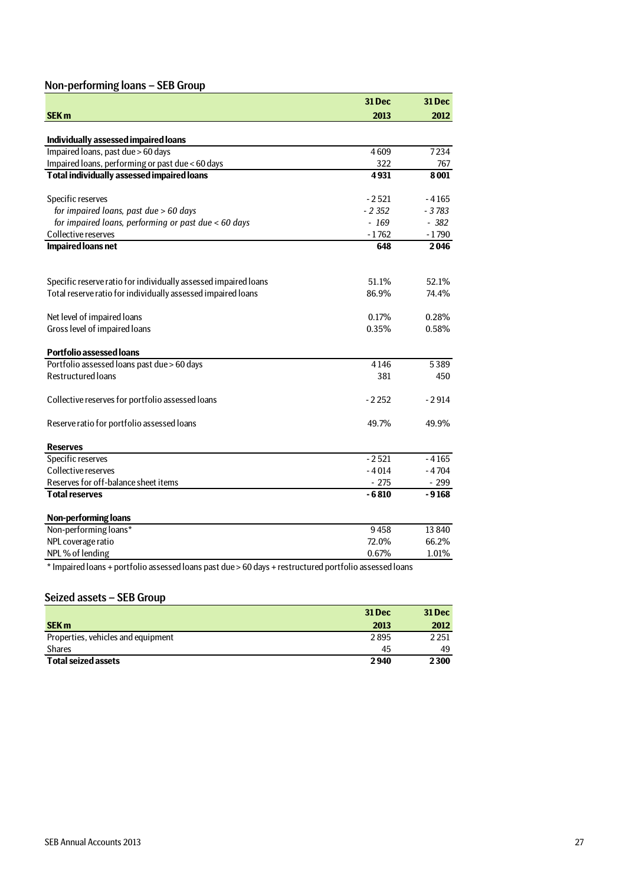## Non-performing loans – SEB Group

| SEK m | 31 Dec 2013 | 31 Dec 2012 |
|---|---|---|
| **Individually assessed impaired loans** | | |
| Impaired loans, past due > 60 days | 4 609 | 7 234 |
| Impaired loans, performing or past due < 60 days | 322 | 767 |
| **Total individually assessed impaired loans** | **4 931** | **8 001** |
| | | |
| Specific reserves | - 2 521 | - 4 165 |
| *for impaired loans, past due > 60 days* | *- 2 352* | *- 3 783* |
| *for impaired loans, performing or past due < 60 days* | *- 169* | *- 382* |
| Collective reserves | - 1 762 | - 1 790 |
| **Impaired loans net** | **648** | **2 046** |
| | | |
| Specific reserve ratio for individually assessed impaired loans | 51.1% | 52.1% |
| Total reserve ratio for individually assessed impaired loans | 86.9% | 74.4% |
| | | |
| Net level of impaired loans | 0.17% | 0.28% |
| Gross level of impaired loans | 0.35% | 0.58% |
| | | |
| **Portfolio assessed loans** | | |
| Portfolio assessed loans past due > 60 days | 4 146 | 5 389 |
| Restructured loans | 381 | 450 |
| | | |
| Collective reserves for portfolio assessed loans | - 2 252 | - 2 914 |
| | | |
| Reserve ratio for portfolio assessed loans | 49.7% | 49.9% |
| | | |
| **Reserves** | | |
| Specific reserves | - 2 521 | - 4 165 |
| Collective reserves | - 4 014 | - 4 704 |
| Reserves for off-balance sheet items | - 275 | - 299 |
| **Total reserves** | **- 6 810** | **- 9 168** |
| | | |
| **Non-performing loans** | | |
| Non-performing loans* | 9 458 | 13 840 |
| NPL coverage ratio | 72.0% | 66.2% |
| NPL % of lending | 0.67% | 1.01% |

* Impaired loans + portfolio assessed loans past due > 60 days + restructured portfolio assessed loans

## Seized assets – SEB Group

| SEK m | 31 Dec 2013 | 31 Dec 2012 |
|---|---|---|
| Properties, vehicles and equipment | 2 895 | 2 251 |
| Shares | 45 | 49 |
| **Total seized assets** | **2 940** | **2 300** |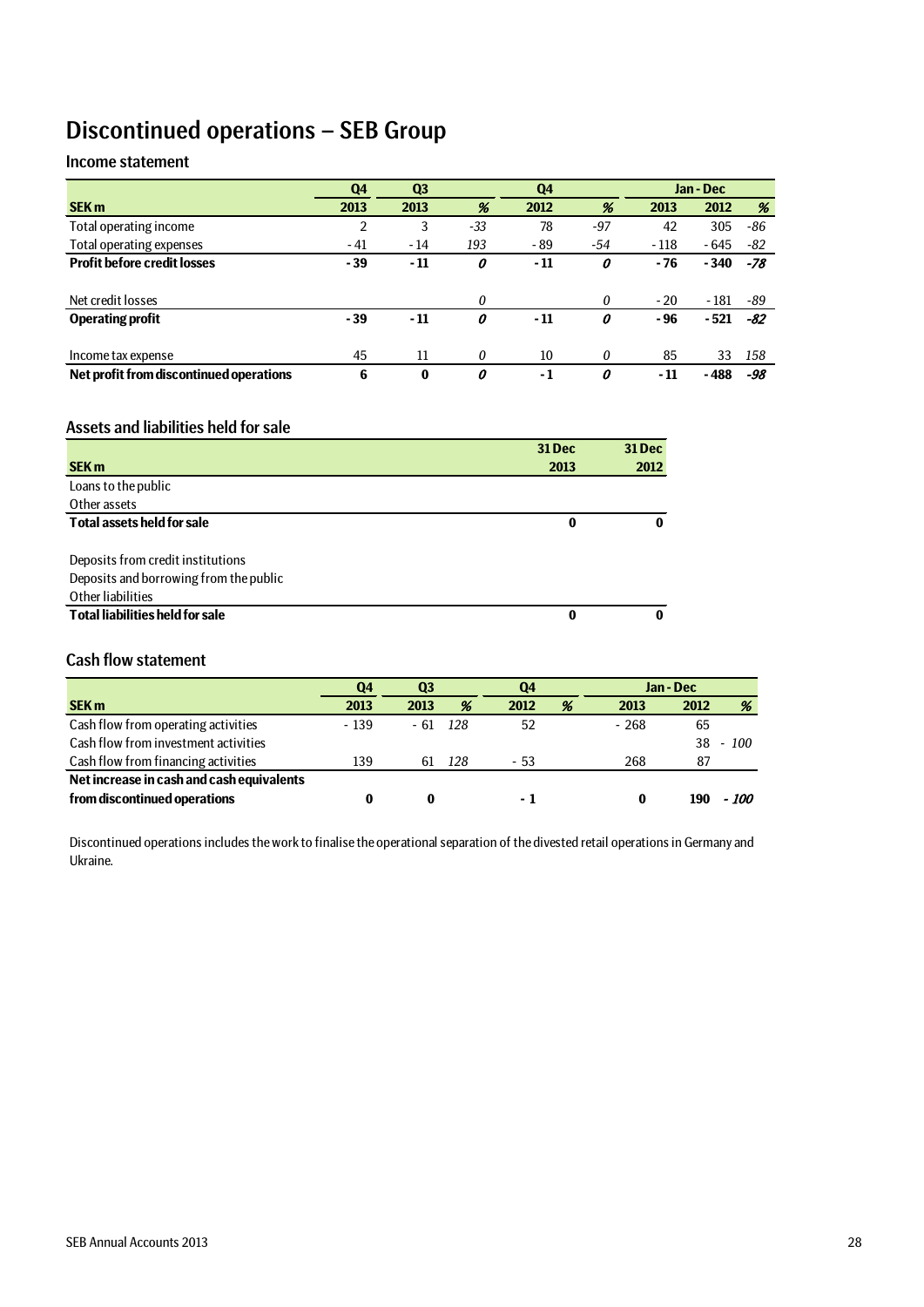# Discontinued operations – SEB Group

## Income statement

| | Q4 | Q3 | | Q4 | | Jan - Dec | | |
|---|---|---|---|---|---|---|---|---|
| **SEK m** | **2013** | **2013** | **%** | **2012** | **%** | **2013** | **2012** | **%** |
| Total operating income | 2 | 3 | *-33* | 78 | *-97* | 42 | 305 | *-86* |
| Total operating expenses | - 41 | - 14 | *193* | - 89 | *-54* | - 118 | - 645 | *-82* |
| **Profit before credit losses** | **- 39** | **- 11** | ***0*** | **- 11** | ***0*** | **- 76** | **- 340** | ***-78*** |
| | | | | | | | | |
| Net credit losses | | | *0* | | *0* | - 20 | - 181 | *-89* |
| **Operating profit** | **- 39** | **- 11** | ***0*** | **- 11** | ***0*** | **- 96** | **- 521** | ***-82*** |
| | | | | | | | | |
| Income tax expense | 45 | 11 | *0* | 10 | *0* | 85 | 33 | *158* |
| **Net profit from discontinued operations** | **6** | **0** | ***0*** | **- 1** | ***0*** | **- 11** | **- 488** | ***-98*** |

## Assets and liabilities held for sale

| SEK m | 31 Dec 2013 | 31 Dec 2012 |
|---|---|---|
| Loans to the public | | |
| Other assets | | |
| **Total assets held for sale** | **0** | **0** |
| | | |
| Deposits from credit institutions | | |
| Deposits and borrowing from the public | | |
| Other liabilities | | |
| **Total liabilities held for sale** | **0** | **0** |

## Cash flow statement

| | Q4 | Q3 | | Q4 | | Jan - Dec | | |
|---|---|---|---|---|---|---|---|---|
| **SEK m** | **2013** | **2013** | **%** | **2012** | **%** | **2013** | **2012** | **%** |
| Cash flow from operating activities | - 139 | - 61 | *128* | 52 | | - 268 | 65 | |
| Cash flow from investment activities | | | | | | | 38 | *- 100* |
| Cash flow from financing activities | 139 | 61 | *128* | - 53 | | 268 | 87 | |
| **Net increase in cash and cash equivalents from discontinued operations** | **0** | **0** | | **- 1** | | **0** | **190** | ***- 100*** |

Discontinued operations includes the work to finalise the operational separation of the divested retail operations in Germany and Ukraine.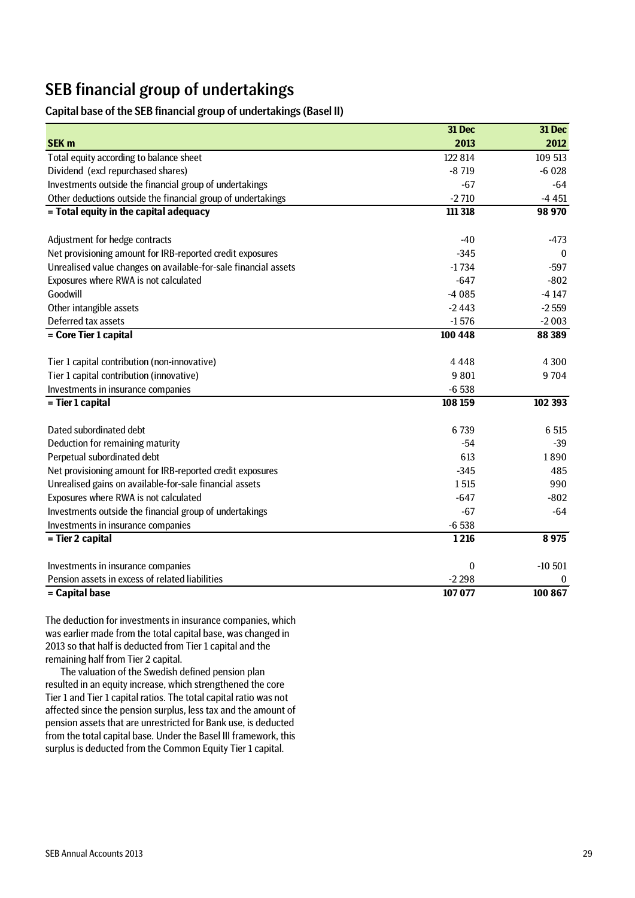# SEB financial group of undertakings

## Capital base of the SEB financial group of undertakings (Basel II)

| SEK m | 31 Dec 2013 | 31 Dec 2012 |
|---|---|---|
| Total equity according to balance sheet | 122 814 | 109 513 |
| Dividend (excl repurchased shares) | -8 719 | -6 028 |
| Investments outside the financial group of undertakings | -67 | -64 |
| Other deductions outside the financial group of undertakings | -2 710 | -4 451 |
| **= Total equity in the capital adequacy** | **111 318** | **98 970** |
| | | |
| Adjustment for hedge contracts | -40 | -473 |
| Net provisioning amount for IRB-reported credit exposures | -345 | 0 |
| Unrealised value changes on available-for-sale financial assets | -1 734 | -597 |
| Exposures where RWA is not calculated | -647 | -802 |
| Goodwill | -4 085 | -4 147 |
| Other intangible assets | -2 443 | -2 559 |
| Deferred tax assets | -1 576 | -2 003 |
| **= Core Tier 1 capital** | **100 448** | **88 389** |
| | | |
| Tier 1 capital contribution (non-innovative) | 4 448 | 4 300 |
| Tier 1 capital contribution (innovative) | 9 801 | 9 704 |
| Investments in insurance companies | -6 538 | |
| **= Tier 1 capital** | **108 159** | **102 393** |
| | | |
| Dated subordinated debt | 6 739 | 6 515 |
| Deduction for remaining maturity | -54 | -39 |
| Perpetual subordinated debt | 613 | 1 890 |
| Net provisioning amount for IRB-reported credit exposures | -345 | 485 |
| Unrealised gains on available-for-sale financial assets | 1 515 | 990 |
| Exposures where RWA is not calculated | -647 | -802 |
| Investments outside the financial group of undertakings | -67 | -64 |
| Investments in insurance companies | -6 538 | |
| **= Tier 2 capital** | **1 216** | **8 975** |
| | | |
| Investments in insurance companies | 0 | -10 501 |
| Pension assets in excess of related liabilities | -2 298 | 0 |
| **= Capital base** | **107 077** | **100 867** |

The deduction for investments in insurance companies, which was earlier made from the total capital base, was changed in 2013 so that half is deducted from Tier 1 capital and the remaining half from Tier 2 capital.

The valuation of the Swedish defined pension plan resulted in an equity increase, which strengthened the core Tier 1 and Tier 1 capital ratios. The total capital ratio was not affected since the pension surplus, less tax and the amount of pension assets that are unrestricted for Bank use, is deducted from the total capital base. Under the Basel III framework, this surplus is deducted from the Common Equity Tier 1 capital.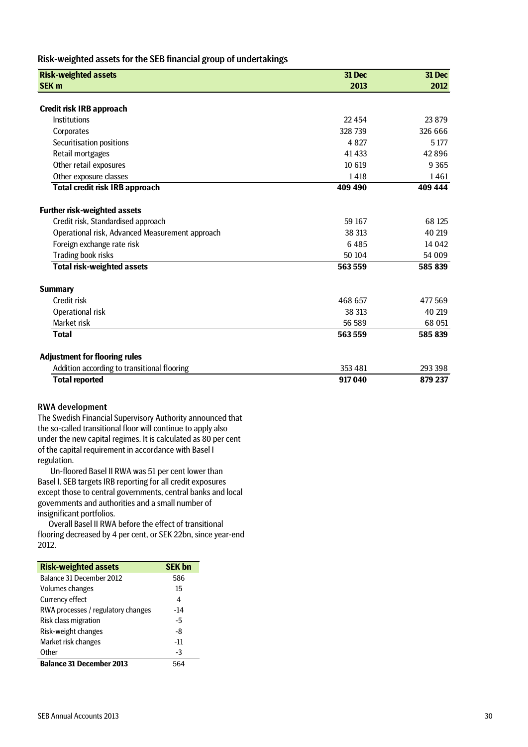## Risk-weighted assets for the SEB financial group of undertakings

| Risk-weighted assets<br>SEK m | 31 Dec<br>2013 | 31 Dec<br>2012 |
|---|---|---|
| **Credit risk IRB approach** | | |
| Institutions | 22 454 | 23 879 |
| Corporates | 328 739 | 326 666 |
| Securitisation positions | 4 827 | 5 177 |
| Retail mortgages | 41 433 | 42 896 |
| Other retail exposures | 10 619 | 9 365 |
| Other exposure classes | 1 418 | 1 461 |
| **Total credit risk IRB approach** | **409 490** | **409 444** |
| **Further risk-weighted assets** | | |
| Credit risk, Standardised approach | 59 167 | 68 125 |
| Operational risk, Advanced Measurement approach | 38 313 | 40 219 |
| Foreign exchange rate risk | 6 485 | 14 042 |
| Trading book risks | 50 104 | 54 009 |
| **Total risk-weighted assets** | **563 559** | **585 839** |
| **Summary** | | |
| Credit risk | 468 657 | 477 569 |
| Operational risk | 38 313 | 40 219 |
| Market risk | 56 589 | 68 051 |
| **Total** | **563 559** | **585 839** |
| **Adjustment for flooring rules** | | |
| Addition according to transitional flooring | 353 481 | 293 398 |
| **Total reported** | **917 040** | **879 237** |

### RWA development

The Swedish Financial Supervisory Authority announced that the so-called transitional floor will continue to apply also under the new capital regimes. It is calculated as 80 per cent of the capital requirement in accordance with Basel I regulation.

Un-floored Basel II RWA was 51 per cent lower than Basel I. SEB targets IRB reporting for all credit exposures except those to central governments, central banks and local governments and authorities and a small number of insignificant portfolios.

Overall Basel II RWA before the effect of transitional flooring decreased by 4 per cent, or SEK 22bn, since year-end 2012.

| Risk-weighted assets | SEK bn |
|---|---|
| Balance 31 December 2012 | 586 |
| Volumes changes | 15 |
| Currency effect | 4 |
| RWA processes / regulatory changes | -14 |
| Risk class migration | -5 |
| Risk-weight changes | -8 |
| Market risk changes | -11 |
| Other | -3 |
| **Balance 31 December 2013** | 564 |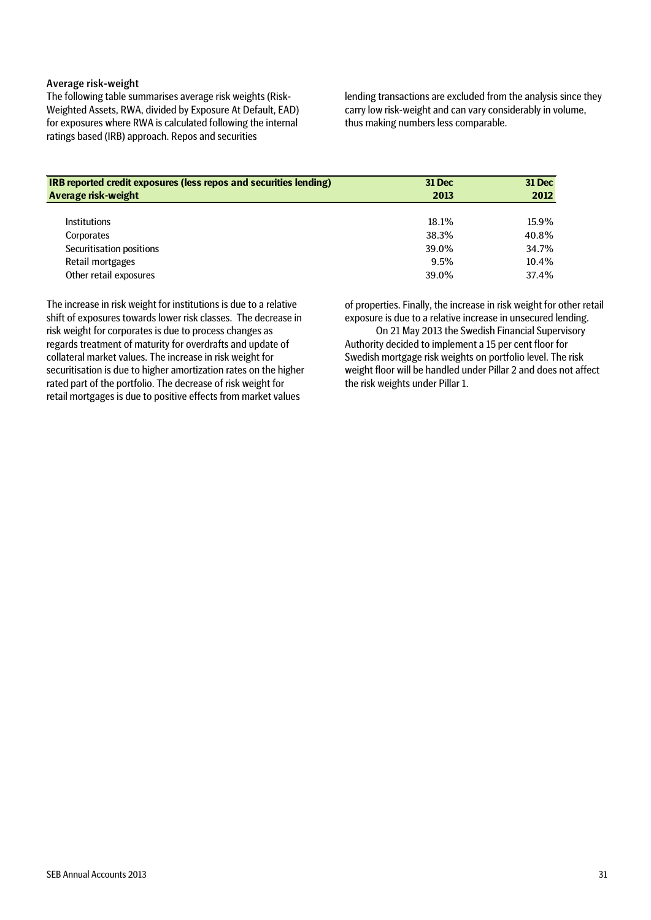### Average risk-weight

The following table summarises average risk weights (Risk-Weighted Assets, RWA, divided by Exposure At Default, EAD) for exposures where RWA is calculated following the internal ratings based (IRB) approach. Repos and securities lending transactions are excluded from the analysis since they carry low risk-weight and can vary considerably in volume, thus making numbers less comparable.

| **IRB reported credit exposures (less repos and securities lending)**<br>**Average risk-weight** | **31 Dec 2013** | **31 Dec 2012** |
|---|---|---|
| Institutions | 18.1% | 15.9% |
| Corporates | 38.3% | 40.8% |
| Securitisation positions | 39.0% | 34.7% |
| Retail mortgages | 9.5% | 10.4% |
| Other retail exposures | 39.0% | 37.4% |

The increase in risk weight for institutions is due to a relative shift of exposures towards lower risk classes. The decrease in risk weight for corporates is due to process changes as regards treatment of maturity for overdrafts and update of collateral market values. The increase in risk weight for securitisation is due to higher amortization rates on the higher rated part of the portfolio. The decrease of risk weight for retail mortgages is due to positive effects from market values of properties. Finally, the increase in risk weight for other retail exposure is due to a relative increase in unsecured lending.

On 21 May 2013 the Swedish Financial Supervisory Authority decided to implement a 15 per cent floor for Swedish mortgage risk weights on portfolio level. The risk weight floor will be handled under Pillar 2 and does not affect the risk weights under Pillar 1.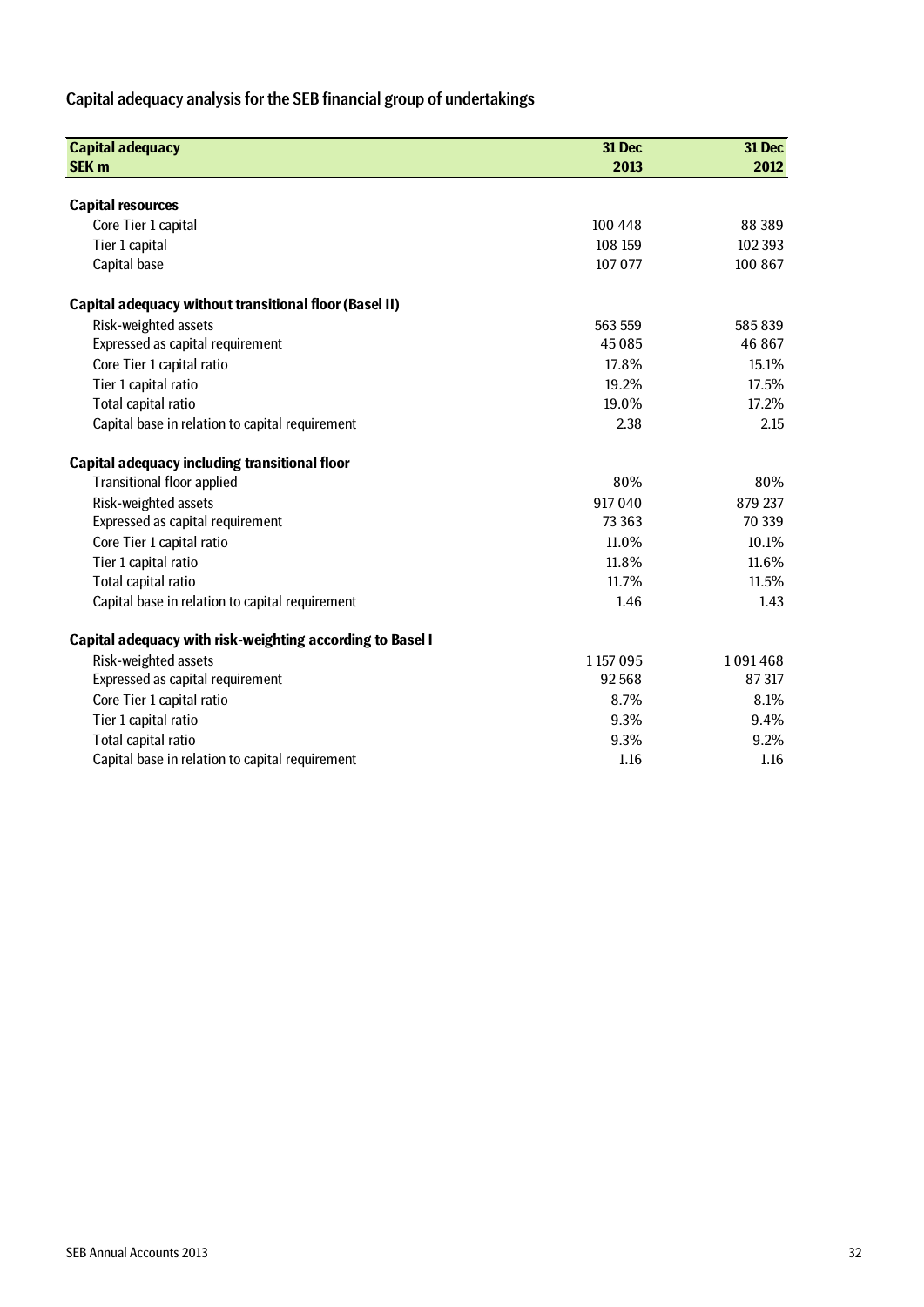## Capital adequacy analysis for the SEB financial group of undertakings

| **Capital adequacy**<br>**SEK m** | **31 Dec 2013** | **31 Dec 2012** |
|---|---|---|
| **Capital resources** | | |
| Core Tier 1 capital | 100 448 | 88 389 |
| Tier 1 capital | 108 159 | 102 393 |
| Capital base | 107 077 | 100 867 |
| **Capital adequacy without transitional floor (Basel II)** | | |
| Risk-weighted assets | 563 559 | 585 839 |
| Expressed as capital requirement | 45 085 | 46 867 |
| Core Tier 1 capital ratio | 17.8% | 15.1% |
| Tier 1 capital ratio | 19.2% | 17.5% |
| Total capital ratio | 19.0% | 17.2% |
| Capital base in relation to capital requirement | 2.38 | 2.15 |
| **Capital adequacy including transitional floor** | | |
| Transitional floor applied | 80% | 80% |
| Risk-weighted assets | 917 040 | 879 237 |
| Expressed as capital requirement | 73 363 | 70 339 |
| Core Tier 1 capital ratio | 11.0% | 10.1% |
| Tier 1 capital ratio | 11.8% | 11.6% |
| Total capital ratio | 11.7% | 11.5% |
| Capital base in relation to capital requirement | 1.46 | 1.43 |
| **Capital adequacy with risk-weighting according to Basel I** | | |
| Risk-weighted assets | 1 157 095 | 1 091 468 |
| Expressed as capital requirement | 92 568 | 87 317 |
| Core Tier 1 capital ratio | 8.7% | 8.1% |
| Tier 1 capital ratio | 9.3% | 9.4% |
| Total capital ratio | 9.3% | 9.2% |
| Capital base in relation to capital requirement | 1.16 | 1.16 |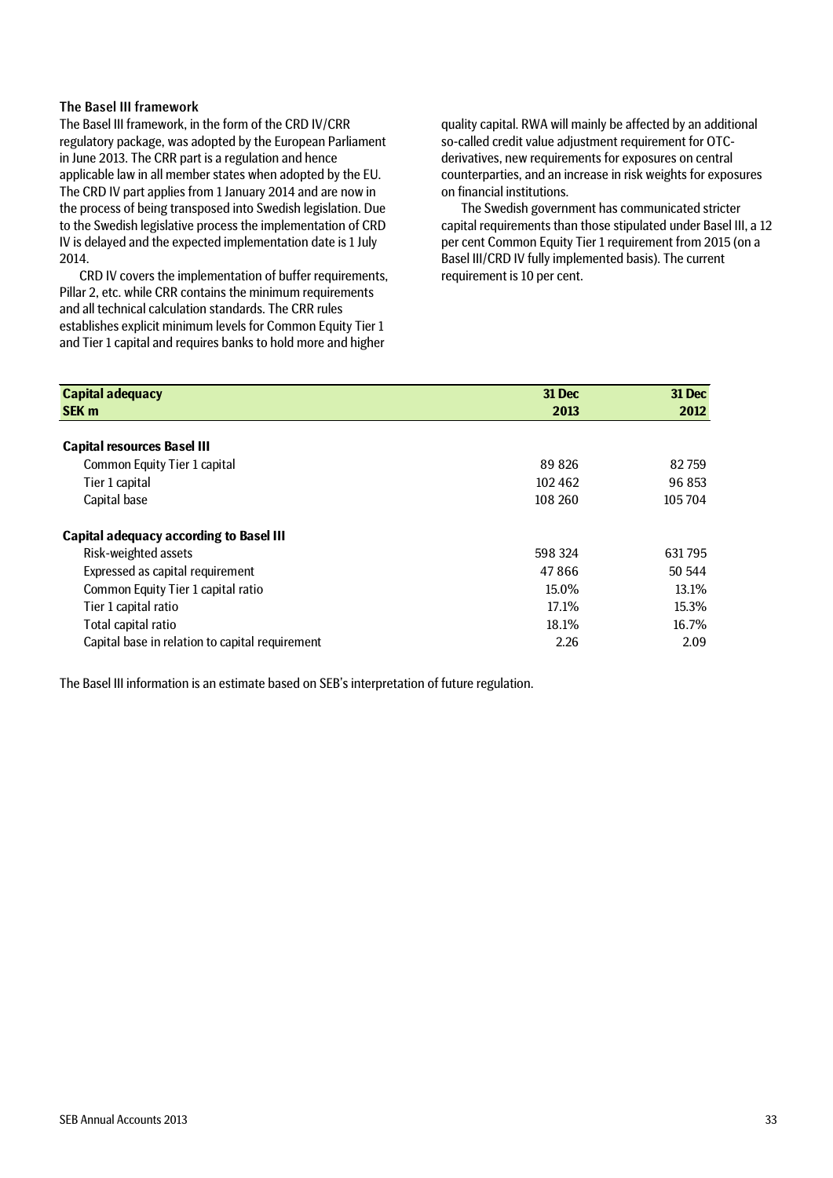### The Basel III framework

The Basel III framework, in the form of the CRD IV/CRR regulatory package, was adopted by the European Parliament in June 2013. The CRR part is a regulation and hence applicable law in all member states when adopted by the EU. The CRD IV part applies from 1 January 2014 and are now in the process of being transposed into Swedish legislation. Due to the Swedish legislative process the implementation of CRD IV is delayed and the expected implementation date is 1 July 2014.

CRD IV covers the implementation of buffer requirements, Pillar 2, etc. while CRR contains the minimum requirements and all technical calculation standards. The CRR rules establishes explicit minimum levels for Common Equity Tier 1 and Tier 1 capital and requires banks to hold more and higher quality capital. RWA will mainly be affected by an additional so-called credit value adjustment requirement for OTC-derivatives, new requirements for exposures on central counterparties, and an increase in risk weights for exposures on financial institutions.

The Swedish government has communicated stricter capital requirements than those stipulated under Basel III, a 12 per cent Common Equity Tier 1 requirement from 2015 (on a Basel III/CRD IV fully implemented basis). The current requirement is 10 per cent.

| **Capital adequacy**<br>**SEK m** | **31 Dec 2013** | **31 Dec 2012** |
|---|---|---|
| **Capital resources Basel III** | | |
| Common Equity Tier 1 capital | 89 826 | 82 759 |
| Tier 1 capital | 102 462 | 96 853 |
| Capital base | 108 260 | 105 704 |
| **Capital adequacy according to Basel III** | | |
| Risk-weighted assets | 598 324 | 631 795 |
| Expressed as capital requirement | 47 866 | 50 544 |
| Common Equity Tier 1 capital ratio | 15.0% | 13.1% |
| Tier 1 capital ratio | 17.1% | 15.3% |
| Total capital ratio | 18.1% | 16.7% |
| Capital base in relation to capital requirement | 2.26 | 2.09 |

The Basel III information is an estimate based on SEB's interpretation of future regulation.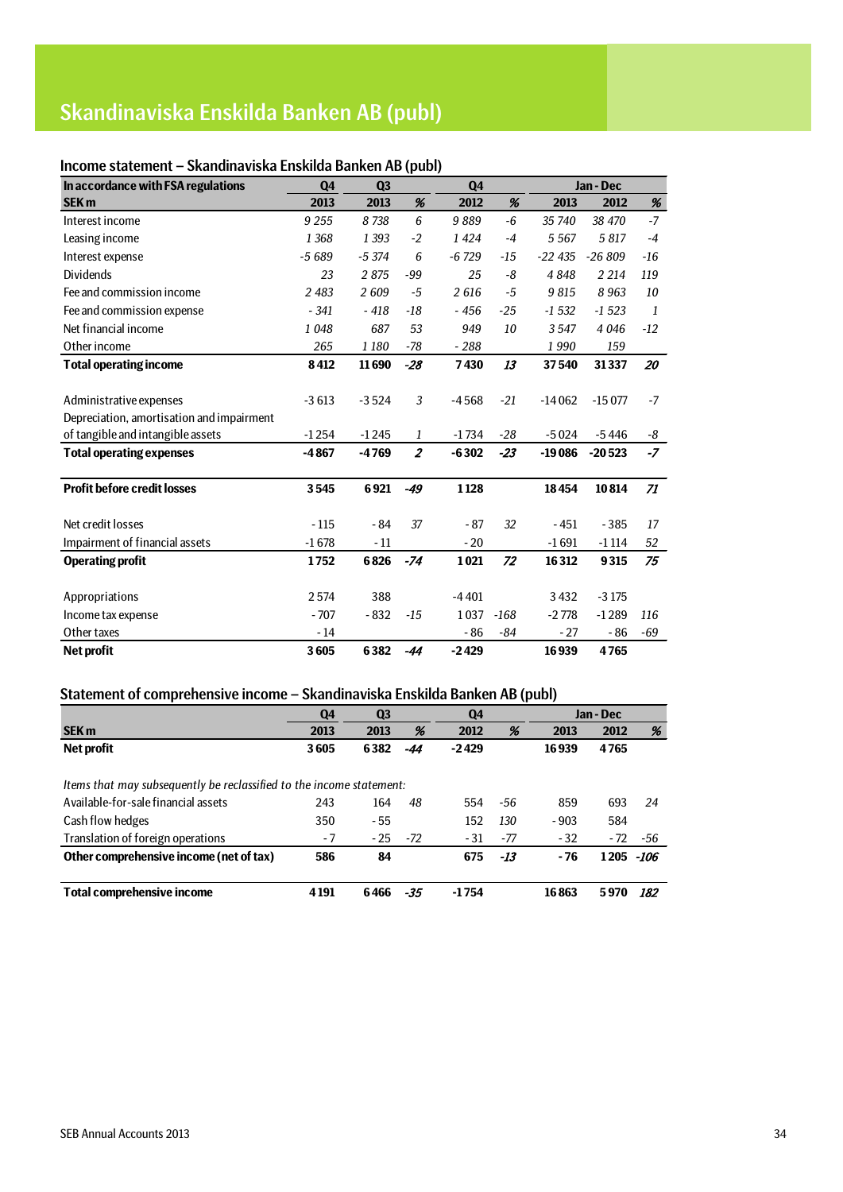# Skandinaviska Enskilda Banken AB (publ)

## Income statement – Skandinaviska Enskilda Banken AB (publ)

| In accordance with FSA regulations | Q4 | Q3 | | Q4 | | Jan - Dec | | |
|---|---|---|---|---|---|---|---|---|
| **SEK m** | **2013** | **2013** | **%** | **2012** | **%** | **2013** | **2012** | **%** |
| Interest income | 9 255 | 8 738 | 6 | 9 889 | -6 | 35 740 | 38 470 | -7 |
| Leasing income | 1 368 | 1 393 | -2 | 1 424 | -4 | 5 567 | 5 817 | -4 |
| Interest expense | -5 689 | -5 374 | 6 | -6 729 | -15 | -22 435 | -26 809 | -16 |
| Dividends | 23 | 2 875 | -99 | 25 | -8 | 4 848 | 2 214 | 119 |
| Fee and commission income | 2 483 | 2 609 | -5 | 2 616 | -5 | 9 815 | 8 963 | 10 |
| Fee and commission expense | - 341 | - 418 | -18 | - 456 | -25 | -1 532 | -1 523 | 1 |
| Net financial income | 1 048 | 687 | 53 | 949 | 10 | 3 547 | 4 046 | -12 |
| Other income | 265 | 1 180 | -78 | - 288 | | 1 990 | 159 | |
| **Total operating income** | **8 412** | **11 690** | **-28** | **7 430** | **13** | **37 540** | **31 337** | **20** |
| | | | | | | | | |
| Administrative expenses | -3 613 | -3 524 | 3 | -4 568 | -21 | -14 062 | -15 077 | -7 |
| Depreciation, amortisation and impairment of tangible and intangible assets | -1 254 | -1 245 | 1 | -1 734 | -28 | -5 024 | -5 446 | -8 |
| **Total operating expenses** | **-4 867** | **-4 769** | **2** | **-6 302** | **-23** | **-19 086** | **-20 523** | **-7** |
| | | | | | | | | |
| **Profit before credit losses** | **3 545** | **6 921** | **-49** | **1 128** | | **18 454** | **10 814** | **71** |
| | | | | | | | | |
| Net credit losses | - 115 | - 84 | 37 | - 87 | 32 | - 451 | - 385 | 17 |
| Impairment of financial assets | -1 678 | - 11 | | - 20 | | -1 691 | -1 114 | 52 |
| **Operating profit** | **1 752** | **6 826** | **-74** | **1 021** | **72** | **16 312** | **9 315** | **75** |
| | | | | | | | | |
| Appropriations | 2 574 | 388 | | -4 401 | | 3 432 | -3 175 | |
| Income tax expense | - 707 | - 832 | -15 | 1 037 | -168 | -2 778 | -1 289 | 116 |
| Other taxes | - 14 | | | - 86 | -84 | - 27 | - 86 | -69 |
| **Net profit** | **3 605** | **6 382** | **-44** | **-2 429** | | **16 939** | **4 765** | |

## Statement of comprehensive income – Skandinaviska Enskilda Banken AB (publ)

| | Q4 | Q3 | | Q4 | | Jan - Dec | | |
|---|---|---|---|---|---|---|---|---|
| **SEK m** | **2013** | **2013** | **%** | **2012** | **%** | **2013** | **2012** | **%** |
| **Net profit** | **3 605** | **6 382** | **-44** | **-2 429** | | **16 939** | **4 765** | |
| | | | | | | | | |
| *Items that may subsequently be reclassified to the income statement:* | | | | | | | | |
| Available-for-sale financial assets | 243 | 164 | 48 | 554 | -56 | 859 | 693 | 24 |
| Cash flow hedges | 350 | - 55 | | 152 | 130 | - 903 | 584 | |
| Translation of foreign operations | - 7 | - 25 | -72 | - 31 | -77 | - 32 | - 72 | -56 |
| **Other comprehensive income (net of tax)** | **586** | **84** | | **675** | **-13** | **- 76** | **1 205** | **-106** |
| | | | | | | | | |
| **Total comprehensive income** | **4 191** | **6 466** | **-35** | **-1 754** | | **16 863** | **5 970** | **182** |

SEB Annual Accounts 2013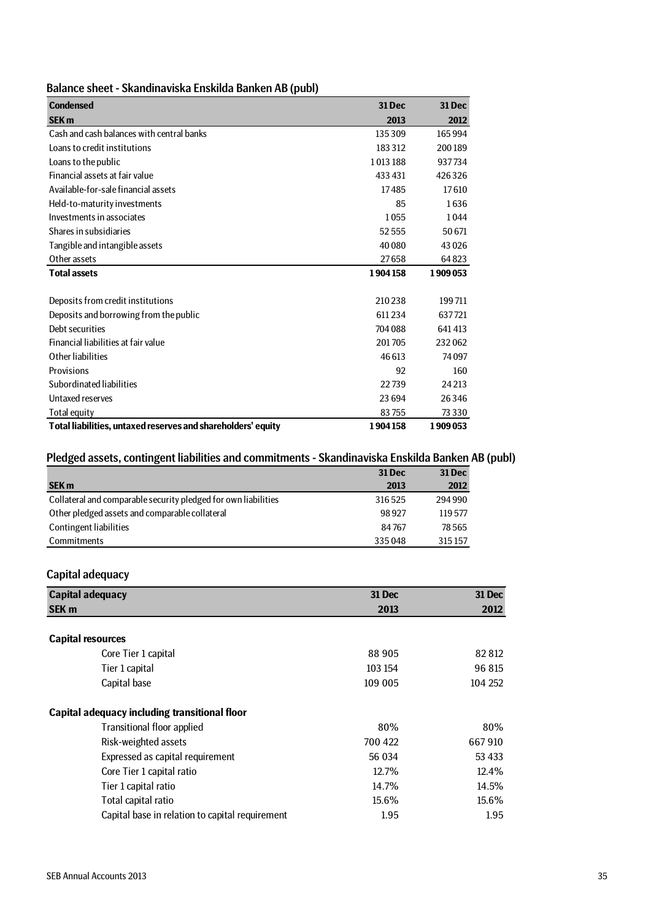## Balance sheet - Skandinaviska Enskilda Banken AB (publ)

| Condensed<br>SEK m | 31 Dec<br>2013 | 31 Dec<br>2012 |
|---|---|---|
| Cash and cash balances with central banks | 135 309 | 165 994 |
| Loans to credit institutions | 183 312 | 200 189 |
| Loans to the public | 1 013 188 | 937 734 |
| Financial assets at fair value | 433 431 | 426 326 |
| Available-for-sale financial assets | 17 485 | 17 610 |
| Held-to-maturity investments | 85 | 1 636 |
| Investments in associates | 1 055 | 1 044 |
| Shares in subsidiaries | 52 555 | 50 671 |
| Tangible and intangible assets | 40 080 | 43 026 |
| Other assets | 27 658 | 64 823 |
| **Total assets** | **1 904 158** | **1 909 053** |
| | | |
| Deposits from credit institutions | 210 238 | 199 711 |
| Deposits and borrowing from the public | 611 234 | 637 721 |
| Debt securities | 704 088 | 641 413 |
| Financial liabilities at fair value | 201 705 | 232 062 |
| Other liabilities | 46 613 | 74 097 |
| Provisions | 92 | 160 |
| Subordinated liabilities | 22 739 | 24 213 |
| Untaxed reserves | 23 694 | 26 346 |
| Total equity | 83 755 | 73 330 |
| **Total liabilities, untaxed reserves and shareholders' equity** | **1 904 158** | **1 909 053** |

## Pledged assets, contingent liabilities and commitments - Skandinaviska Enskilda Banken AB (publ)

| SEK m | 31 Dec<br>2013 | 31 Dec<br>2012 |
|---|---|---|
| Collateral and comparable security pledged for own liabilities | 316 525 | 294 990 |
| Other pledged assets and comparable collateral | 98 927 | 119 577 |
| Contingent liabilities | 84 767 | 78 565 |
| Commitments | 335 048 | 315 157 |

## Capital adequacy

| Capital adequacy<br>SEK m | 31 Dec<br>2013 | 31 Dec<br>2012 |
|---|---|---|
| **Capital resources** | | |
| Core Tier 1 capital | 88 905 | 82 812 |
| Tier 1 capital | 103 154 | 96 815 |
| Capital base | 109 005 | 104 252 |
| | | |
| **Capital adequacy including transitional floor** | | |
| Transitional floor applied | 80% | 80% |
| Risk-weighted assets | 700 422 | 667 910 |
| Expressed as capital requirement | 56 034 | 53 433 |
| Core Tier 1 capital ratio | 12.7% | 12.4% |
| Tier 1 capital ratio | 14.7% | 14.5% |
| Total capital ratio | 15.6% | 15.6% |
| Capital base in relation to capital requirement | 1.95 | 1.95 |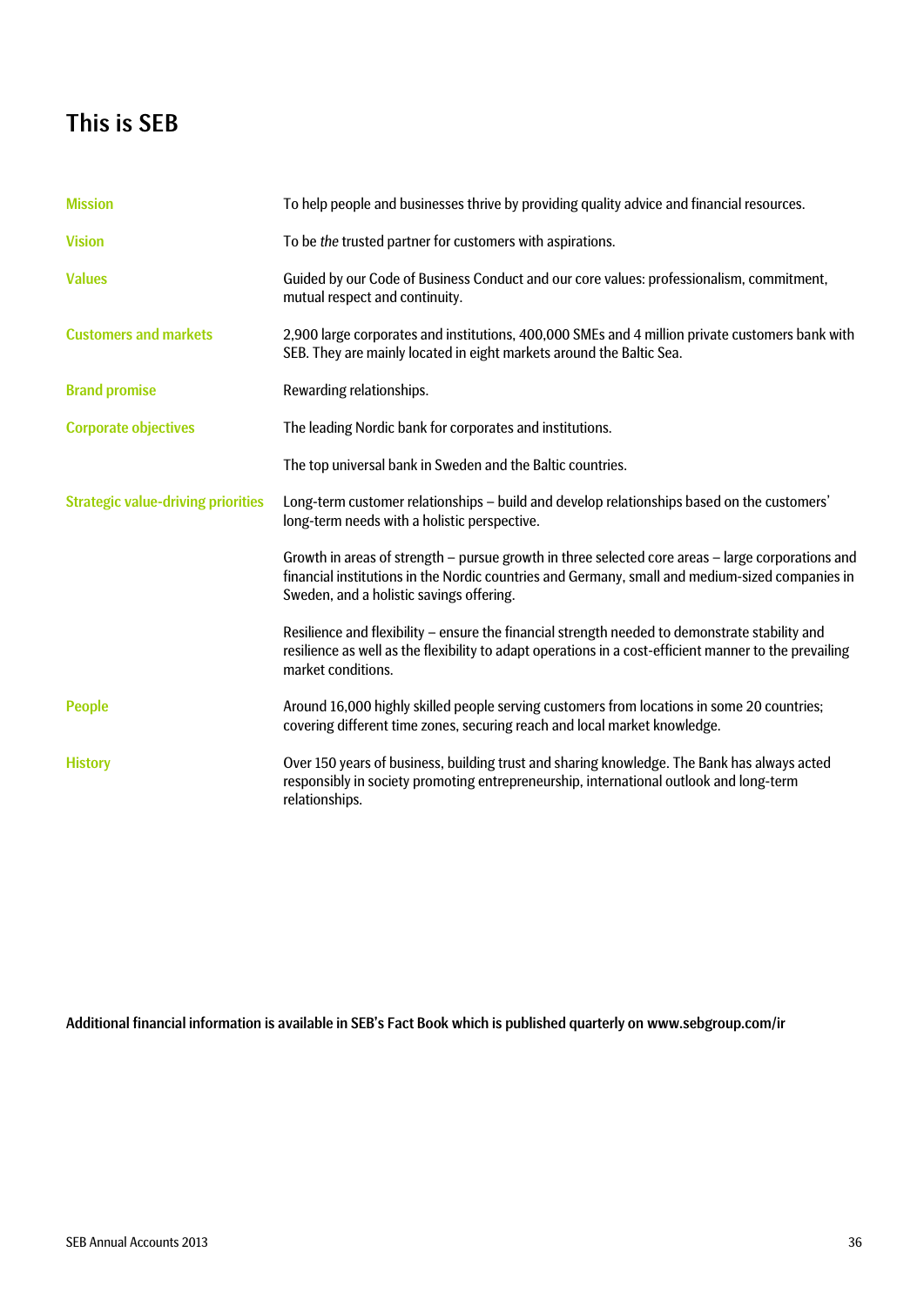# This is SEB

| | |
|---|---|
| **Mission** | To help people and businesses thrive by providing quality advice and financial resources. |
| **Vision** | To be *the* trusted partner for customers with aspirations. |
| **Values** | Guided by our Code of Business Conduct and our core values: professionalism, commitment, mutual respect and continuity. |
| **Customers and markets** | 2,900 large corporates and institutions, 400,000 SMEs and 4 million private customers bank with SEB. They are mainly located in eight markets around the Baltic Sea. |
| **Brand promise** | Rewarding relationships. |
| **Corporate objectives** | The leading Nordic bank for corporates and institutions. |
| | The top universal bank in Sweden and the Baltic countries. |
| **Strategic value-driving priorities** | Long-term customer relationships – build and develop relationships based on the customers' long-term needs with a holistic perspective. |
| | Growth in areas of strength – pursue growth in three selected core areas – large corporations and financial institutions in the Nordic countries and Germany, small and medium-sized companies in Sweden, and a holistic savings offering. |
| | Resilience and flexibility – ensure the financial strength needed to demonstrate stability and resilience as well as the flexibility to adapt operations in a cost-efficient manner to the prevailing market conditions. |
| **People** | Around 16,000 highly skilled people serving customers from locations in some 20 countries; covering different time zones, securing reach and local market knowledge. |
| **History** | Over 150 years of business, building trust and sharing knowledge. The Bank has always acted responsibly in society promoting entrepreneurship, international outlook and long-term relationships. |

**Additional financial information is available in SEB's Fact Book which is published quarterly on www.sebgroup.com/ir**